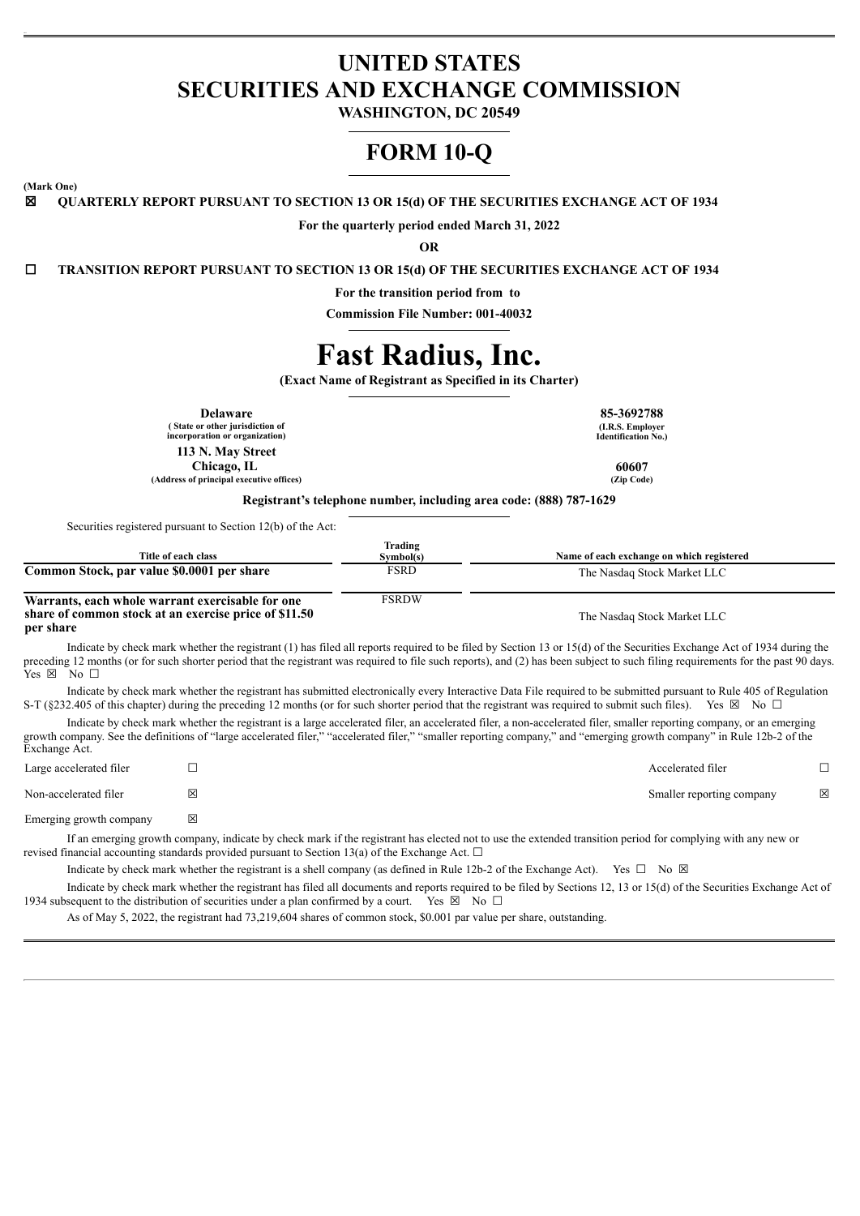# UNITED STATES SECURITIES AND EXCHANGE COMMISSION

**WASHINGTON, DC 20549**

# FORM 10-Q

**(Mark One)**

☒ **QUARTERLY REPORT PURSUANT TO SECTION 13 OR 15(d) OF THE SECURITIES EXCHANGE ACT OF 1934**

**For the quarterly period ended March 31, 2022**

**OR**

☐ **TRANSITION REPORT PURSUANT TO SECTION 13 OR 15(d) OF THE SECURITIES EXCHANGE ACT OF 1934**

**For the transition period from to**

**Commission File Number: 001-40032**

# Fast Radius, Inc.

**(Exact Name of Registrant as Specified in its Charter)**

| | |
|---|---|
| **Delaware**<br>**( State or other jurisdiction of incorporation or organization)** | **85-3692788**<br>**(I.R.S. Employer Identification No.)** |
| **113 N. May Street**<br>**Chicago, IL**<br>**(Address of principal executive offices)** | **60607**<br>**(Zip Code)** |

**Registrant's telephone number, including area code: (888) 787-1629**

Securities registered pursuant to Section 12(b) of the Act:

| Title of each class | Trading Symbol(s) | Name of each exchange on which registered |
|---|---|---|
| **Common Stock, par value $0.0001 per share** | FSRD | The Nasdaq Stock Market LLC |
| **Warrants, each whole warrant exercisable for one share of common stock at an exercise price of $11.50 per share** | FSRDW | The Nasdaq Stock Market LLC |

Indicate by check mark whether the registrant (1) has filed all reports required to be filed by Section 13 or 15(d) of the Securities Exchange Act of 1934 during the preceding 12 months (or for such shorter period that the registrant was required to file such reports), and (2) has been subject to such filing requirements for the past 90 days. Yes ☒ No ☐

Indicate by check mark whether the registrant has submitted electronically every Interactive Data File required to be submitted pursuant to Rule 405 of Regulation S-T (§232.405 of this chapter) during the preceding 12 months (or for such shorter period that the registrant was required to submit such files). Yes ☒ No ☐

Indicate by check mark whether the registrant is a large accelerated filer, an accelerated filer, a non-accelerated filer, smaller reporting company, or an emerging growth company. See the definitions of "large accelerated filer," "accelerated filer," "smaller reporting company," and "emerging growth company" in Rule 12b-2 of the Exchange Act.

| | | | |
|---|---|---|---|
| Large accelerated filer | ☐ | Accelerated filer | ☐ |
| Non-accelerated filer | ☒ | Smaller reporting company | ☒ |
| Emerging growth company | ☒ | | |

If an emerging growth company, indicate by check mark if the registrant has elected not to use the extended transition period for complying with any new or revised financial accounting standards provided pursuant to Section 13(a) of the Exchange Act. ☐

Indicate by check mark whether the registrant is a shell company (as defined in Rule 12b-2 of the Exchange Act). Yes ☐ No ☒

Indicate by check mark whether the registrant has filed all documents and reports required to be filed by Sections 12, 13 or 15(d) of the Securities Exchange Act of 1934 subsequent to the distribution of securities under a plan confirmed by a court. Yes ☒ No ☐

As of May 5, 2022, the registrant had 73,219,604 shares of common stock, $0.001 par value per share, outstanding.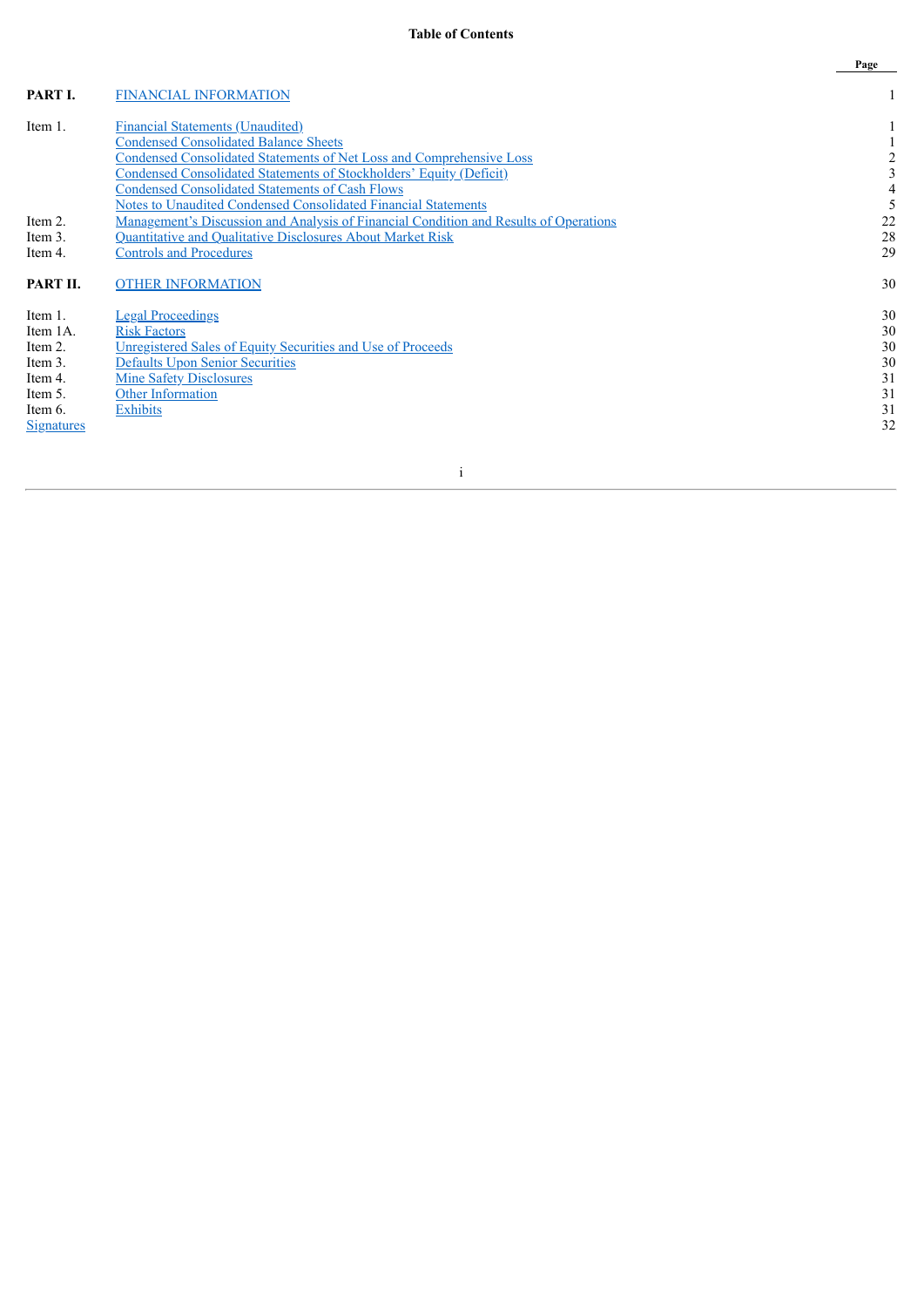# Table of Contents

| | | Page |
|---|---|---|
| **PART I.** | FINANCIAL INFORMATION | 1 |
| Item 1. | Financial Statements (Unaudited) | 1 |
| | Condensed Consolidated Balance Sheets | 1 |
| | Condensed Consolidated Statements of Net Loss and Comprehensive Loss | 2 |
| | Condensed Consolidated Statements of Stockholders' Equity (Deficit) | 3 |
| | Condensed Consolidated Statements of Cash Flows | 4 |
| | Notes to Unaudited Condensed Consolidated Financial Statements | 5 |
| Item 2. | Management's Discussion and Analysis of Financial Condition and Results of Operations | 22 |
| Item 3. | Quantitative and Qualitative Disclosures About Market Risk | 28 |
| Item 4. | Controls and Procedures | 29 |
| **PART II.** | OTHER INFORMATION | 30 |
| Item 1. | Legal Proceedings | 30 |
| Item 1A. | Risk Factors | 30 |
| Item 2. | Unregistered Sales of Equity Securities and Use of Proceeds | 30 |
| Item 3. | Defaults Upon Senior Securities | 30 |
| Item 4. | Mine Safety Disclosures | 31 |
| Item 5. | Other Information | 31 |
| Item 6. | Exhibits | 31 |
| Signatures | | 32 |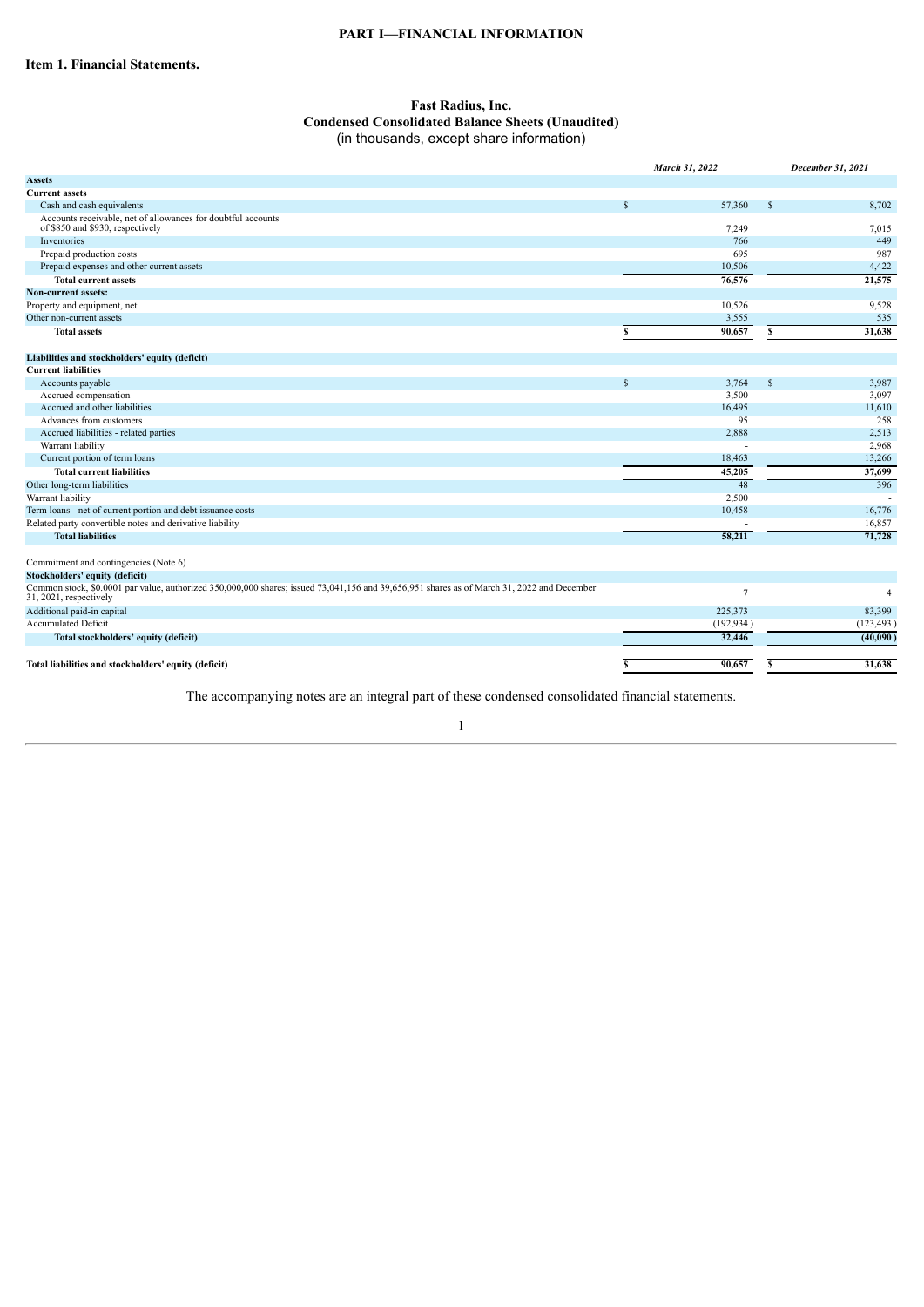# PART I—FINANCIAL INFORMATION

## Item 1. Financial Statements.

### Fast Radius, Inc.
### Condensed Consolidated Balance Sheets (Unaudited)
(in thousands, except share information)

| | *March 31, 2022* | *December 31, 2021* |
|---|---|---|
| **Assets** | | |
| **Current assets** | | |
| Cash and cash equivalents | $ 57,360 | $ 8,702 |
| Accounts receivable, net of allowances for doubtful accounts of $850 and $930, respectively | 7,249 | 7,015 |
| Inventories | 766 | 449 |
| Prepaid production costs | 695 | 987 |
| Prepaid expenses and other current assets | 10,506 | 4,422 |
| **Total current assets** | **76,576** | **21,575** |
| **Non-current assets:** | | |
| Property and equipment, net | 10,526 | 9,528 |
| Other non-current assets | 3,555 | 535 |
| **Total assets** | **$ 90,657** | **$ 31,638** |
| | | |
| **Liabilities and stockholders' equity (deficit)** | | |
| **Current liabilities** | | |
| Accounts payable | $ 3,764 | $ 3,987 |
| Accrued compensation | 3,500 | 3,097 |
| Accrued and other liabilities | 16,495 | 11,610 |
| Advances from customers | 95 | 258 |
| Accrued liabilities - related parties | 2,888 | 2,513 |
| Warrant liability | - | 2,968 |
| Current portion of term loans | 18,463 | 13,266 |
| **Total current liabilities** | **45,205** | **37,699** |
| Other long-term liabilities | 48 | 396 |
| Warrant liability | 2,500 | - |
| Term loans - net of current portion and debt issuance costs | 10,458 | 16,776 |
| Related party convertible notes and derivative liability | - | 16,857 |
| **Total liabilities** | **58,211** | **71,728** |
| | | |
| Commitment and contingencies (Note 6) | | |
| **Stockholders' equity (deficit)** | | |
| Common stock, $0.0001 par value, authorized 350,000,000 shares; issued 73,041,156 and 39,656,951 shares as of March 31, 2022 and December 31, 2021, respectively | 7 | 4 |
| Additional paid-in capital | 225,373 | 83,399 |
| Accumulated Deficit | (192,934 ) | (123,493 ) |
| **Total stockholders' equity (deficit)** | **32,446** | **(40,090 )** |
| | | |
| **Total liabilities and stockholders' equity (deficit)** | **$ 90,657** | **$ 31,638** |

The accompanying notes are an integral part of these condensed consolidated financial statements.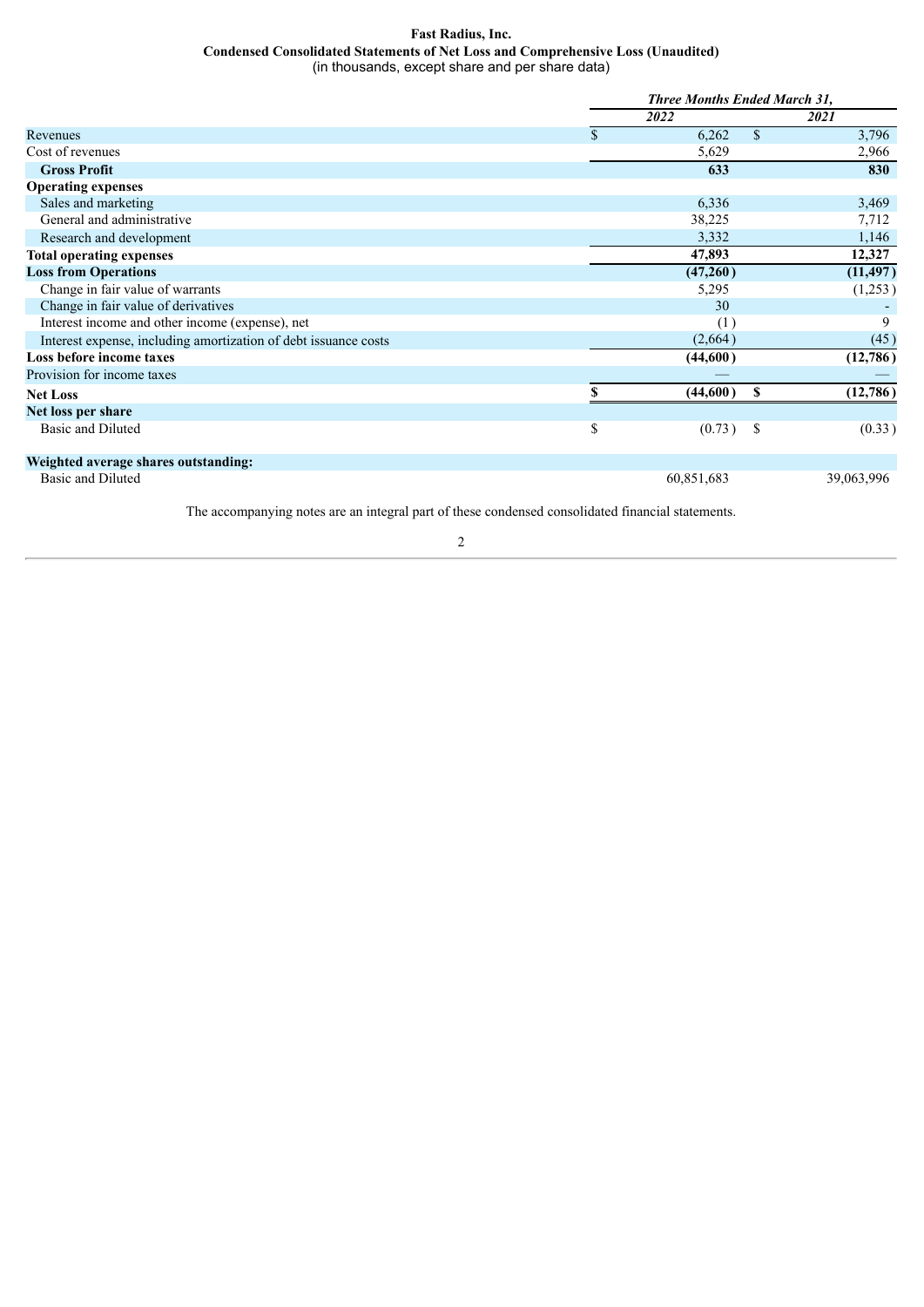**Fast Radius, Inc.**
**Condensed Consolidated Statements of Net Loss and Comprehensive Loss (Unaudited)**
(in thousands, except share and per share data)

| | *Three Months Ended March 31,* | |
|---|---|---|
| | ***2022*** | ***2021*** |
| Revenues | $ 6,262 | $ 3,796 |
| Cost of revenues | 5,629 | 2,966 |
| **Gross Profit** | **633** | **830** |
| **Operating expenses** | | |
| Sales and marketing | 6,336 | 3,469 |
| General and administrative | 38,225 | 7,712 |
| Research and development | 3,332 | 1,146 |
| **Total operating expenses** | **47,893** | **12,327** |
| **Loss from Operations** | **(47,260)** | **(11,497)** |
| Change in fair value of warrants | 5,295 | (1,253) |
| Change in fair value of derivatives | 30 | - |
| Interest income and other income (expense), net | (1) | 9 |
| Interest expense, including amortization of debt issuance costs | (2,664) | (45) |
| **Loss before income taxes** | **(44,600)** | **(12,786)** |
| Provision for income taxes | — | — |
| **Net Loss** | **$ (44,600)** | **$ (12,786)** |
| **Net loss per share** | | |
| Basic and Diluted | $ (0.73) | $ (0.33) |
| | | |
| **Weighted average shares outstanding:** | | |
| Basic and Diluted | 60,851,683 | 39,063,996 |

The accompanying notes are an integral part of these condensed consolidated financial statements.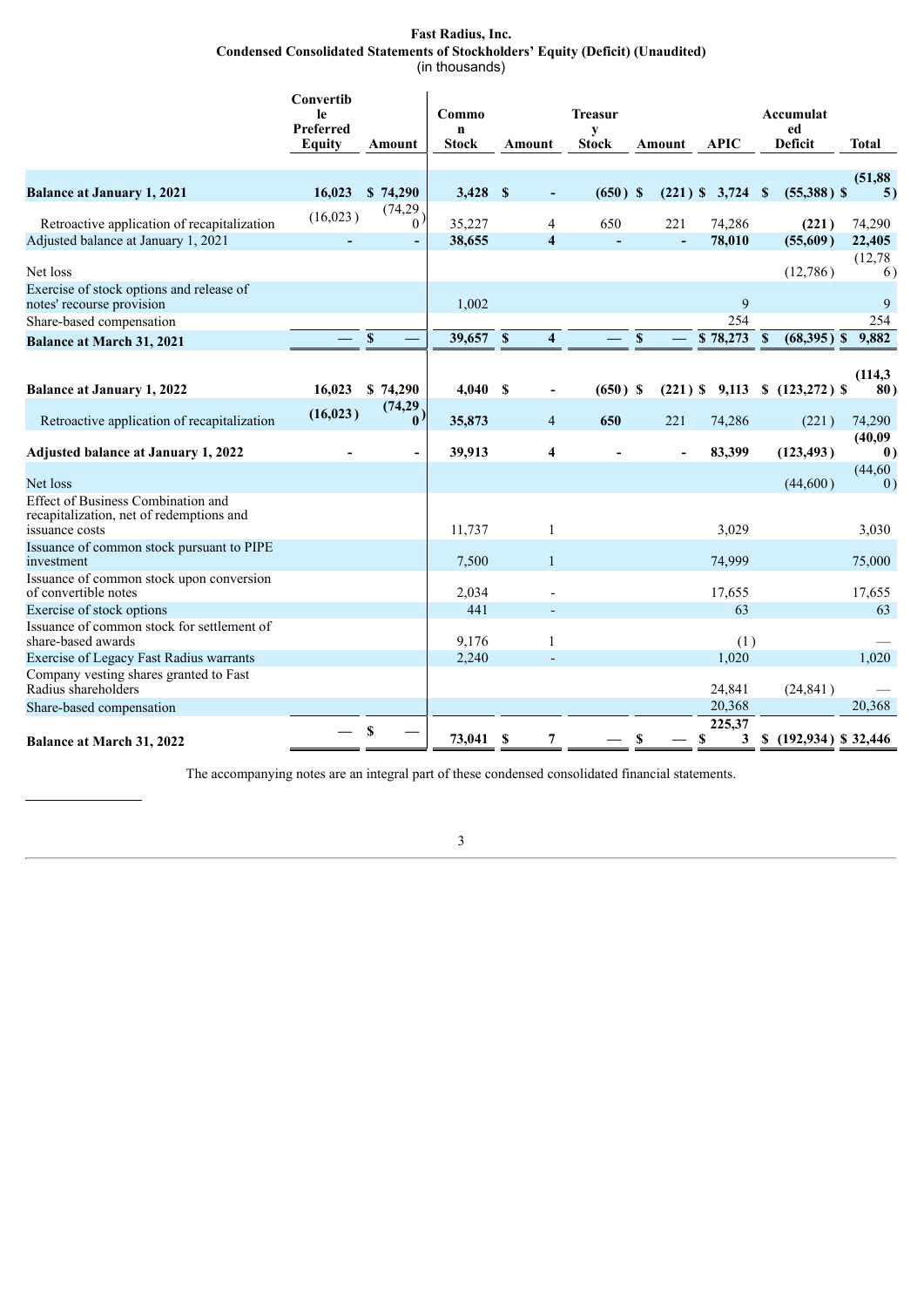**Fast Radius, Inc.**
**Condensed Consolidated Statements of Stockholders' Equity (Deficit) (Unaudited)**
(in thousands)

| | Convertible Preferred Equity | Amount | Common Stock | Amount | Treasury Stock | Amount | APIC | Accumulated Deficit | Total |
|---|---|---|---|---|---|---|---|---|---|
| **Balance at January 1, 2021** | **16,023** | **$ 74,290** | **3,428** | **$ -** | **(650)** | **$ (221)** | **$ 3,724** | **$ (55,388)** | **$ (51,885)** |
| Retroactive application of recapitalization | (16,023) | (74,290) | 35,227 | 4 | 650 | 221 | 74,286 | **(221)** | 74,290 |
| Adjusted balance at January 1, 2021 | **-** | **-** | **38,655** | **4** | **-** | **-** | **78,010** | **(55,609)** | **22,405** |
| Net loss | | | | | | | | (12,786) | (12,786) |
| Exercise of stock options and release of notes' recourse provision | | | 1,002 | | | | 9 | | 9 |
| Share-based compensation | | | | | | | 254 | | 254 |
| **Balance at March 31, 2021** | **—** | **$ —** | **39,657** | **$ 4** | **—** | **$ —** | **$ 78,273** | **$ (68,395)** | **$ 9,882** |
| | | | | | | | | | |
| **Balance at January 1, 2022** | **16,023** | **$ 74,290** | **4,040** | **$ -** | **(650)** | **$ (221)** | **$ 9,113** | **$ (123,272)** | **$ (114,380)** |
| Retroactive application of recapitalization | **(16,023)** | **(74,290)** | **35,873** | 4 | **650** | 221 | 74,286 | (221) | 74,290 |
| **Adjusted balance at January 1, 2022** | **-** | **-** | **39,913** | **4** | **-** | **-** | **83,399** | **(123,493)** | **(40,090)** |
| Net loss | | | | | | | | (44,600) | (44,600) |
| Effect of Business Combination and recapitalization, net of redemptions and issuance costs | | | 11,737 | 1 | | | 3,029 | | 3,030 |
| Issuance of common stock pursuant to PIPE investment | | | 7,500 | 1 | | | 74,999 | | 75,000 |
| Issuance of common stock upon conversion of convertible notes | | | 2,034 | - | | | 17,655 | | 17,655 |
| Exercise of stock options | | | 441 | - | | | 63 | | 63 |
| Issuance of common stock for settlement of share-based awards | | | 9,176 | 1 | | | (1) | | — |
| Exercise of Legacy Fast Radius warrants | | | 2,240 | - | | | 1,020 | | 1,020 |
| Company vesting shares granted to Fast Radius shareholders | | | | | | | 24,841 | (24,841) | — |
| Share-based compensation | | | | | | | 20,368 | | 20,368 |
| **Balance at March 31, 2022** | **—** | **$ —** | **73,041** | **$ 7** | **—** | **$ —** | **$ 225,373** | **$ (192,934)** | **$ 32,446** |

The accompanying notes are an integral part of these condensed consolidated financial statements.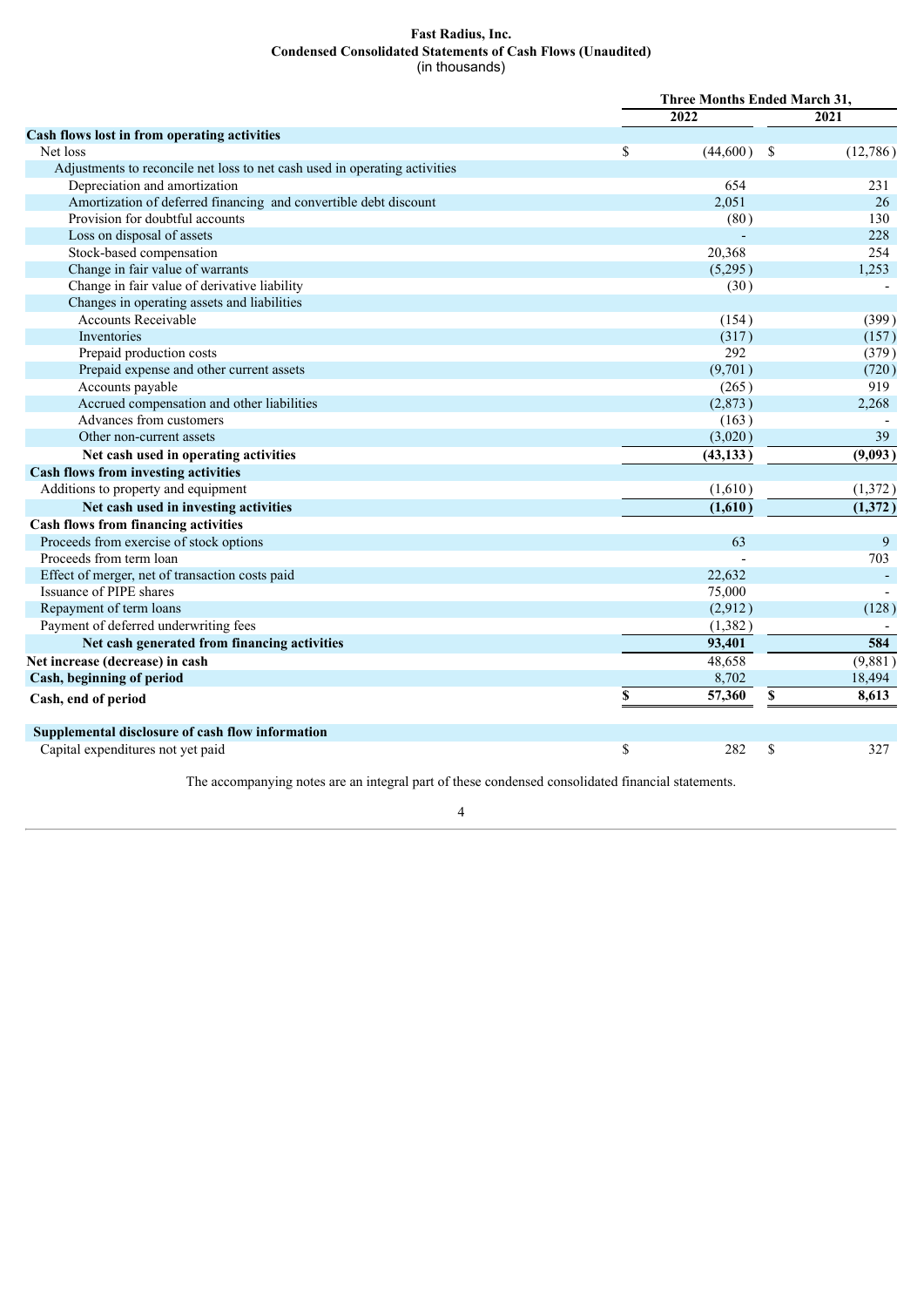**Fast Radius, Inc.**
**Condensed Consolidated Statements of Cash Flows (Unaudited)**
(in thousands)

| | Three Months Ended March 31, | |
|---|---|---|
| | 2022 | 2021 |
| **Cash flows lost in from operating activities** | | |
| Net loss | $ (44,600) | $ (12,786) |
| Adjustments to reconcile net loss to net cash used in operating activities | | |
| Depreciation and amortization | 654 | 231 |
| Amortization of deferred financing and convertible debt discount | 2,051 | 26 |
| Provision for doubtful accounts | (80) | 130 |
| Loss on disposal of assets | - | 228 |
| Stock-based compensation | 20,368 | 254 |
| Change in fair value of warrants | (5,295) | 1,253 |
| Change in fair value of derivative liability | (30) | - |
| Changes in operating assets and liabilities | | |
| Accounts Receivable | (154) | (399) |
| Inventories | (317) | (157) |
| Prepaid production costs | 292 | (379) |
| Prepaid expense and other current assets | (9,701) | (720) |
| Accounts payable | (265) | 919 |
| Accrued compensation and other liabilities | (2,873) | 2,268 |
| Advances from customers | (163) | - |
| Other non-current assets | (3,020) | 39 |
| **Net cash used in operating activities** | **(43,133)** | **(9,093)** |
| **Cash flows from investing activities** | | |
| Additions to property and equipment | (1,610) | (1,372) |
| **Net cash used in investing activities** | **(1,610)** | **(1,372)** |
| **Cash flows from financing activities** | | |
| Proceeds from exercise of stock options | 63 | 9 |
| Proceeds from term loan | - | 703 |
| Effect of merger, net of transaction costs paid | 22,632 | - |
| Issuance of PIPE shares | 75,000 | - |
| Repayment of term loans | (2,912) | (128) |
| Payment of deferred underwriting fees | (1,382) | - |
| **Net cash generated from financing activities** | **93,401** | **584** |
| **Net increase (decrease) in cash** | 48,658 | (9,881) |
| **Cash, beginning of period** | 8,702 | 18,494 |
| **Cash, end of period** | **$ 57,360** | **$ 8,613** |
| | | |
| **Supplemental disclosure of cash flow information** | | |
| Capital expenditures not yet paid | $ 282 | $ 327 |

The accompanying notes are an integral part of these condensed consolidated financial statements.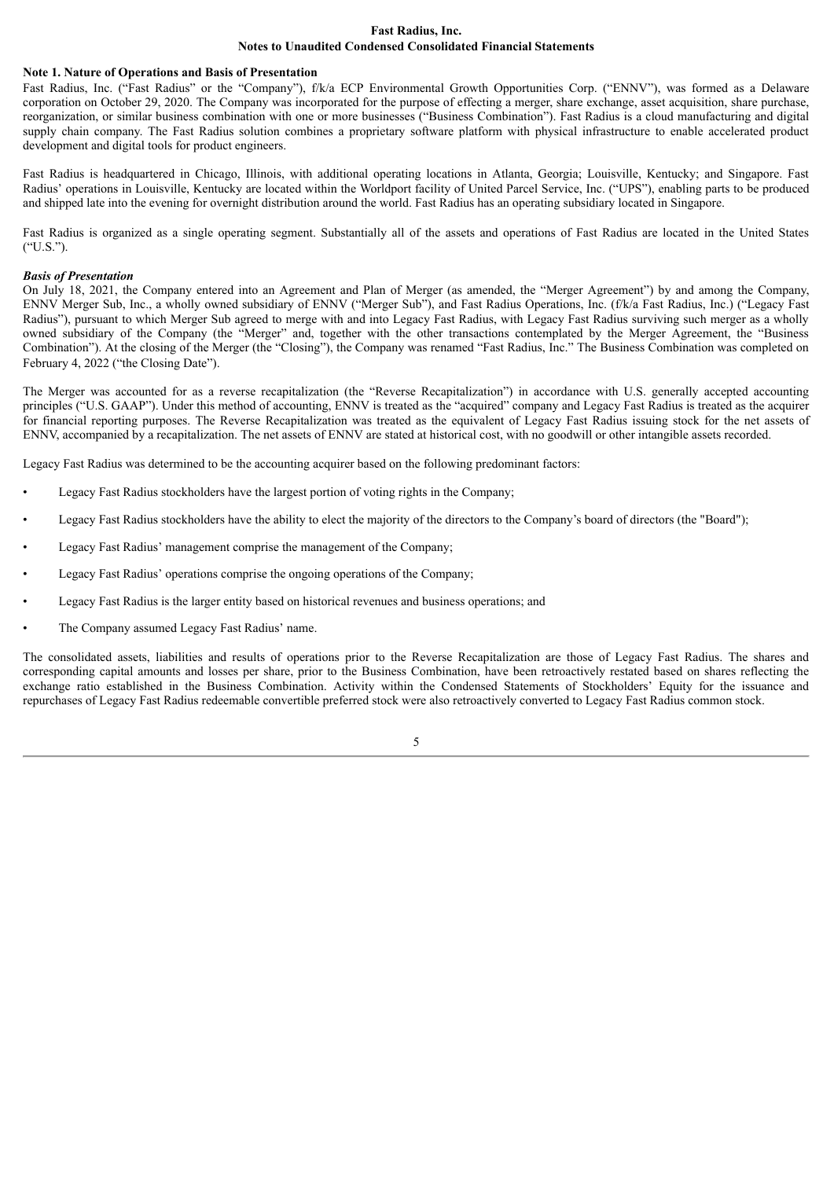**Fast Radius, Inc.**
**Notes to Unaudited Condensed Consolidated Financial Statements**

**Note 1. Nature of Operations and Basis of Presentation**

Fast Radius, Inc. ("Fast Radius" or the "Company"), f/k/a ECP Environmental Growth Opportunities Corp. ("ENNV"), was formed as a Delaware corporation on October 29, 2020. The Company was incorporated for the purpose of effecting a merger, share exchange, asset acquisition, share purchase, reorganization, or similar business combination with one or more businesses ("Business Combination"). Fast Radius is a cloud manufacturing and digital supply chain company. The Fast Radius solution combines a proprietary software platform with physical infrastructure to enable accelerated product development and digital tools for product engineers.

Fast Radius is headquartered in Chicago, Illinois, with additional operating locations in Atlanta, Georgia; Louisville, Kentucky; and Singapore. Fast Radius' operations in Louisville, Kentucky are located within the Worldport facility of United Parcel Service, Inc. ("UPS"), enabling parts to be produced and shipped late into the evening for overnight distribution around the world. Fast Radius has an operating subsidiary located in Singapore.

Fast Radius is organized as a single operating segment. Substantially all of the assets and operations of Fast Radius are located in the United States ("U.S.").

***Basis of Presentation***

On July 18, 2021, the Company entered into an Agreement and Plan of Merger (as amended, the "Merger Agreement") by and among the Company, ENNV Merger Sub, Inc., a wholly owned subsidiary of ENNV ("Merger Sub"), and Fast Radius Operations, Inc. (f/k/a Fast Radius, Inc.) ("Legacy Fast Radius"), pursuant to which Merger Sub agreed to merge with and into Legacy Fast Radius, with Legacy Fast Radius surviving such merger as a wholly owned subsidiary of the Company (the "Merger" and, together with the other transactions contemplated by the Merger Agreement, the "Business Combination"). At the closing of the Merger (the "Closing"), the Company was renamed "Fast Radius, Inc." The Business Combination was completed on February 4, 2022 ("the Closing Date").

The Merger was accounted for as a reverse recapitalization (the "Reverse Recapitalization") in accordance with U.S. generally accepted accounting principles ("U.S. GAAP"). Under this method of accounting, ENNV is treated as the "acquired" company and Legacy Fast Radius is treated as the acquirer for financial reporting purposes. The Reverse Recapitalization was treated as the equivalent of Legacy Fast Radius issuing stock for the net assets of ENNV, accompanied by a recapitalization. The net assets of ENNV are stated at historical cost, with no goodwill or other intangible assets recorded.

Legacy Fast Radius was determined to be the accounting acquirer based on the following predominant factors:

- Legacy Fast Radius stockholders have the largest portion of voting rights in the Company;
- Legacy Fast Radius stockholders have the ability to elect the majority of the directors to the Company's board of directors (the "Board");
- Legacy Fast Radius' management comprise the management of the Company;
- Legacy Fast Radius' operations comprise the ongoing operations of the Company;
- Legacy Fast Radius is the larger entity based on historical revenues and business operations; and
- The Company assumed Legacy Fast Radius' name.

The consolidated assets, liabilities and results of operations prior to the Reverse Recapitalization are those of Legacy Fast Radius. The shares and corresponding capital amounts and losses per share, prior to the Business Combination, have been retroactively restated based on shares reflecting the exchange ratio established in the Business Combination. Activity within the Condensed Statements of Stockholders' Equity for the issuance and repurchases of Legacy Fast Radius redeemable convertible preferred stock were also retroactively converted to Legacy Fast Radius common stock.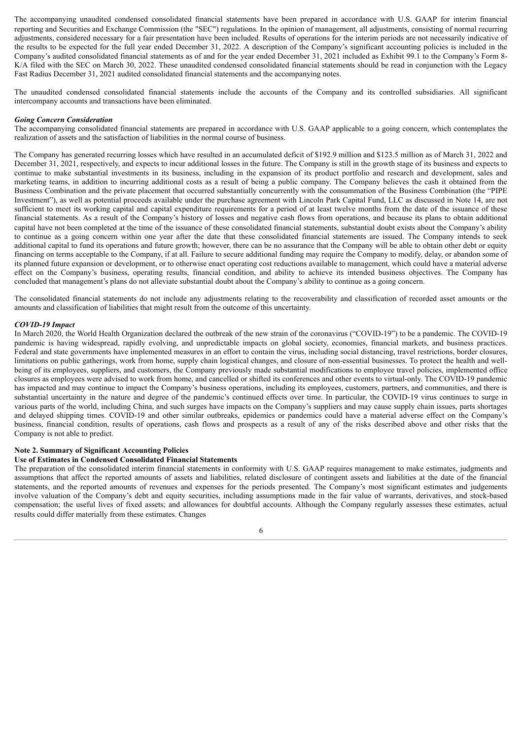The accompanying unaudited condensed consolidated financial statements have been prepared in accordance with U.S. GAAP for interim financial reporting and Securities and Exchange Commission (the "SEC") regulations. In the opinion of management, all adjustments, consisting of normal recurring adjustments, considered necessary for a fair presentation have been included. Results of operations for the interim periods are not necessarily indicative of the results to be expected for the full year ended December 31, 2022. A description of the Company's significant accounting policies is included in the Company's audited consolidated financial statements as of and for the year ended December 31, 2021 included as Exhibit 99.1 to the Company's Form 8-K/A filed with the SEC on March 30, 2022. These unaudited condensed consolidated financial statements should be read in conjunction with the Legacy Fast Radius December 31, 2021 audited consolidated financial statements and the accompanying notes.

The unaudited condensed consolidated financial statements include the accounts of the Company and its controlled subsidiaries. All significant intercompany accounts and transactions have been eliminated.

***Going Concern Consideration***

The accompanying consolidated financial statements are prepared in accordance with U.S. GAAP applicable to a going concern, which contemplates the realization of assets and the satisfaction of liabilities in the normal course of business.

The Company has generated recurring losses which have resulted in an accumulated deficit of $192.9 million and $123.5 million as of March 31, 2022 and December 31, 2021, respectively, and expects to incur additional losses in the future. The Company is still in the growth stage of its business and expects to continue to make substantial investments in its business, including in the expansion of its product portfolio and research and development, sales and marketing teams, in addition to incurring additional costs as a result of being a public company. The Company believes the cash it obtained from the Business Combination and the private placement that occurred substantially concurrently with the consummation of the Business Combination (the "PIPE Investment"), as well as potential proceeds available under the purchase agreement with Lincoln Park Capital Fund, LLC as discussed in Note 14, are not sufficient to meet its working capital and capital expenditure requirements for a period of at least twelve months from the date of the issuance of these financial statements. As a result of the Company's history of losses and negative cash flows from operations, and because its plans to obtain additional capital have not been completed at the time of the issuance of these consolidated financial statements, substantial doubt exists about the Company's ability to continue as a going concern within one year after the date that these consolidated financial statements are issued. The Company intends to seek additional capital to fund its operations and future growth; however, there can be no assurance that the Company will be able to obtain other debt or equity financing on terms acceptable to the Company, if at all. Failure to secure additional funding may require the Company to modify, delay, or abandon some of its planned future expansion or development, or to otherwise enact operating cost reductions available to management, which could have a material adverse effect on the Company's business, operating results, financial condition, and ability to achieve its intended business objectives. The Company has concluded that management's plans do not alleviate substantial doubt about the Company's ability to continue as a going concern.

The consolidated financial statements do not include any adjustments relating to the recoverability and classification of recorded asset amounts or the amounts and classification of liabilities that might result from the outcome of this uncertainty.

***COVID-19 Impact***

In March 2020, the World Health Organization declared the outbreak of the new strain of the coronavirus ("COVID-19") to be a pandemic. The COVID-19 pandemic is having widespread, rapidly evolving, and unpredictable impacts on global society, economies, financial markets, and business practices. Federal and state governments have implemented measures in an effort to contain the virus, including social distancing, travel restrictions, border closures, limitations on public gatherings, work from home, supply chain logistical changes, and closure of non-essential businesses. To protect the health and well-being of its employees, suppliers, and customers, the Company previously made substantial modifications to employee travel policies, implemented office closures as employees were advised to work from home, and cancelled or shifted its conferences and other events to virtual-only. The COVID-19 pandemic has impacted and may continue to impact the Company's business operations, including its employees, customers, partners, and communities, and there is substantial uncertainty in the nature and degree of the pandemic's continued effects over time. In particular, the COVID-19 virus continues to surge in various parts of the world, including China, and such surges have impacts on the Company's suppliers and may cause supply chain issues, parts shortages and delayed shipping times. COVID-19 and other similar outbreaks, epidemics or pandemics could have a material adverse effect on the Company's business, financial condition, results of operations, cash flows and prospects as a result of any of the risks described above and other risks that the Company is not able to predict.

**Note 2. Summary of Significant Accounting Policies**

**Use of Estimates in Condensed Consolidated Financial Statements**

The preparation of the consolidated interim financial statements in conformity with U.S. GAAP requires management to make estimates, judgments and assumptions that affect the reported amounts of assets and liabilities, related disclosure of contingent assets and liabilities at the date of the financial statements, and the reported amounts of revenues and expenses for the periods presented. The Company's most significant estimates and judgements involve valuation of the Company's debt and equity securities, including assumptions made in the fair value of warrants, derivatives, and stock-based compensation; the useful lives of fixed assets; and allowances for doubtful accounts. Although the Company regularly assesses these estimates, actual results could differ materially from these estimates. Changes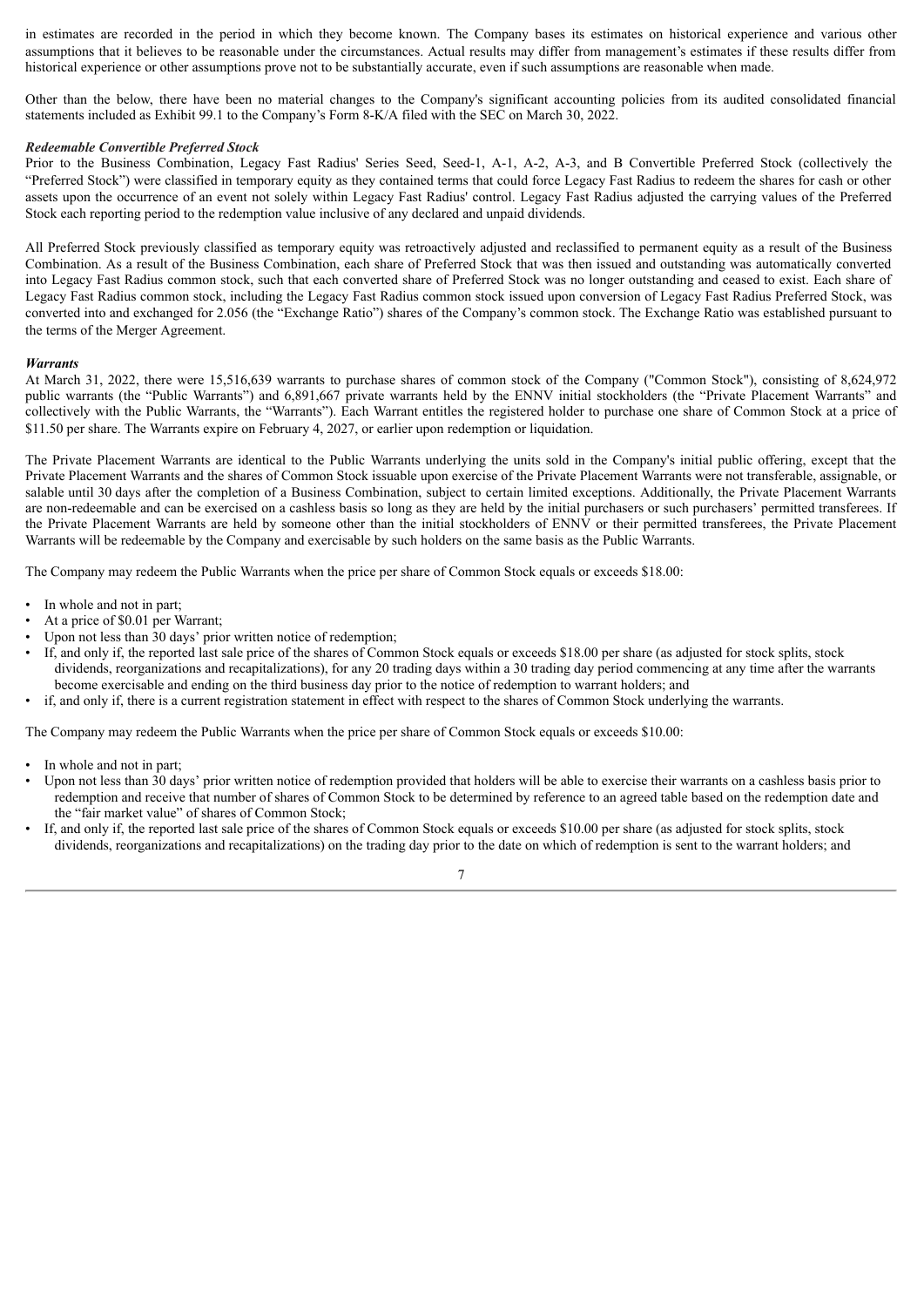in estimates are recorded in the period in which they become known. The Company bases its estimates on historical experience and various other assumptions that it believes to be reasonable under the circumstances. Actual results may differ from management's estimates if these results differ from historical experience or other assumptions prove not to be substantially accurate, even if such assumptions are reasonable when made.

Other than the below, there have been no material changes to the Company's significant accounting policies from its audited consolidated financial statements included as Exhibit 99.1 to the Company's Form 8-K/A filed with the SEC on March 30, 2022.

***Redeemable Convertible Preferred Stock***

Prior to the Business Combination, Legacy Fast Radius' Series Seed, Seed-1, A-1, A-2, A-3, and B Convertible Preferred Stock (collectively the "Preferred Stock") were classified in temporary equity as they contained terms that could force Legacy Fast Radius to redeem the shares for cash or other assets upon the occurrence of an event not solely within Legacy Fast Radius' control. Legacy Fast Radius adjusted the carrying values of the Preferred Stock each reporting period to the redemption value inclusive of any declared and unpaid dividends.

All Preferred Stock previously classified as temporary equity was retroactively adjusted and reclassified to permanent equity as a result of the Business Combination. As a result of the Business Combination, each share of Preferred Stock that was then issued and outstanding was automatically converted into Legacy Fast Radius common stock, such that each converted share of Preferred Stock was no longer outstanding and ceased to exist. Each share of Legacy Fast Radius common stock, including the Legacy Fast Radius common stock issued upon conversion of Legacy Fast Radius Preferred Stock, was converted into and exchanged for 2.056 (the "Exchange Ratio") shares of the Company's common stock. The Exchange Ratio was established pursuant to the terms of the Merger Agreement.

***Warrants***

At March 31, 2022, there were 15,516,639 warrants to purchase shares of common stock of the Company ("Common Stock"), consisting of 8,624,972 public warrants (the "Public Warrants") and 6,891,667 private warrants held by the ENNV initial stockholders (the "Private Placement Warrants" and collectively with the Public Warrants, the "Warrants"). Each Warrant entitles the registered holder to purchase one share of Common Stock at a price of $11.50 per share. The Warrants expire on February 4, 2027, or earlier upon redemption or liquidation.

The Private Placement Warrants are identical to the Public Warrants underlying the units sold in the Company's initial public offering, except that the Private Placement Warrants and the shares of Common Stock issuable upon exercise of the Private Placement Warrants were not transferable, assignable, or salable until 30 days after the completion of a Business Combination, subject to certain limited exceptions. Additionally, the Private Placement Warrants are non-redeemable and can be exercised on a cashless basis so long as they are held by the initial purchasers or such purchasers' permitted transferees. If the Private Placement Warrants are held by someone other than the initial stockholders of ENNV or their permitted transferees, the Private Placement Warrants will be redeemable by the Company and exercisable by such holders on the same basis as the Public Warrants.

The Company may redeem the Public Warrants when the price per share of Common Stock equals or exceeds $18.00:

- In whole and not in part;
- At a price of $0.01 per Warrant;
- Upon not less than 30 days' prior written notice of redemption;
- If, and only if, the reported last sale price of the shares of Common Stock equals or exceeds $18.00 per share (as adjusted for stock splits, stock dividends, reorganizations and recapitalizations), for any 20 trading days within a 30 trading day period commencing at any time after the warrants become exercisable and ending on the third business day prior to the notice of redemption to warrant holders; and
- if, and only if, there is a current registration statement in effect with respect to the shares of Common Stock underlying the warrants.

The Company may redeem the Public Warrants when the price per share of Common Stock equals or exceeds $10.00:

- In whole and not in part;
- Upon not less than 30 days' prior written notice of redemption provided that holders will be able to exercise their warrants on a cashless basis prior to redemption and receive that number of shares of Common Stock to be determined by reference to an agreed table based on the redemption date and the "fair market value" of shares of Common Stock;
- If, and only if, the reported last sale price of the shares of Common Stock equals or exceeds $10.00 per share (as adjusted for stock splits, stock dividends, reorganizations and recapitalizations) on the trading day prior to the date on which of redemption is sent to the warrant holders; and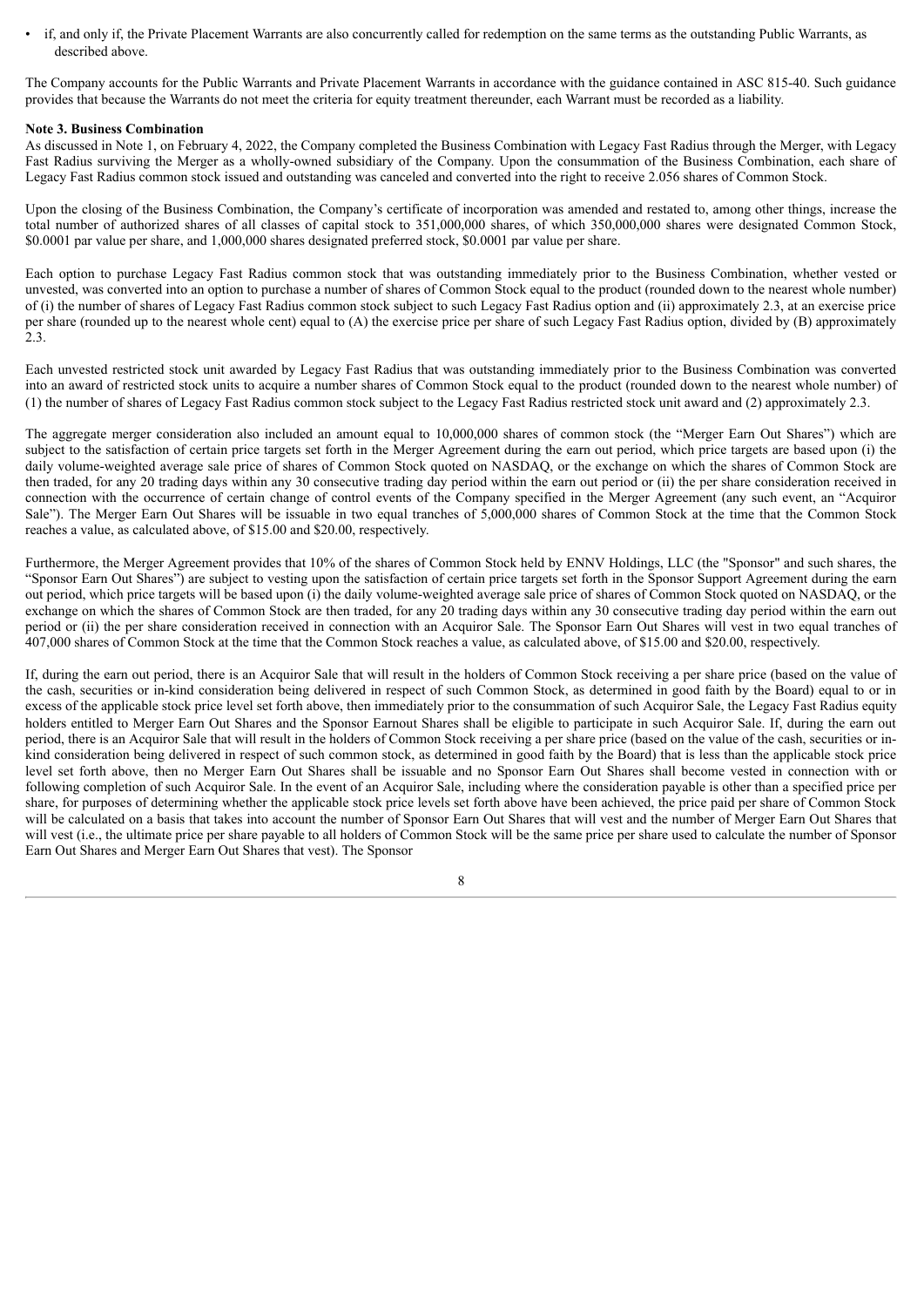- if, and only if, the Private Placement Warrants are also concurrently called for redemption on the same terms as the outstanding Public Warrants, as described above.

The Company accounts for the Public Warrants and Private Placement Warrants in accordance with the guidance contained in ASC 815-40. Such guidance provides that because the Warrants do not meet the criteria for equity treatment thereunder, each Warrant must be recorded as a liability.

**Note 3. Business Combination**

As discussed in Note 1, on February 4, 2022, the Company completed the Business Combination with Legacy Fast Radius through the Merger, with Legacy Fast Radius surviving the Merger as a wholly-owned subsidiary of the Company. Upon the consummation of the Business Combination, each share of Legacy Fast Radius common stock issued and outstanding was canceled and converted into the right to receive 2.056 shares of Common Stock.

Upon the closing of the Business Combination, the Company's certificate of incorporation was amended and restated to, among other things, increase the total number of authorized shares of all classes of capital stock to 351,000,000 shares, of which 350,000,000 shares were designated Common Stock, $0.0001 par value per share, and 1,000,000 shares designated preferred stock, $0.0001 par value per share.

Each option to purchase Legacy Fast Radius common stock that was outstanding immediately prior to the Business Combination, whether vested or unvested, was converted into an option to purchase a number of shares of Common Stock equal to the product (rounded down to the nearest whole number) of (i) the number of shares of Legacy Fast Radius common stock subject to such Legacy Fast Radius option and (ii) approximately 2.3, at an exercise price per share (rounded up to the nearest whole cent) equal to (A) the exercise price per share of such Legacy Fast Radius option, divided by (B) approximately 2.3.

Each unvested restricted stock unit awarded by Legacy Fast Radius that was outstanding immediately prior to the Business Combination was converted into an award of restricted stock units to acquire a number shares of Common Stock equal to the product (rounded down to the nearest whole number) of (1) the number of shares of Legacy Fast Radius common stock subject to the Legacy Fast Radius restricted stock unit award and (2) approximately 2.3.

The aggregate merger consideration also included an amount equal to 10,000,000 shares of common stock (the "Merger Earn Out Shares") which are subject to the satisfaction of certain price targets set forth in the Merger Agreement during the earn out period, which price targets are based upon (i) the daily volume-weighted average sale price of shares of Common Stock quoted on NASDAQ, or the exchange on which the shares of Common Stock are then traded, for any 20 trading days within any 30 consecutive trading day period within the earn out period or (ii) the per share consideration received in connection with the occurrence of certain change of control events of the Company specified in the Merger Agreement (any such event, an "Acquiror Sale"). The Merger Earn Out Shares will be issuable in two equal tranches of 5,000,000 shares of Common Stock at the time that the Common Stock reaches a value, as calculated above, of $15.00 and $20.00, respectively.

Furthermore, the Merger Agreement provides that 10% of the shares of Common Stock held by ENNV Holdings, LLC (the "Sponsor" and such shares, the "Sponsor Earn Out Shares") are subject to vesting upon the satisfaction of certain price targets set forth in the Sponsor Support Agreement during the earn out period, which price targets will be based upon (i) the daily volume-weighted average sale price of shares of Common Stock quoted on NASDAQ, or the exchange on which the shares of Common Stock are then traded, for any 20 trading days within any 30 consecutive trading day period within the earn out period or (ii) the per share consideration received in connection with an Acquiror Sale. The Sponsor Earn Out Shares will vest in two equal tranches of 407,000 shares of Common Stock at the time that the Common Stock reaches a value, as calculated above, of $15.00 and $20.00, respectively.

If, during the earn out period, there is an Acquiror Sale that will result in the holders of Common Stock receiving a per share price (based on the value of the cash, securities or in-kind consideration being delivered in respect of such Common Stock, as determined in good faith by the Board) equal to or in excess of the applicable stock price level set forth above, then immediately prior to the consummation of such Acquiror Sale, the Legacy Fast Radius equity holders entitled to Merger Earn Out Shares and the Sponsor Earnout Shares shall be eligible to participate in such Acquiror Sale. If, during the earn out period, there is an Acquiror Sale that will result in the holders of Common Stock receiving a per share price (based on the value of the cash, securities or in-kind consideration being delivered in respect of such common stock, as determined in good faith by the Board) that is less than the applicable stock price level set forth above, then no Merger Earn Out Shares shall be issuable and no Sponsor Earn Out Shares shall become vested in connection with or following completion of such Acquiror Sale. In the event of an Acquiror Sale, including where the consideration payable is other than a specified price per share, for purposes of determining whether the applicable stock price levels set forth above have been achieved, the price paid per share of Common Stock will be calculated on a basis that takes into account the number of Sponsor Earn Out Shares that will vest and the number of Merger Earn Out Shares that will vest (i.e., the ultimate price per share payable to all holders of Common Stock will be the same price per share used to calculate the number of Sponsor Earn Out Shares and Merger Earn Out Shares that vest). The Sponsor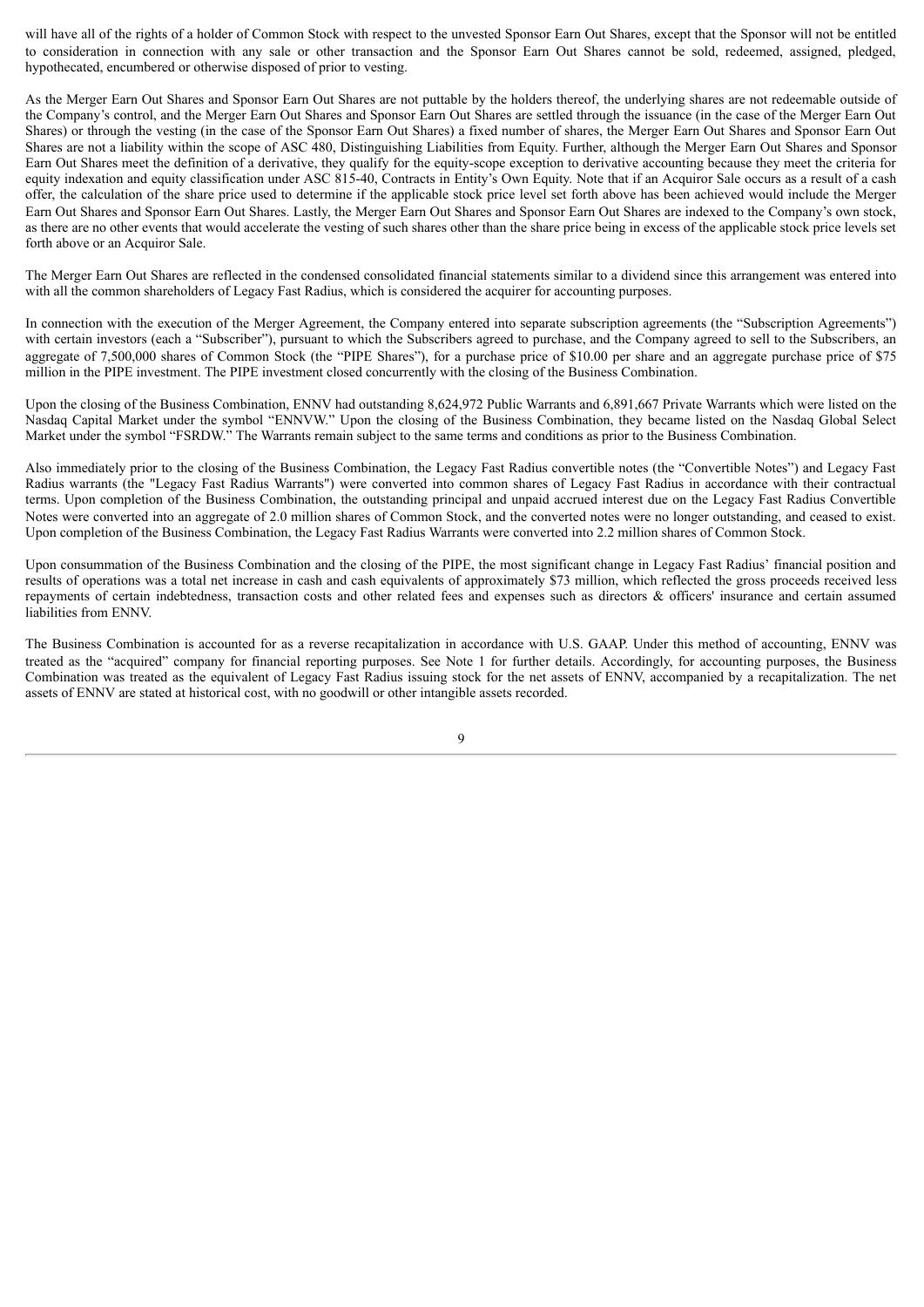will have all of the rights of a holder of Common Stock with respect to the unvested Sponsor Earn Out Shares, except that the Sponsor will not be entitled to consideration in connection with any sale or other transaction and the Sponsor Earn Out Shares cannot be sold, redeemed, assigned, pledged, hypothecated, encumbered or otherwise disposed of prior to vesting.

As the Merger Earn Out Shares and Sponsor Earn Out Shares are not puttable by the holders thereof, the underlying shares are not redeemable outside of the Company's control, and the Merger Earn Out Shares and Sponsor Earn Out Shares are settled through the issuance (in the case of the Merger Earn Out Shares) or through the vesting (in the case of the Sponsor Earn Out Shares) a fixed number of shares, the Merger Earn Out Shares and Sponsor Earn Out Shares are not a liability within the scope of ASC 480, Distinguishing Liabilities from Equity. Further, although the Merger Earn Out Shares and Sponsor Earn Out Shares meet the definition of a derivative, they qualify for the equity-scope exception to derivative accounting because they meet the criteria for equity indexation and equity classification under ASC 815-40, Contracts in Entity's Own Equity. Note that if an Acquiror Sale occurs as a result of a cash offer, the calculation of the share price used to determine if the applicable stock price level set forth above has been achieved would include the Merger Earn Out Shares and Sponsor Earn Out Shares. Lastly, the Merger Earn Out Shares and Sponsor Earn Out Shares are indexed to the Company's own stock, as there are no other events that would accelerate the vesting of such shares other than the share price being in excess of the applicable stock price levels set forth above or an Acquiror Sale.

The Merger Earn Out Shares are reflected in the condensed consolidated financial statements similar to a dividend since this arrangement was entered into with all the common shareholders of Legacy Fast Radius, which is considered the acquirer for accounting purposes.

In connection with the execution of the Merger Agreement, the Company entered into separate subscription agreements (the "Subscription Agreements") with certain investors (each a "Subscriber"), pursuant to which the Subscribers agreed to purchase, and the Company agreed to sell to the Subscribers, an aggregate of 7,500,000 shares of Common Stock (the "PIPE Shares"), for a purchase price of $10.00 per share and an aggregate purchase price of $75 million in the PIPE investment. The PIPE investment closed concurrently with the closing of the Business Combination.

Upon the closing of the Business Combination, ENNV had outstanding 8,624,972 Public Warrants and 6,891,667 Private Warrants which were listed on the Nasdaq Capital Market under the symbol "ENNVW." Upon the closing of the Business Combination, they became listed on the Nasdaq Global Select Market under the symbol "FSRDW." The Warrants remain subject to the same terms and conditions as prior to the Business Combination.

Also immediately prior to the closing of the Business Combination, the Legacy Fast Radius convertible notes (the "Convertible Notes") and Legacy Fast Radius warrants (the "Legacy Fast Radius Warrants") were converted into common shares of Legacy Fast Radius in accordance with their contractual terms. Upon completion of the Business Combination, the outstanding principal and unpaid accrued interest due on the Legacy Fast Radius Convertible Notes were converted into an aggregate of 2.0 million shares of Common Stock, and the converted notes were no longer outstanding, and ceased to exist. Upon completion of the Business Combination, the Legacy Fast Radius Warrants were converted into 2.2 million shares of Common Stock.

Upon consummation of the Business Combination and the closing of the PIPE, the most significant change in Legacy Fast Radius' financial position and results of operations was a total net increase in cash and cash equivalents of approximately $73 million, which reflected the gross proceeds received less repayments of certain indebtedness, transaction costs and other related fees and expenses such as directors & officers' insurance and certain assumed liabilities from ENNV.

The Business Combination is accounted for as a reverse recapitalization in accordance with U.S. GAAP. Under this method of accounting, ENNV was treated as the "acquired" company for financial reporting purposes. See Note 1 for further details. Accordingly, for accounting purposes, the Business Combination was treated as the equivalent of Legacy Fast Radius issuing stock for the net assets of ENNV, accompanied by a recapitalization. The net assets of ENNV are stated at historical cost, with no goodwill or other intangible assets recorded.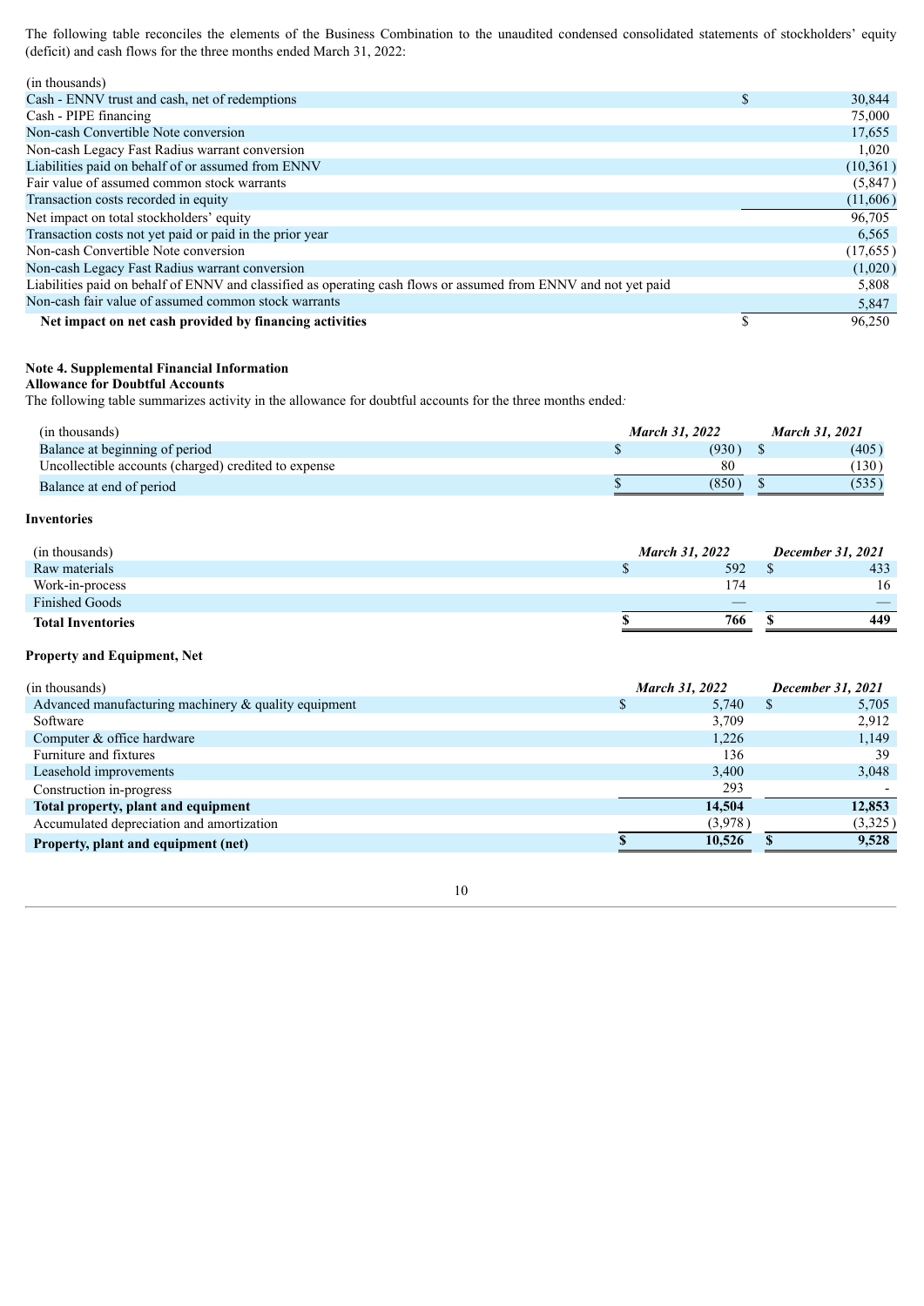The following table reconciles the elements of the Business Combination to the unaudited condensed consolidated statements of stockholders' equity (deficit) and cash flows for the three months ended March 31, 2022:

| (in thousands) | |
|---|---|
| Cash - ENNV trust and cash, net of redemptions | $ 30,844 |
| Cash - PIPE financing | 75,000 |
| Non-cash Convertible Note conversion | 17,655 |
| Non-cash Legacy Fast Radius warrant conversion | 1,020 |
| Liabilities paid on behalf of or assumed from ENNV | (10,361) |
| Fair value of assumed common stock warrants | (5,847) |
| Transaction costs recorded in equity | (11,606) |
| Net impact on total stockholders' equity | 96,705 |
| Transaction costs not yet paid or paid in the prior year | 6,565 |
| Non-cash Convertible Note conversion | (17,655) |
| Non-cash Legacy Fast Radius warrant conversion | (1,020) |
| Liabilities paid on behalf of ENNV and classified as operating cash flows or assumed from ENNV and not yet paid | 5,808 |
| Non-cash fair value of assumed common stock warrants | 5,847 |
| **Net impact on net cash provided by financing activities** | $ 96,250 |

## Note 4. Supplemental Financial Information

### Allowance for Doubtful Accounts

The following table summarizes activity in the allowance for doubtful accounts for the three months ended:

| (in thousands) | *March 31, 2022* | *March 31, 2021* |
|---|---|---|
| Balance at beginning of period | $ (930) | $ (405) |
| Uncollectible accounts (charged) credited to expense | 80 | (130) |
| Balance at end of period | $ (850) | $ (535) |

### Inventories

| (in thousands) | *March 31, 2022* | *December 31, 2021* |
|---|---|---|
| Raw materials | $ 592 | $ 433 |
| Work-in-process | 174 | 16 |
| Finished Goods | — | — |
| **Total Inventories** | **$ 766** | **$ 449** |

### Property and Equipment, Net

| (in thousands) | *March 31, 2022* | *December 31, 2021* |
|---|---|---|
| Advanced manufacturing machinery & quality equipment | $ 5,740 | $ 5,705 |
| Software | 3,709 | 2,912 |
| Computer & office hardware | 1,226 | 1,149 |
| Furniture and fixtures | 136 | 39 |
| Leasehold improvements | 3,400 | 3,048 |
| Construction in-progress | 293 | - |
| **Total property, plant and equipment** | **14,504** | **12,853** |
| Accumulated depreciation and amortization | (3,978) | (3,325) |
| **Property, plant and equipment (net)** | **$ 10,526** | **$ 9,528** |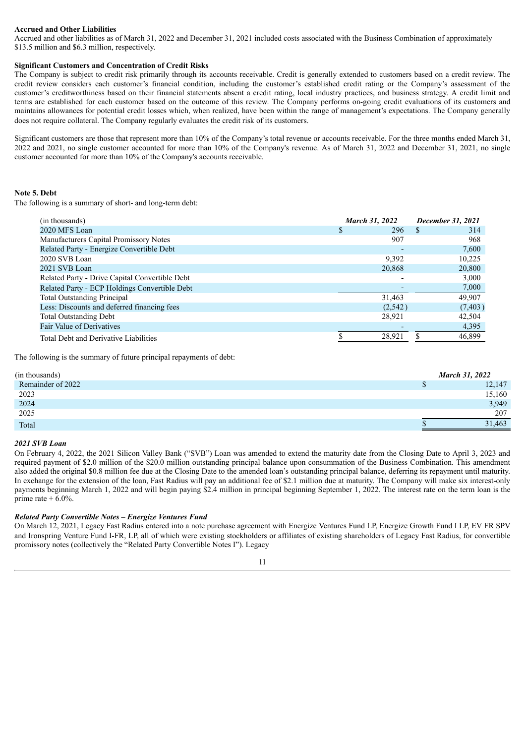**Accrued and Other Liabilities**

Accrued and other liabilities as of March 31, 2022 and December 31, 2021 included costs associated with the Business Combination of approximately $13.5 million and $6.3 million, respectively.

**Significant Customers and Concentration of Credit Risks**

The Company is subject to credit risk primarily through its accounts receivable. Credit is generally extended to customers based on a credit review. The credit review considers each customer's financial condition, including the customer's established credit rating or the Company's assessment of the customer's creditworthiness based on their financial statements absent a credit rating, local industry practices, and business strategy. A credit limit and terms are established for each customer based on the outcome of this review. The Company performs on-going credit evaluations of its customers and maintains allowances for potential credit losses which, when realized, have been within the range of management's expectations. The Company generally does not require collateral. The Company regularly evaluates the credit risk of its customers.

Significant customers are those that represent more than 10% of the Company's total revenue or accounts receivable. For the three months ended March 31, 2022 and 2021, no single customer accounted for more than 10% of the Company's revenue. As of March 31, 2022 and December 31, 2021, no single customer accounted for more than 10% of the Company's accounts receivable.

**Note 5. Debt**

The following is a summary of short- and long-term debt:

| (in thousands) | *March 31, 2022* | *December 31, 2021* |
|---|---|---|
| 2020 MFS Loan | $ 296 | $ 314 |
| Manufacturers Capital Promissory Notes | 907 | 968 |
| Related Party - Energize Convertible Debt | - | 7,600 |
| 2020 SVB Loan | 9,392 | 10,225 |
| 2021 SVB Loan | 20,868 | 20,800 |
| Related Party - Drive Capital Convertible Debt | - | 3,000 |
| Related Party - ECP Holdings Convertible Debt | - | 7,000 |
| Total Outstanding Principal | 31,463 | 49,907 |
| Less: Discounts and deferred financing fees | (2,542) | (7,403) |
| Total Outstanding Debt | 28,921 | 42,504 |
| Fair Value of Derivatives | - | 4,395 |
| Total Debt and Derivative Liabilities | $ 28,921 | $ 46,899 |

The following is the summary of future principal repayments of debt:

| (in thousands) | *March 31, 2022* |
|---|---|
| Remainder of 2022 | $ 12,147 |
| 2023 | 15,160 |
| 2024 | 3,949 |
| 2025 | 207 |
| Total | $ 31,463 |

***2021 SVB Loan***

On February 4, 2022, the 2021 Silicon Valley Bank ("SVB") Loan was amended to extend the maturity date from the Closing Date to April 3, 2023 and required payment of $2.0 million of the $20.0 million outstanding principal balance upon consummation of the Business Combination. This amendment also added the original $0.8 million fee due at the Closing Date to the amended loan's outstanding principal balance, deferring its repayment until maturity. In exchange for the extension of the loan, Fast Radius will pay an additional fee of $2.1 million due at maturity. The Company will make six interest-only payments beginning March 1, 2022 and will begin paying $2.4 million in principal beginning September 1, 2022. The interest rate on the term loan is the prime rate + 6.0%.

***Related Party Convertible Notes – Energize Ventures Fund***

On March 12, 2021, Legacy Fast Radius entered into a note purchase agreement with Energize Ventures Fund LP, Energize Growth Fund I LP, EV FR SPV and Ironspring Venture Fund I-FR, LP, all of which were existing stockholders or affiliates of existing shareholders of Legacy Fast Radius, for convertible promissory notes (collectively the "Related Party Convertible Notes I"). Legacy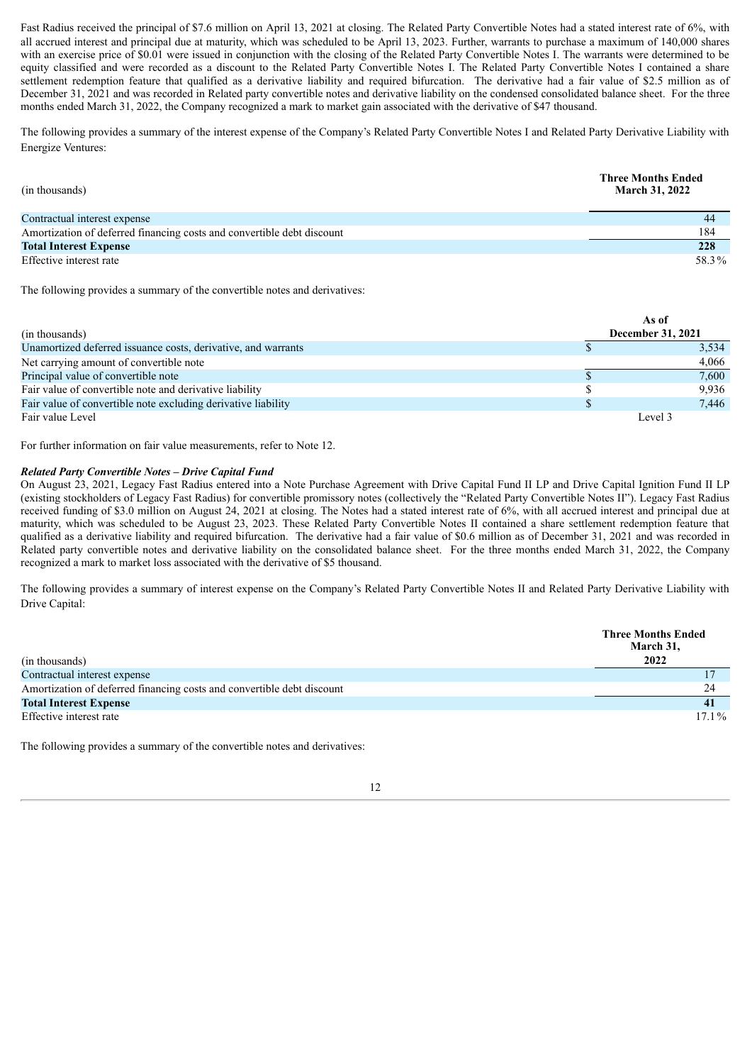Fast Radius received the principal of $7.6 million on April 13, 2021 at closing. The Related Party Convertible Notes had a stated interest rate of 6%, with all accrued interest and principal due at maturity, which was scheduled to be April 13, 2023. Further, warrants to purchase a maximum of 140,000 shares with an exercise price of $0.01 were issued in conjunction with the closing of the Related Party Convertible Notes I. The warrants were determined to be equity classified and were recorded as a discount to the Related Party Convertible Notes I. The Related Party Convertible Notes I contained a share settlement redemption feature that qualified as a derivative liability and required bifurcation. The derivative had a fair value of $2.5 million as of December 31, 2021 and was recorded in Related party convertible notes and derivative liability on the condensed consolidated balance sheet. For the three months ended March 31, 2022, the Company recognized a mark to market gain associated with the derivative of $47 thousand.

The following provides a summary of the interest expense of the Company's Related Party Convertible Notes I and Related Party Derivative Liability with Energize Ventures:

| (in thousands) | Three Months Ended March 31, 2022 |
|---|---|
| Contractual interest expense | 44 |
| Amortization of deferred financing costs and convertible debt discount | 184 |
| **Total Interest Expense** | **228** |
| Effective interest rate | 58.3% |

The following provides a summary of the convertible notes and derivatives:

| (in thousands) | As of December 31, 2021 |
|---|---|
| Unamortized deferred issuance costs, derivative, and warrants | $ 3,534 |
| Net carrying amount of convertible note | 4,066 |
| Principal value of convertible note | $ 7,600 |
| Fair value of convertible note and derivative liability | $ 9,936 |
| Fair value of convertible note excluding derivative liability | $ 7,446 |
| Fair value Level | Level 3 |

For further information on fair value measurements, refer to Note 12.

***Related Party Convertible Notes – Drive Capital Fund***

On August 23, 2021, Legacy Fast Radius entered into a Note Purchase Agreement with Drive Capital Fund II LP and Drive Capital Ignition Fund II LP (existing stockholders of Legacy Fast Radius) for convertible promissory notes (collectively the "Related Party Convertible Notes II"). Legacy Fast Radius received funding of $3.0 million on August 24, 2021 at closing. The Notes had a stated interest rate of 6%, with all accrued interest and principal due at maturity, which was scheduled to be August 23, 2023. These Related Party Convertible Notes II contained a share settlement redemption feature that qualified as a derivative liability and required bifurcation. The derivative had a fair value of $0.6 million as of December 31, 2021 and was recorded in Related party convertible notes and derivative liability on the consolidated balance sheet. For the three months ended March 31, 2022, the Company recognized a mark to market loss associated with the derivative of $5 thousand.

The following provides a summary of interest expense on the Company's Related Party Convertible Notes II and Related Party Derivative Liability with Drive Capital:

| (in thousands) | Three Months Ended March 31, 2022 |
|---|---|
| Contractual interest expense | 17 |
| Amortization of deferred financing costs and convertible debt discount | 24 |
| **Total Interest Expense** | **41** |
| Effective interest rate | 17.1% |

The following provides a summary of the convertible notes and derivatives: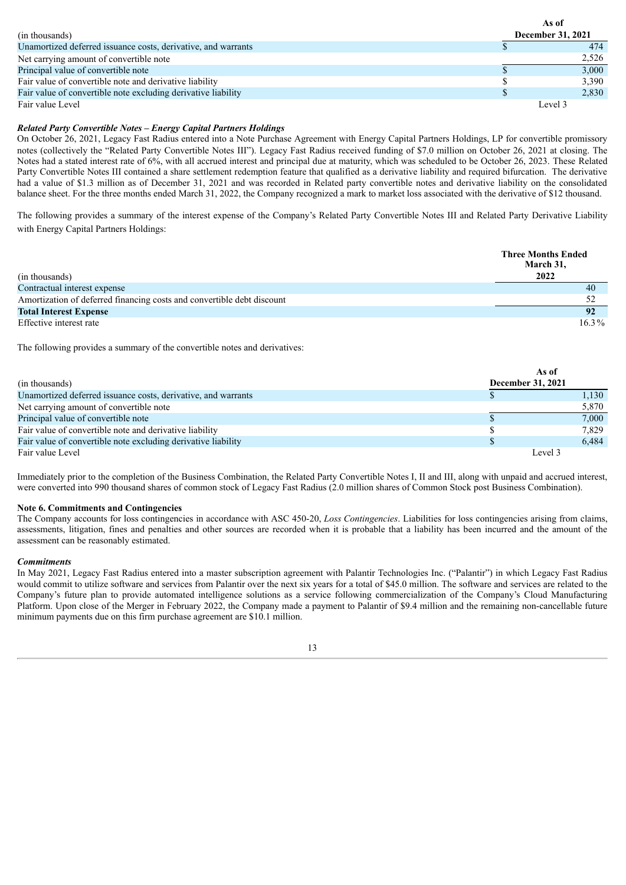| (in thousands) | As of December 31, 2021 |
|---|---|
| Unamortized deferred issuance costs, derivative, and warrants | $ 474 |
| Net carrying amount of convertible note | 2,526 |
| Principal value of convertible note | $ 3,000 |
| Fair value of convertible note and derivative liability | $ 3,390 |
| Fair value of convertible note excluding derivative liability | $ 2,830 |
| Fair value Level | Level 3 |

***Related Party Convertible Notes – Energy Capital Partners Holdings***

On October 26, 2021, Legacy Fast Radius entered into a Note Purchase Agreement with Energy Capital Partners Holdings, LP for convertible promissory notes (collectively the "Related Party Convertible Notes III"). Legacy Fast Radius received funding of $7.0 million on October 26, 2021 at closing. The Notes had a stated interest rate of 6%, with all accrued interest and principal due at maturity, which was scheduled to be October 26, 2023. These Related Party Convertible Notes III contained a share settlement redemption feature that qualified as a derivative liability and required bifurcation. The derivative had a value of $1.3 million as of December 31, 2021 and was recorded in Related party convertible notes and derivative liability on the consolidated balance sheet. For the three months ended March 31, 2022, the Company recognized a mark to market loss associated with the derivative of $12 thousand.

The following provides a summary of the interest expense of the Company's Related Party Convertible Notes III and Related Party Derivative Liability with Energy Capital Partners Holdings:

| (in thousands) | Three Months Ended March 31, 2022 |
|---|---|
| Contractual interest expense | 40 |
| Amortization of deferred financing costs and convertible debt discount | 52 |
| **Total Interest Expense** | **92** |
| Effective interest rate | 16.3% |

The following provides a summary of the convertible notes and derivatives:

| (in thousands) | As of December 31, 2021 |
|---|---|
| Unamortized deferred issuance costs, derivative, and warrants | $ 1,130 |
| Net carrying amount of convertible note | 5,870 |
| Principal value of convertible note | $ 7,000 |
| Fair value of convertible note and derivative liability | $ 7,829 |
| Fair value of convertible note excluding derivative liability | $ 6,484 |
| Fair value Level | Level 3 |

Immediately prior to the completion of the Business Combination, the Related Party Convertible Notes I, II and III, along with unpaid and accrued interest, were converted into 990 thousand shares of common stock of Legacy Fast Radius (2.0 million shares of Common Stock post Business Combination).

**Note 6. Commitments and Contingencies**

The Company accounts for loss contingencies in accordance with ASC 450-20, *Loss Contingencies*. Liabilities for loss contingencies arising from claims, assessments, litigation, fines and penalties and other sources are recorded when it is probable that a liability has been incurred and the amount of the assessment can be reasonably estimated.

***Commitments***

In May 2021, Legacy Fast Radius entered into a master subscription agreement with Palantir Technologies Inc. ("Palantir") in which Legacy Fast Radius would commit to utilize software and services from Palantir over the next six years for a total of $45.0 million. The software and services are related to the Company's future plan to provide automated intelligence solutions as a service following commercialization of the Company's Cloud Manufacturing Platform. Upon close of the Merger in February 2022, the Company made a payment to Palantir of $9.4 million and the remaining non-cancellable future minimum payments due on this firm purchase agreement are $10.1 million.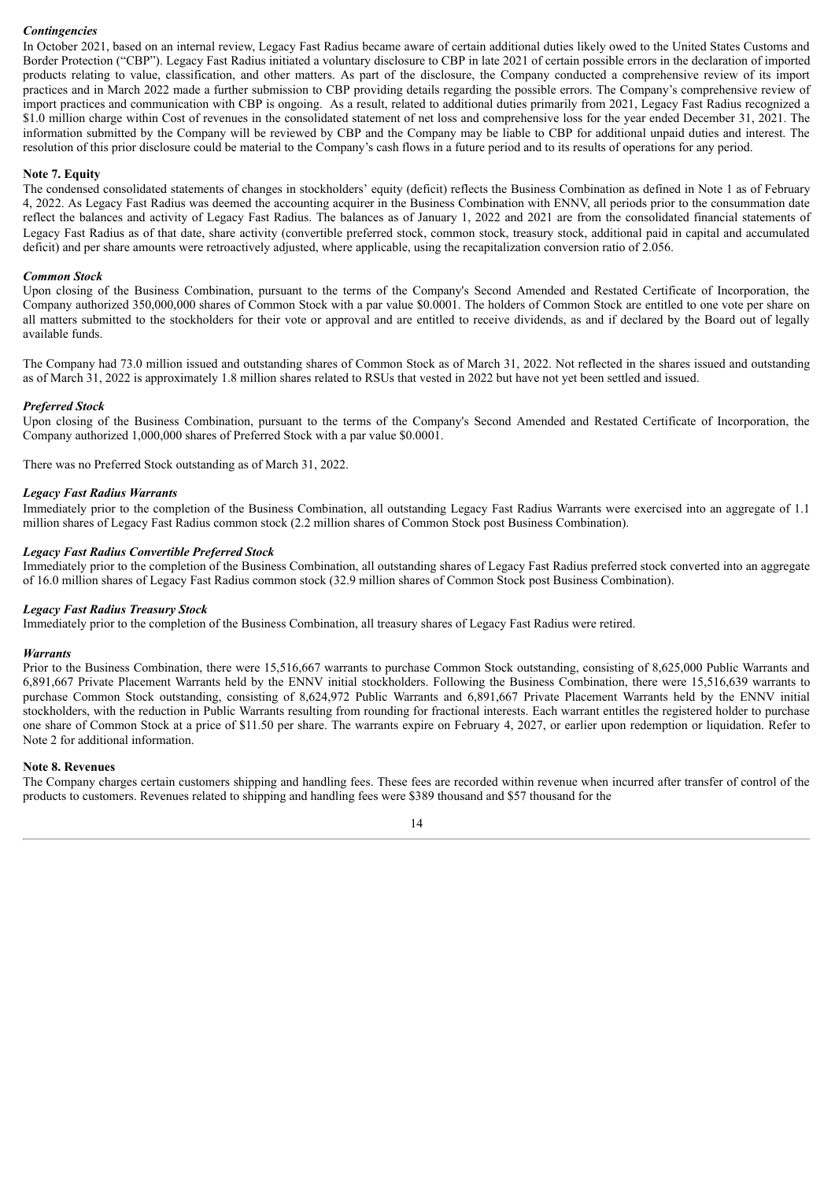### *Contingencies*

In October 2021, based on an internal review, Legacy Fast Radius became aware of certain additional duties likely owed to the United States Customs and Border Protection ("CBP"). Legacy Fast Radius initiated a voluntary disclosure to CBP in late 2021 of certain possible errors in the declaration of imported products relating to value, classification, and other matters. As part of the disclosure, the Company conducted a comprehensive review of its import practices and in March 2022 made a further submission to CBP providing details regarding the possible errors. The Company's comprehensive review of import practices and communication with CBP is ongoing. As a result, related to additional duties primarily from 2021, Legacy Fast Radius recognized a $1.0 million charge within Cost of revenues in the consolidated statement of net loss and comprehensive loss for the year ended December 31, 2021. The information submitted by the Company will be reviewed by CBP and the Company may be liable to CBP for additional unpaid duties and interest. The resolution of this prior disclosure could be material to the Company's cash flows in a future period and to its results of operations for any period.

## Note 7. Equity

The condensed consolidated statements of changes in stockholders' equity (deficit) reflects the Business Combination as defined in Note 1 as of February 4, 2022. As Legacy Fast Radius was deemed the accounting acquirer in the Business Combination with ENNV, all periods prior to the consummation date reflect the balances and activity of Legacy Fast Radius. The balances as of January 1, 2022 and 2021 are from the consolidated financial statements of Legacy Fast Radius as of that date, share activity (convertible preferred stock, common stock, treasury stock, additional paid in capital and accumulated deficit) and per share amounts were retroactively adjusted, where applicable, using the recapitalization conversion ratio of 2.056.

### *Common Stock*

Upon closing of the Business Combination, pursuant to the terms of the Company's Second Amended and Restated Certificate of Incorporation, the Company authorized 350,000,000 shares of Common Stock with a par value $0.0001. The holders of Common Stock are entitled to one vote per share on all matters submitted to the stockholders for their vote or approval and are entitled to receive dividends, as and if declared by the Board out of legally available funds.

The Company had 73.0 million issued and outstanding shares of Common Stock as of March 31, 2022. Not reflected in the shares issued and outstanding as of March 31, 2022 is approximately 1.8 million shares related to RSUs that vested in 2022 but have not yet been settled and issued.

### *Preferred Stock*

Upon closing of the Business Combination, pursuant to the terms of the Company's Second Amended and Restated Certificate of Incorporation, the Company authorized 1,000,000 shares of Preferred Stock with a par value $0.0001.

There was no Preferred Stock outstanding as of March 31, 2022.

### *Legacy Fast Radius Warrants*

Immediately prior to the completion of the Business Combination, all outstanding Legacy Fast Radius Warrants were exercised into an aggregate of 1.1 million shares of Legacy Fast Radius common stock (2.2 million shares of Common Stock post Business Combination).

### *Legacy Fast Radius Convertible Preferred Stock*

Immediately prior to the completion of the Business Combination, all outstanding shares of Legacy Fast Radius preferred stock converted into an aggregate of 16.0 million shares of Legacy Fast Radius common stock (32.9 million shares of Common Stock post Business Combination).

### *Legacy Fast Radius Treasury Stock*

Immediately prior to the completion of the Business Combination, all treasury shares of Legacy Fast Radius were retired.

### *Warrants*

Prior to the Business Combination, there were 15,516,667 warrants to purchase Common Stock outstanding, consisting of 8,625,000 Public Warrants and 6,891,667 Private Placement Warrants held by the ENNV initial stockholders. Following the Business Combination, there were 15,516,639 warrants to purchase Common Stock outstanding, consisting of 8,624,972 Public Warrants and 6,891,667 Private Placement Warrants held by the ENNV initial stockholders, with the reduction in Public Warrants resulting from rounding for fractional interests. Each warrant entitles the registered holder to purchase one share of Common Stock at a price of $11.50 per share. The warrants expire on February 4, 2027, or earlier upon redemption or liquidation. Refer to Note 2 for additional information.

## Note 8. Revenues

The Company charges certain customers shipping and handling fees. These fees are recorded within revenue when incurred after transfer of control of the products to customers. Revenues related to shipping and handling fees were $389 thousand and $57 thousand for the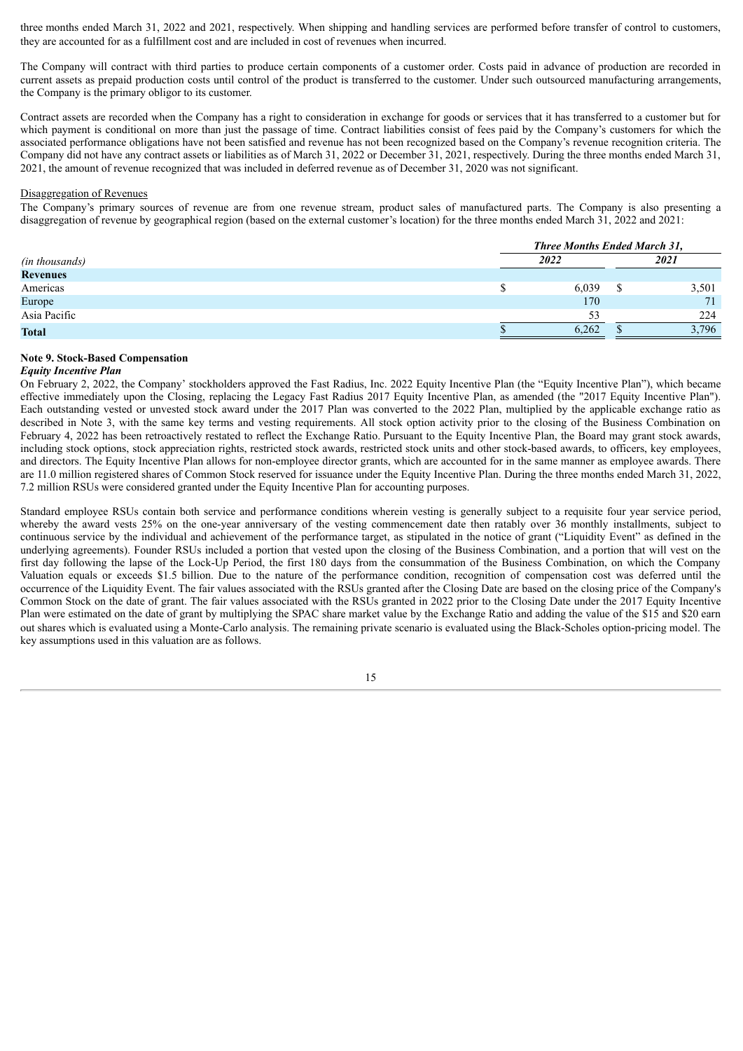three months ended March 31, 2022 and 2021, respectively. When shipping and handling services are performed before transfer of control to customers, they are accounted for as a fulfillment cost and are included in cost of revenues when incurred.

The Company will contract with third parties to produce certain components of a customer order. Costs paid in advance of production are recorded in current assets as prepaid production costs until control of the product is transferred to the customer. Under such outsourced manufacturing arrangements, the Company is the primary obligor to its customer.

Contract assets are recorded when the Company has a right to consideration in exchange for goods or services that it has transferred to a customer but for which payment is conditional on more than just the passage of time. Contract liabilities consist of fees paid by the Company's customers for which the associated performance obligations have not been satisfied and revenue has not been recognized based on the Company's revenue recognition criteria. The Company did not have any contract assets or liabilities as of March 31, 2022 or December 31, 2021, respectively. During the three months ended March 31, 2021, the amount of revenue recognized that was included in deferred revenue as of December 31, 2020 was not significant.

Disaggregation of Revenues

The Company's primary sources of revenue are from one revenue stream, product sales of manufactured parts. The Company is also presenting a disaggregation of revenue by geographical region (based on the external customer's location) for the three months ended March 31, 2022 and 2021:

| | ***Three Months Ended March 31,*** | |
|---|---|---|
| *(in thousands)* | ***2022*** | ***2021*** |
| **Revenues** | | |
| Americas | $ 6,039 | $ 3,501 |
| Europe | 170 | 71 |
| Asia Pacific | 53 | 224 |
| **Total** | $ 6,262 | $ 3,796 |

**Note 9. Stock-Based Compensation**

***Equity Incentive Plan***

On February 2, 2022, the Company' stockholders approved the Fast Radius, Inc. 2022 Equity Incentive Plan (the "Equity Incentive Plan"), which became effective immediately upon the Closing, replacing the Legacy Fast Radius 2017 Equity Incentive Plan, as amended (the "2017 Equity Incentive Plan"). Each outstanding vested or unvested stock award under the 2017 Plan was converted to the 2022 Plan, multiplied by the applicable exchange ratio as described in Note 3, with the same key terms and vesting requirements. All stock option activity prior to the closing of the Business Combination on February 4, 2022 has been retroactively restated to reflect the Exchange Ratio. Pursuant to the Equity Incentive Plan, the Board may grant stock awards, including stock options, stock appreciation rights, restricted stock awards, restricted stock units and other stock-based awards, to officers, key employees, and directors. The Equity Incentive Plan allows for non-employee director grants, which are accounted for in the same manner as employee awards. There are 11.0 million registered shares of Common Stock reserved for issuance under the Equity Incentive Plan. During the three months ended March 31, 2022, 7.2 million RSUs were considered granted under the Equity Incentive Plan for accounting purposes.

Standard employee RSUs contain both service and performance conditions wherein vesting is generally subject to a requisite four year service period, whereby the award vests 25% on the one-year anniversary of the vesting commencement date then ratably over 36 monthly installments, subject to continuous service by the individual and achievement of the performance target, as stipulated in the notice of grant ("Liquidity Event" as defined in the underlying agreements). Founder RSUs included a portion that vested upon the closing of the Business Combination, and a portion that will vest on the first day following the lapse of the Lock-Up Period, the first 180 days from the consummation of the Business Combination, on which the Company Valuation equals or exceeds $1.5 billion. Due to the nature of the performance condition, recognition of compensation cost was deferred until the occurrence of the Liquidity Event. The fair values associated with the RSUs granted after the Closing Date are based on the closing price of the Company's Common Stock on the date of grant. The fair values associated with the RSUs granted in 2022 prior to the Closing Date under the 2017 Equity Incentive Plan were estimated on the date of grant by multiplying the SPAC share market value by the Exchange Ratio and adding the value of the $15 and $20 earn out shares which is evaluated using a Monte-Carlo analysis. The remaining private scenario is evaluated using the Black-Scholes option-pricing model. The key assumptions used in this valuation are as follows.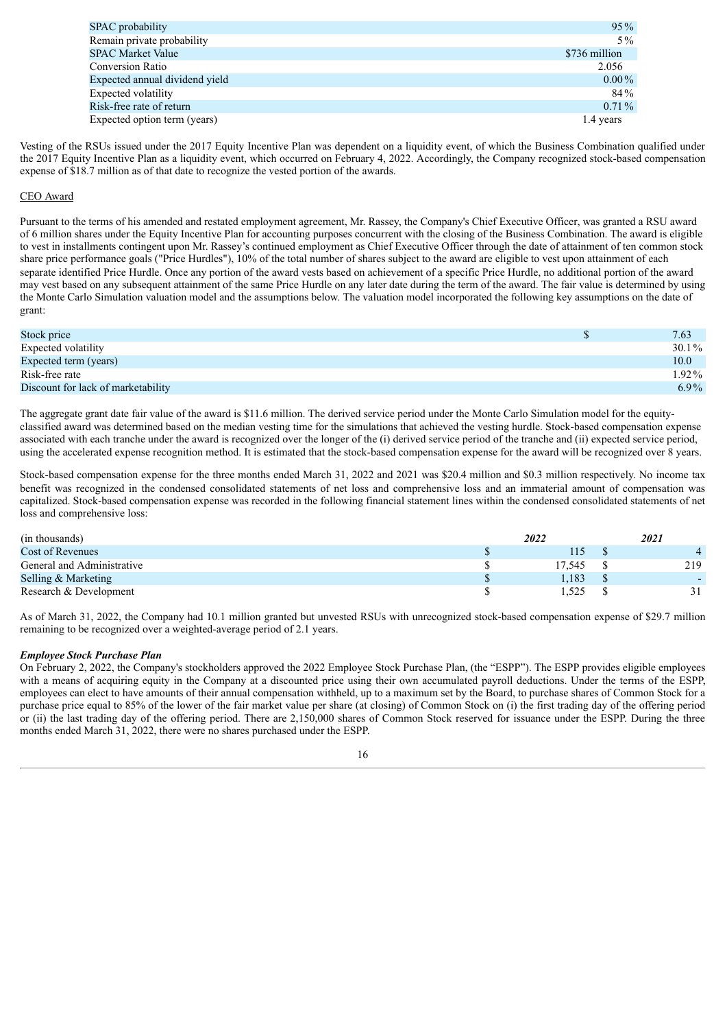| | |
|---|---|
| SPAC probability | 95% |
| Remain private probability | 5% |
| SPAC Market Value | $736 million |
| Conversion Ratio | 2.056 |
| Expected annual dividend yield | 0.00% |
| Expected volatility | 84% |
| Risk-free rate of return | 0.71% |
| Expected option term (years) | 1.4 years |

Vesting of the RSUs issued under the 2017 Equity Incentive Plan was dependent on a liquidity event, of which the Business Combination qualified under the 2017 Equity Incentive Plan as a liquidity event, which occurred on February 4, 2022. Accordingly, the Company recognized stock-based compensation expense of $18.7 million as of that date to recognize the vested portion of the awards.

CEO Award

Pursuant to the terms of his amended and restated employment agreement, Mr. Rassey, the Company's Chief Executive Officer, was granted a RSU award of 6 million shares under the Equity Incentive Plan for accounting purposes concurrent with the closing of the Business Combination. The award is eligible to vest in installments contingent upon Mr. Rassey's continued employment as Chief Executive Officer through the date of attainment of ten common stock share price performance goals ("Price Hurdles"), 10% of the total number of shares subject to the award are eligible to vest upon attainment of each separate identified Price Hurdle. Once any portion of the award vests based on achievement of a specific Price Hurdle, no additional portion of the award may vest based on any subsequent attainment of the same Price Hurdle on any later date during the term of the award. The fair value is determined by using the Monte Carlo Simulation valuation model and the assumptions below. The valuation model incorporated the following key assumptions on the date of grant:

| | | |
|---|---|---|
| Stock price | $ | 7.63 |
| Expected volatility | | 30.1% |
| Expected term (years) | | 10.0 |
| Risk-free rate | | 1.92% |
| Discount for lack of marketability | | 6.9% |

The aggregate grant date fair value of the award is $11.6 million. The derived service period under the Monte Carlo Simulation model for the equity-classified award was determined based on the median vesting time for the simulations that achieved the vesting hurdle. Stock-based compensation expense associated with each tranche under the award is recognized over the longer of the (i) derived service period of the tranche and (ii) expected service period, using the accelerated expense recognition method. It is estimated that the stock-based compensation expense for the award will be recognized over 8 years.

Stock-based compensation expense for the three months ended March 31, 2022 and 2021 was $20.4 million and $0.3 million respectively. No income tax benefit was recognized in the condensed consolidated statements of net loss and comprehensive loss and an immaterial amount of compensation was capitalized. Stock-based compensation expense was recorded in the following financial statement lines within the condensed consolidated statements of net loss and comprehensive loss:

| (in thousands) | | ***2022*** | | ***2021*** |
|---|---|---|---|---|
| Cost of Revenues | $ | 115 | $ | 4 |
| General and Administrative | $ | 17,545 | $ | 219 |
| Selling & Marketing | $ | 1,183 | $ | - |
| Research & Development | $ | 1,525 | $ | 31 |

As of March 31, 2022, the Company had 10.1 million granted but unvested RSUs with unrecognized stock-based compensation expense of $29.7 million remaining to be recognized over a weighted-average period of 2.1 years.

***Employee Stock Purchase Plan***

On February 2, 2022, the Company's stockholders approved the 2022 Employee Stock Purchase Plan, (the "ESPP"). The ESPP provides eligible employees with a means of acquiring equity in the Company at a discounted price using their own accumulated payroll deductions. Under the terms of the ESPP, employees can elect to have amounts of their annual compensation withheld, up to a maximum set by the Board, to purchase shares of Common Stock for a purchase price equal to 85% of the lower of the fair market value per share (at closing) of Common Stock on (i) the first trading day of the offering period or (ii) the last trading day of the offering period. There are 2,150,000 shares of Common Stock reserved for issuance under the ESPP. During the three months ended March 31, 2022, there were no shares purchased under the ESPP.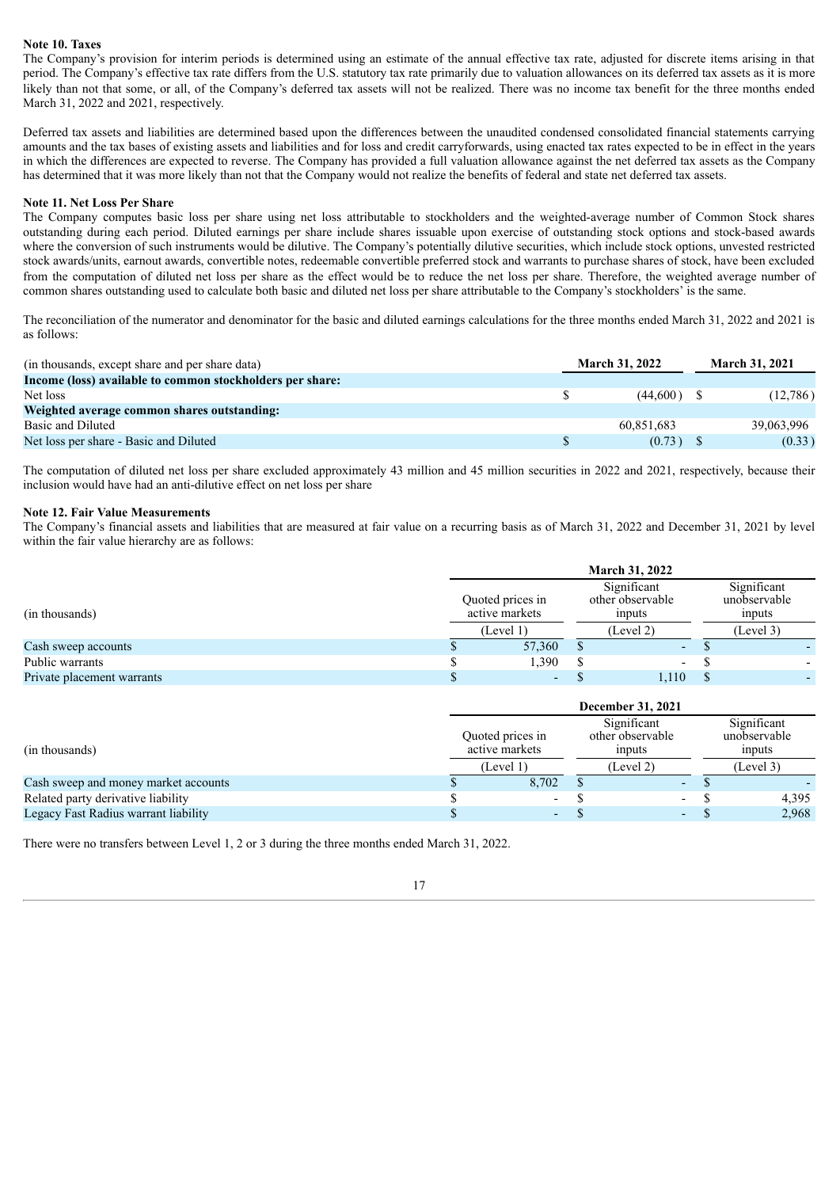**Note 10. Taxes**

The Company's provision for interim periods is determined using an estimate of the annual effective tax rate, adjusted for discrete items arising in that period. The Company's effective tax rate differs from the U.S. statutory tax rate primarily due to valuation allowances on its deferred tax assets as it is more likely than not that some, or all, of the Company's deferred tax assets will not be realized. There was no income tax benefit for the three months ended March 31, 2022 and 2021, respectively.

Deferred tax assets and liabilities are determined based upon the differences between the unaudited condensed consolidated financial statements carrying amounts and the tax bases of existing assets and liabilities and for loss and credit carryforwards, using enacted tax rates expected to be in effect in the years in which the differences are expected to reverse. The Company has provided a full valuation allowance against the net deferred tax assets as the Company has determined that it was more likely than not that the Company would not realize the benefits of federal and state net deferred tax assets.

**Note 11. Net Loss Per Share**

The Company computes basic loss per share using net loss attributable to stockholders and the weighted-average number of Common Stock shares outstanding during each period. Diluted earnings per share include shares issuable upon exercise of outstanding stock options and stock-based awards where the conversion of such instruments would be dilutive. The Company's potentially dilutive securities, which include stock options, unvested restricted stock awards/units, earnout awards, convertible notes, redeemable convertible preferred stock and warrants to purchase shares of stock, have been excluded from the computation of diluted net loss per share as the effect would be to reduce the net loss per share. Therefore, the weighted average number of common shares outstanding used to calculate both basic and diluted net loss per share attributable to the Company's stockholders' is the same.

The reconciliation of the numerator and denominator for the basic and diluted earnings calculations for the three months ended March 31, 2022 and 2021 is as follows:

| (in thousands, except share and per share data) | March 31, 2022 | March 31, 2021 |
|---|---|---|
| **Income (loss) available to common stockholders per share:** | | |
| Net loss | $ (44,600) | $ (12,786) |
| **Weighted average common shares outstanding:** | | |
| Basic and Diluted | 60,851,683 | 39,063,996 |
| Net loss per share - Basic and Diluted | $ (0.73) | $ (0.33) |

The computation of diluted net loss per share excluded approximately 43 million and 45 million securities in 2022 and 2021, respectively, because their inclusion would have had an anti-dilutive effect on net loss per share

**Note 12. Fair Value Measurements**

The Company's financial assets and liabilities that are measured at fair value on a recurring basis as of March 31, 2022 and December 31, 2021 by level within the fair value hierarchy are as follows:

| | March 31, 2022 | | |
|---|---|---|---|
| (in thousands) | Quoted prices in active markets (Level 1) | Significant other observable inputs (Level 2) | Significant unobservable inputs (Level 3) |
| Cash sweep accounts | $ 57,360 | $ - | $ - |
| Public warrants | $ 1,390 | $ - | $ - |
| Private placement warrants | $ - | $ 1,110 | $ - |

| | December 31, 2021 | | |
|---|---|---|---|
| (in thousands) | Quoted prices in active markets (Level 1) | Significant other observable inputs (Level 2) | Significant unobservable inputs (Level 3) |
| Cash sweep and money market accounts | $ 8,702 | $ - | $ - |
| Related party derivative liability | $ - | $ - | $ 4,395 |
| Legacy Fast Radius warrant liability | $ - | $ - | $ 2,968 |

There were no transfers between Level 1, 2 or 3 during the three months ended March 31, 2022.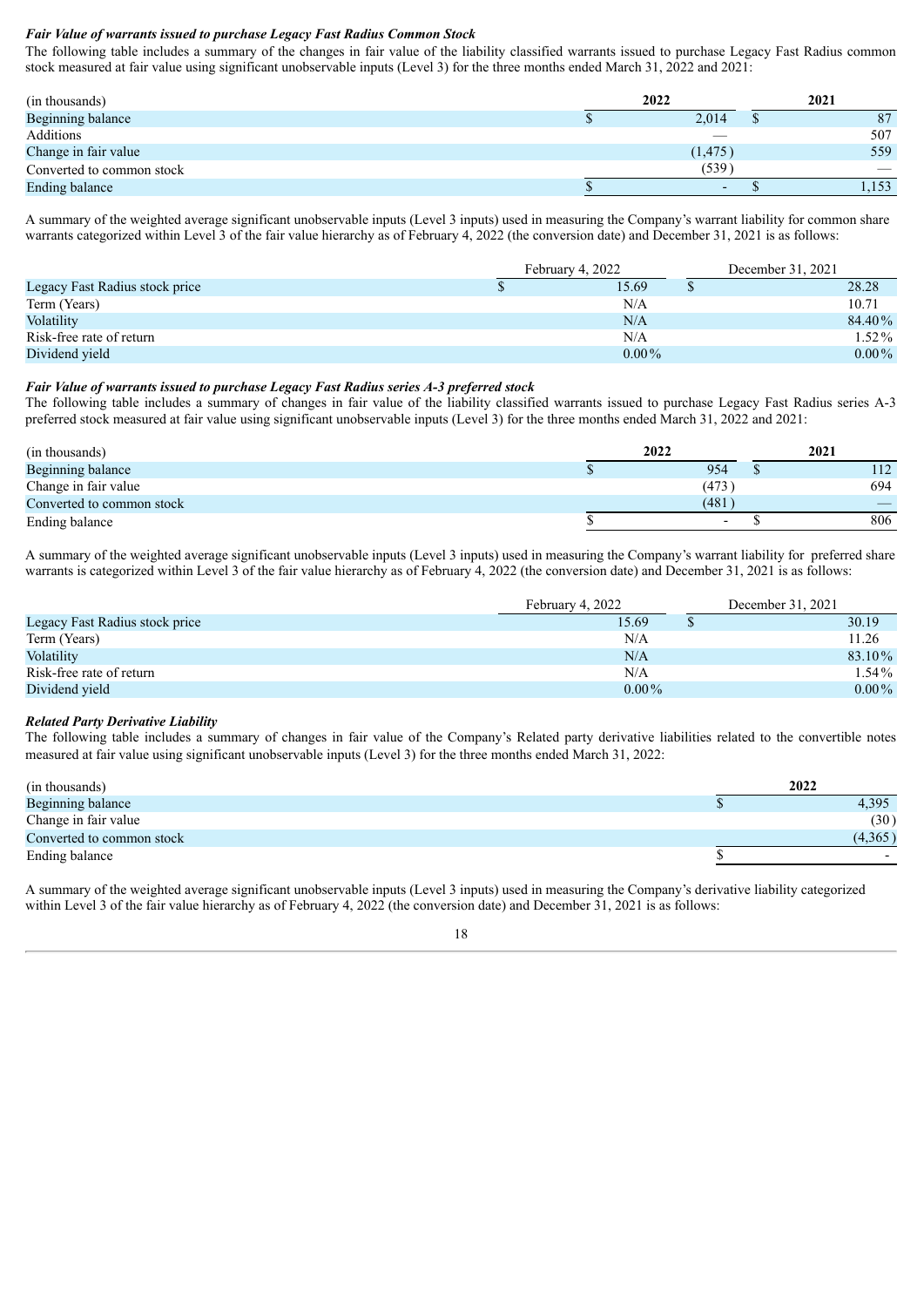***Fair Value of warrants issued to purchase Legacy Fast Radius Common Stock***

The following table includes a summary of the changes in fair value of the liability classified warrants issued to purchase Legacy Fast Radius common stock measured at fair value using significant unobservable inputs (Level 3) for the three months ended March 31, 2022 and 2021:

| (in thousands) | 2022 | 2021 |
|---|---|---|
| Beginning balance | $ 2,014 | $ 87 |
| Additions | — | 507 |
| Change in fair value | (1,475) | 559 |
| Converted to common stock | (539) | — |
| Ending balance | $ - | $ 1,153 |

A summary of the weighted average significant unobservable inputs (Level 3 inputs) used in measuring the Company's warrant liability for common share warrants categorized within Level 3 of the fair value hierarchy as of February 4, 2022 (the conversion date) and December 31, 2021 is as follows:

| | February 4, 2022 | December 31, 2021 |
|---|---|---|
| Legacy Fast Radius stock price | $ 15.69 | $ 28.28 |
| Term (Years) | N/A | 10.71 |
| Volatility | N/A | 84.40% |
| Risk-free rate of return | N/A | 1.52% |
| Dividend yield | 0.00% | 0.00% |

***Fair Value of warrants issued to purchase Legacy Fast Radius series A-3 preferred stock***

The following table includes a summary of changes in fair value of the liability classified warrants issued to purchase Legacy Fast Radius series A-3 preferred stock measured at fair value using significant unobservable inputs (Level 3) for the three months ended March 31, 2022 and 2021:

| (in thousands) | 2022 | 2021 |
|---|---|---|
| Beginning balance | $ 954 | $ 112 |
| Change in fair value | (473) | 694 |
| Converted to common stock | (481) | — |
| Ending balance | $ - | $ 806 |

A summary of the weighted average significant unobservable inputs (Level 3 inputs) used in measuring the Company's warrant liability for preferred share warrants is categorized within Level 3 of the fair value hierarchy as of February 4, 2022 (the conversion date) and December 31, 2021 is as follows:

| | February 4, 2022 | December 31, 2021 |
|---|---|---|
| Legacy Fast Radius stock price | 15.69 | $ 30.19 |
| Term (Years) | N/A | 11.26 |
| Volatility | N/A | 83.10% |
| Risk-free rate of return | N/A | 1.54% |
| Dividend yield | 0.00% | 0.00% |

***Related Party Derivative Liability***

The following table includes a summary of changes in fair value of the Company's Related party derivative liabilities related to the convertible notes measured at fair value using significant unobservable inputs (Level 3) for the three months ended March 31, 2022:

| (in thousands) | 2022 |
|---|---|
| Beginning balance | $ 4,395 |
| Change in fair value | (30) |
| Converted to common stock | (4,365) |
| Ending balance | $ - |

A summary of the weighted average significant unobservable inputs (Level 3 inputs) used in measuring the Company's derivative liability categorized within Level 3 of the fair value hierarchy as of February 4, 2022 (the conversion date) and December 31, 2021 is as follows: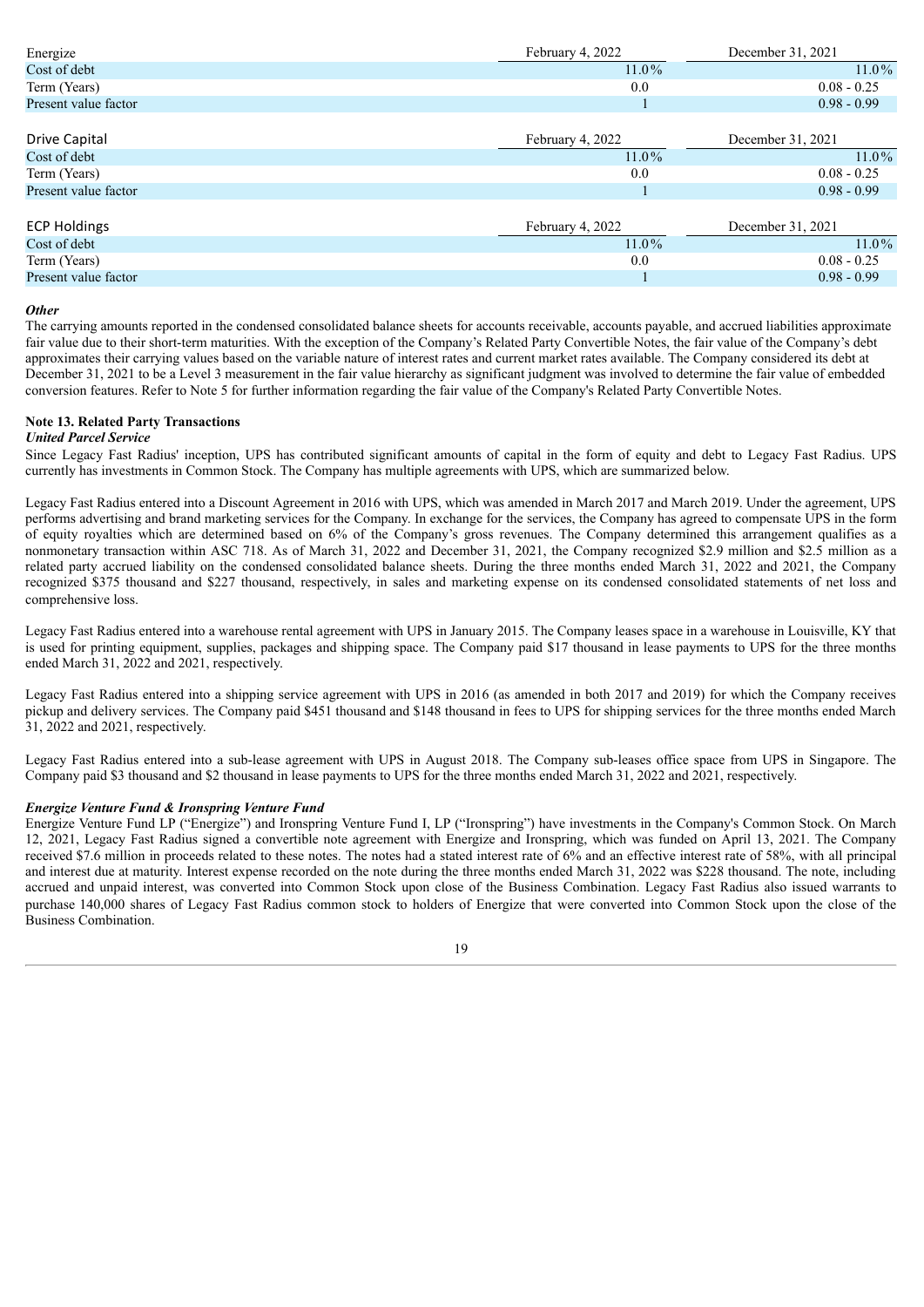| Energize | February 4, 2022 | December 31, 2021 |
|---|---|---|
| Cost of debt | 11.0% | 11.0% |
| Term (Years) | 0.0 | 0.08 - 0.25 |
| Present value factor | 1 | 0.98 - 0.99 |

| Drive Capital | February 4, 2022 | December 31, 2021 |
|---|---|---|
| Cost of debt | 11.0% | 11.0% |
| Term (Years) | 0.0 | 0.08 - 0.25 |
| Present value factor | 1 | 0.98 - 0.99 |

| ECP Holdings | February 4, 2022 | December 31, 2021 |
|---|---|---|
| Cost of debt | 11.0% | 11.0% |
| Term (Years) | 0.0 | 0.08 - 0.25 |
| Present value factor | 1 | 0.98 - 0.99 |

***Other***

The carrying amounts reported in the condensed consolidated balance sheets for accounts receivable, accounts payable, and accrued liabilities approximate fair value due to their short-term maturities. With the exception of the Company's Related Party Convertible Notes, the fair value of the Company's debt approximates their carrying values based on the variable nature of interest rates and current market rates available. The Company considered its debt at December 31, 2021 to be a Level 3 measurement in the fair value hierarchy as significant judgment was involved to determine the fair value of embedded conversion features. Refer to Note 5 for further information regarding the fair value of the Company's Related Party Convertible Notes.

**Note 13. Related Party Transactions**

***United Parcel Service***

Since Legacy Fast Radius' inception, UPS has contributed significant amounts of capital in the form of equity and debt to Legacy Fast Radius. UPS currently has investments in Common Stock. The Company has multiple agreements with UPS, which are summarized below.

Legacy Fast Radius entered into a Discount Agreement in 2016 with UPS, which was amended in March 2017 and March 2019. Under the agreement, UPS performs advertising and brand marketing services for the Company. In exchange for the services, the Company has agreed to compensate UPS in the form of equity royalties which are determined based on 6% of the Company's gross revenues. The Company determined this arrangement qualifies as a nonmonetary transaction within ASC 718. As of March 31, 2022 and December 31, 2021, the Company recognized $2.9 million and $2.5 million as a related party accrued liability on the condensed consolidated balance sheets. During the three months ended March 31, 2022 and 2021, the Company recognized $375 thousand and $227 thousand, respectively, in sales and marketing expense on its condensed consolidated statements of net loss and comprehensive loss.

Legacy Fast Radius entered into a warehouse rental agreement with UPS in January 2015. The Company leases space in a warehouse in Louisville, KY that is used for printing equipment, supplies, packages and shipping space. The Company paid $17 thousand in lease payments to UPS for the three months ended March 31, 2022 and 2021, respectively.

Legacy Fast Radius entered into a shipping service agreement with UPS in 2016 (as amended in both 2017 and 2019) for which the Company receives pickup and delivery services. The Company paid $451 thousand and $148 thousand in fees to UPS for shipping services for the three months ended March 31, 2022 and 2021, respectively.

Legacy Fast Radius entered into a sub-lease agreement with UPS in August 2018. The Company sub-leases office space from UPS in Singapore. The Company paid $3 thousand and $2 thousand in lease payments to UPS for the three months ended March 31, 2022 and 2021, respectively.

***Energize Venture Fund & Ironspring Venture Fund***

Energize Venture Fund LP ("Energize") and Ironspring Venture Fund I, LP ("Ironspring") have investments in the Company's Common Stock. On March 12, 2021, Legacy Fast Radius signed a convertible note agreement with Energize and Ironspring, which was funded on April 13, 2021. The Company received $7.6 million in proceeds related to these notes. The notes had a stated interest rate of 6% and an effective interest rate of 58%, with all principal and interest due at maturity. Interest expense recorded on the note during the three months ended March 31, 2022 was $228 thousand. The note, including accrued and unpaid interest, was converted into Common Stock upon close of the Business Combination. Legacy Fast Radius also issued warrants to purchase 140,000 shares of Legacy Fast Radius common stock to holders of Energize that were converted into Common Stock upon the close of the Business Combination.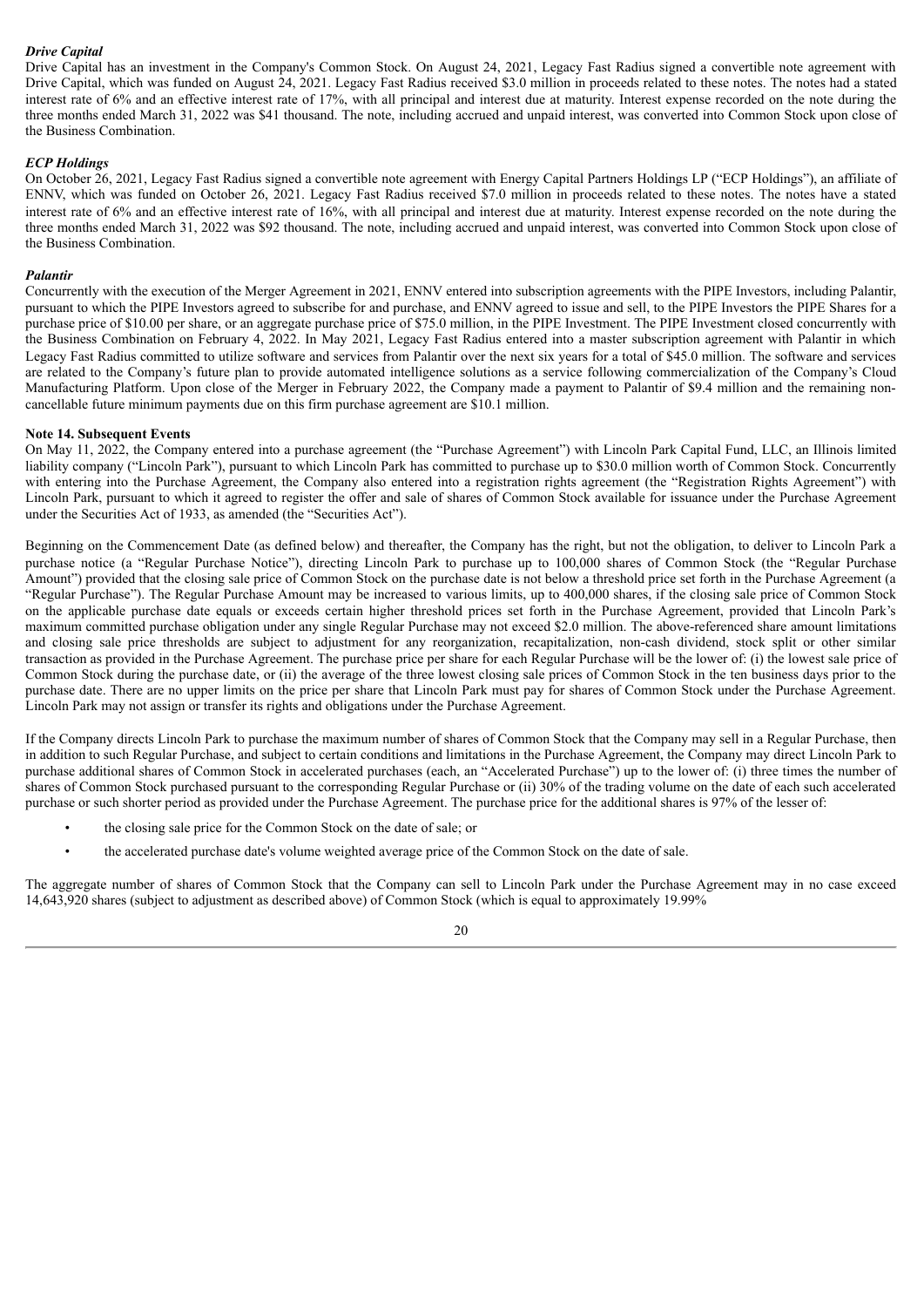### *Drive Capital*

Drive Capital has an investment in the Company's Common Stock. On August 24, 2021, Legacy Fast Radius signed a convertible note agreement with Drive Capital, which was funded on August 24, 2021. Legacy Fast Radius received $3.0 million in proceeds related to these notes. The notes had a stated interest rate of 6% and an effective interest rate of 17%, with all principal and interest due at maturity. Interest expense recorded on the note during the three months ended March 31, 2022 was $41 thousand. The note, including accrued and unpaid interest, was converted into Common Stock upon close of the Business Combination.

### *ECP Holdings*

On October 26, 2021, Legacy Fast Radius signed a convertible note agreement with Energy Capital Partners Holdings LP ("ECP Holdings"), an affiliate of ENNV, which was funded on October 26, 2021. Legacy Fast Radius received $7.0 million in proceeds related to these notes. The notes have a stated interest rate of 6% and an effective interest rate of 16%, with all principal and interest due at maturity. Interest expense recorded on the note during the three months ended March 31, 2022 was $92 thousand. The note, including accrued and unpaid interest, was converted into Common Stock upon close of the Business Combination.

### *Palantir*

Concurrently with the execution of the Merger Agreement in 2021, ENNV entered into subscription agreements with the PIPE Investors, including Palantir, pursuant to which the PIPE Investors agreed to subscribe for and purchase, and ENNV agreed to issue and sell, to the PIPE Investors the PIPE Shares for a purchase price of $10.00 per share, or an aggregate purchase price of $75.0 million, in the PIPE Investment. The PIPE Investment closed concurrently with the Business Combination on February 4, 2022. In May 2021, Legacy Fast Radius entered into a master subscription agreement with Palantir in which Legacy Fast Radius committed to utilize software and services from Palantir over the next six years for a total of $45.0 million. The software and services are related to the Company's future plan to provide automated intelligence solutions as a service following commercialization of the Company's Cloud Manufacturing Platform. Upon close of the Merger in February 2022, the Company made a payment to Palantir of $9.4 million and the remaining non-cancellable future minimum payments due on this firm purchase agreement are $10.1 million.

## Note 14. Subsequent Events

On May 11, 2022, the Company entered into a purchase agreement (the "Purchase Agreement") with Lincoln Park Capital Fund, LLC, an Illinois limited liability company ("Lincoln Park"), pursuant to which Lincoln Park has committed to purchase up to $30.0 million worth of Common Stock. Concurrently with entering into the Purchase Agreement, the Company also entered into a registration rights agreement (the "Registration Rights Agreement") with Lincoln Park, pursuant to which it agreed to register the offer and sale of shares of Common Stock available for issuance under the Purchase Agreement under the Securities Act of 1933, as amended (the "Securities Act").

Beginning on the Commencement Date (as defined below) and thereafter, the Company has the right, but not the obligation, to deliver to Lincoln Park a purchase notice (a "Regular Purchase Notice"), directing Lincoln Park to purchase up to 100,000 shares of Common Stock (the "Regular Purchase Amount") provided that the closing sale price of Common Stock on the purchase date is not below a threshold price set forth in the Purchase Agreement (a "Regular Purchase"). The Regular Purchase Amount may be increased to various limits, up to 400,000 shares, if the closing sale price of Common Stock on the applicable purchase date equals or exceeds certain higher threshold prices set forth in the Purchase Agreement, provided that Lincoln Park's maximum committed purchase obligation under any single Regular Purchase may not exceed $2.0 million. The above-referenced share amount limitations and closing sale price thresholds are subject to adjustment for any reorganization, recapitalization, non-cash dividend, stock split or other similar transaction as provided in the Purchase Agreement. The purchase price per share for each Regular Purchase will be the lower of: (i) the lowest sale price of Common Stock during the purchase date, or (ii) the average of the three lowest closing sale prices of Common Stock in the ten business days prior to the purchase date. There are no upper limits on the price per share that Lincoln Park must pay for shares of Common Stock under the Purchase Agreement. Lincoln Park may not assign or transfer its rights and obligations under the Purchase Agreement.

If the Company directs Lincoln Park to purchase the maximum number of shares of Common Stock that the Company may sell in a Regular Purchase, then in addition to such Regular Purchase, and subject to certain conditions and limitations in the Purchase Agreement, the Company may direct Lincoln Park to purchase additional shares of Common Stock in accelerated purchases (each, an "Accelerated Purchase") up to the lower of: (i) three times the number of shares of Common Stock purchased pursuant to the corresponding Regular Purchase or (ii) 30% of the trading volume on the date of each such accelerated purchase or such shorter period as provided under the Purchase Agreement. The purchase price for the additional shares is 97% of the lesser of:

- the closing sale price for the Common Stock on the date of sale; or
- the accelerated purchase date's volume weighted average price of the Common Stock on the date of sale.

The aggregate number of shares of Common Stock that the Company can sell to Lincoln Park under the Purchase Agreement may in no case exceed 14,643,920 shares (subject to adjustment as described above) of Common Stock (which is equal to approximately 19.99%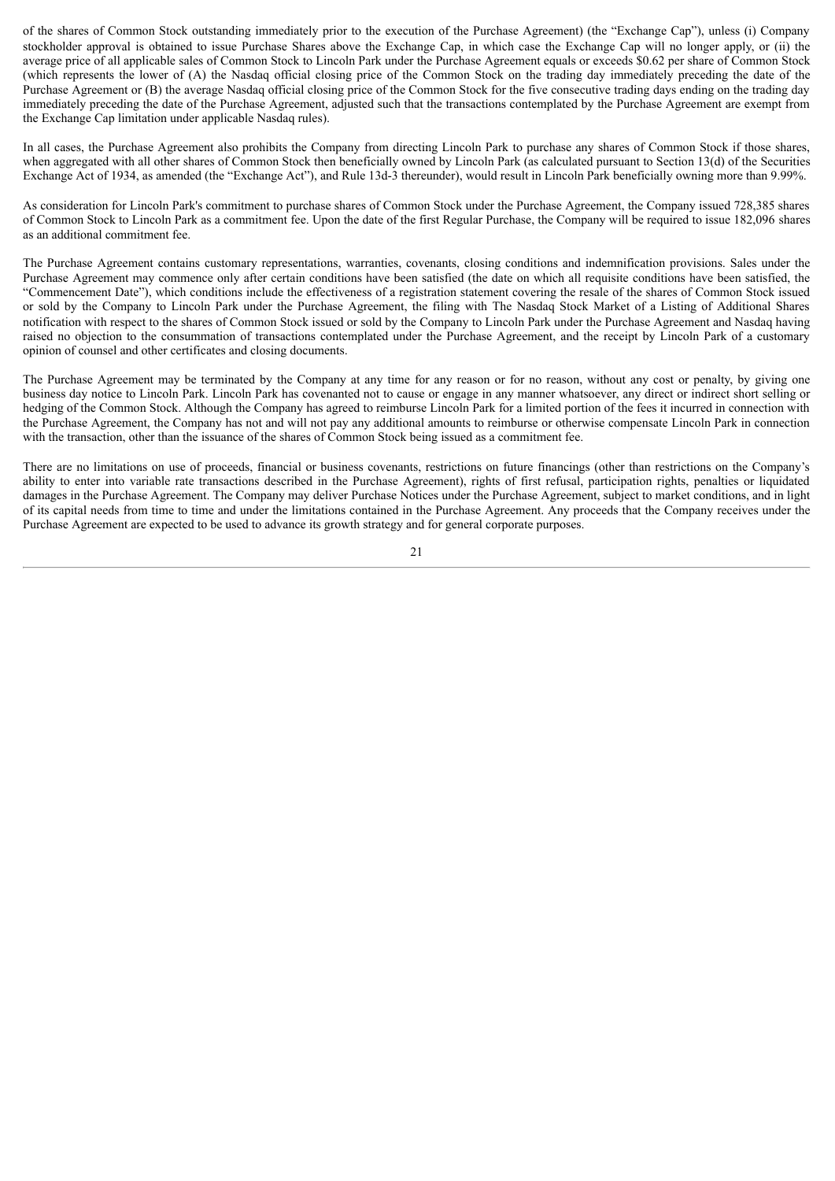of the shares of Common Stock outstanding immediately prior to the execution of the Purchase Agreement) (the "Exchange Cap"), unless (i) Company stockholder approval is obtained to issue Purchase Shares above the Exchange Cap, in which case the Exchange Cap will no longer apply, or (ii) the average price of all applicable sales of Common Stock to Lincoln Park under the Purchase Agreement equals or exceeds $0.62 per share of Common Stock (which represents the lower of (A) the Nasdaq official closing price of the Common Stock on the trading day immediately preceding the date of the Purchase Agreement or (B) the average Nasdaq official closing price of the Common Stock for the five consecutive trading days ending on the trading day immediately preceding the date of the Purchase Agreement, adjusted such that the transactions contemplated by the Purchase Agreement are exempt from the Exchange Cap limitation under applicable Nasdaq rules).

In all cases, the Purchase Agreement also prohibits the Company from directing Lincoln Park to purchase any shares of Common Stock if those shares, when aggregated with all other shares of Common Stock then beneficially owned by Lincoln Park (as calculated pursuant to Section 13(d) of the Securities Exchange Act of 1934, as amended (the "Exchange Act"), and Rule 13d-3 thereunder), would result in Lincoln Park beneficially owning more than 9.99%.

As consideration for Lincoln Park's commitment to purchase shares of Common Stock under the Purchase Agreement, the Company issued 728,385 shares of Common Stock to Lincoln Park as a commitment fee. Upon the date of the first Regular Purchase, the Company will be required to issue 182,096 shares as an additional commitment fee.

The Purchase Agreement contains customary representations, warranties, covenants, closing conditions and indemnification provisions. Sales under the Purchase Agreement may commence only after certain conditions have been satisfied (the date on which all requisite conditions have been satisfied, the "Commencement Date"), which conditions include the effectiveness of a registration statement covering the resale of the shares of Common Stock issued or sold by the Company to Lincoln Park under the Purchase Agreement, the filing with The Nasdaq Stock Market of a Listing of Additional Shares notification with respect to the shares of Common Stock issued or sold by the Company to Lincoln Park under the Purchase Agreement and Nasdaq having raised no objection to the consummation of transactions contemplated under the Purchase Agreement, and the receipt by Lincoln Park of a customary opinion of counsel and other certificates and closing documents.

The Purchase Agreement may be terminated by the Company at any time for any reason or for no reason, without any cost or penalty, by giving one business day notice to Lincoln Park. Lincoln Park has covenanted not to cause or engage in any manner whatsoever, any direct or indirect short selling or hedging of the Common Stock. Although the Company has agreed to reimburse Lincoln Park for a limited portion of the fees it incurred in connection with the Purchase Agreement, the Company has not and will not pay any additional amounts to reimburse or otherwise compensate Lincoln Park in connection with the transaction, other than the issuance of the shares of Common Stock being issued as a commitment fee.

There are no limitations on use of proceeds, financial or business covenants, restrictions on future financings (other than restrictions on the Company's ability to enter into variable rate transactions described in the Purchase Agreement), rights of first refusal, participation rights, penalties or liquidated damages in the Purchase Agreement. The Company may deliver Purchase Notices under the Purchase Agreement, subject to market conditions, and in light of its capital needs from time to time and under the limitations contained in the Purchase Agreement. Any proceeds that the Company receives under the Purchase Agreement are expected to be used to advance its growth strategy and for general corporate purposes.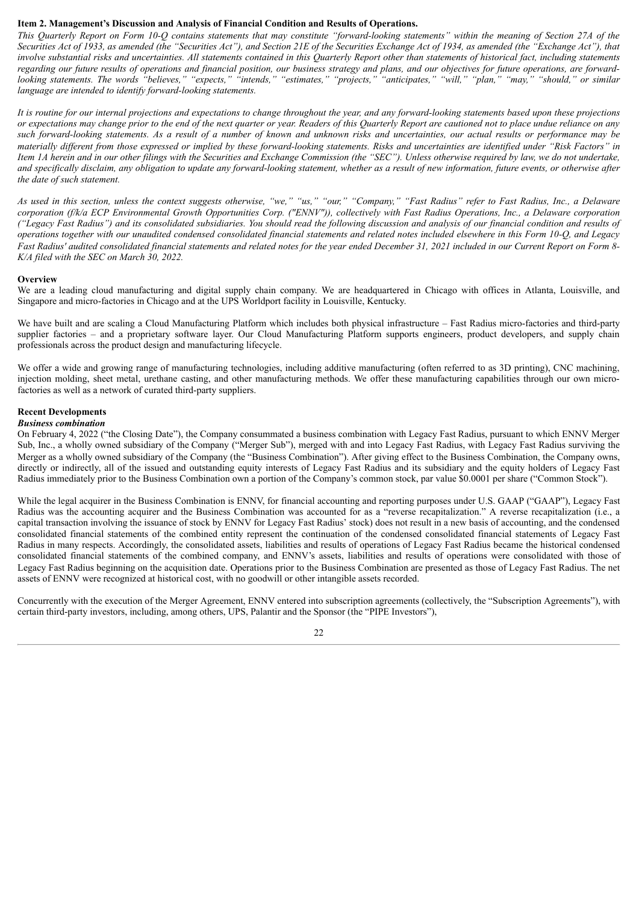### Item 2. Management's Discussion and Analysis of Financial Condition and Results of Operations.

*This Quarterly Report on Form 10-Q contains statements that may constitute "forward-looking statements" within the meaning of Section 27A of the Securities Act of 1933, as amended (the "Securities Act"), and Section 21E of the Securities Exchange Act of 1934, as amended (the "Exchange Act"), that involve substantial risks and uncertainties. All statements contained in this Quarterly Report other than statements of historical fact, including statements regarding our future results of operations and financial position, our business strategy and plans, and our objectives for future operations, are forward-looking statements. The words "believes," "expects," "intends," "estimates," "projects," "anticipates," "will," "plan," "may," "should," or similar language are intended to identify forward-looking statements.*

*It is routine for our internal projections and expectations to change throughout the year, and any forward-looking statements based upon these projections or expectations may change prior to the end of the next quarter or year. Readers of this Quarterly Report are cautioned not to place undue reliance on any such forward-looking statements. As a result of a number of known and unknown risks and uncertainties, our actual results or performance may be materially different from those expressed or implied by these forward-looking statements. Risks and uncertainties are identified under "Risk Factors" in Item 1A herein and in our other filings with the Securities and Exchange Commission (the "SEC"). Unless otherwise required by law, we do not undertake, and specifically disclaim, any obligation to update any forward-looking statement, whether as a result of new information, future events, or otherwise after the date of such statement.*

*As used in this section, unless the context suggests otherwise, "we," "us," "our," "Company," "Fast Radius" refer to Fast Radius, Inc., a Delaware corporation (f/k/a ECP Environmental Growth Opportunities Corp. ("ENNV")), collectively with Fast Radius Operations, Inc., a Delaware corporation ("Legacy Fast Radius") and its consolidated subsidiaries. You should read the following discussion and analysis of our financial condition and results of operations together with our unaudited condensed consolidated financial statements and related notes included elsewhere in this Form 10-Q, and Legacy Fast Radius' audited consolidated financial statements and related notes for the year ended December 31, 2021 included in our Current Report on Form 8-K/A filed with the SEC on March 30, 2022.*

**Overview**

We are a leading cloud manufacturing and digital supply chain company. We are headquartered in Chicago with offices in Atlanta, Louisville, and Singapore and micro-factories in Chicago and at the UPS Worldport facility in Louisville, Kentucky.

We have built and are scaling a Cloud Manufacturing Platform which includes both physical infrastructure – Fast Radius micro-factories and third-party supplier factories – and a proprietary software layer. Our Cloud Manufacturing Platform supports engineers, product developers, and supply chain professionals across the product design and manufacturing lifecycle.

We offer a wide and growing range of manufacturing technologies, including additive manufacturing (often referred to as 3D printing), CNC machining, injection molding, sheet metal, urethane casting, and other manufacturing methods. We offer these manufacturing capabilities through our own micro-factories as well as a network of curated third-party suppliers.

**Recent Developments**

***Business combination***

On February 4, 2022 ("the Closing Date"), the Company consummated a business combination with Legacy Fast Radius, pursuant to which ENNV Merger Sub, Inc., a wholly owned subsidiary of the Company ("Merger Sub"), merged with and into Legacy Fast Radius, with Legacy Fast Radius surviving the Merger as a wholly owned subsidiary of the Company (the "Business Combination"). After giving effect to the Business Combination, the Company owns, directly or indirectly, all of the issued and outstanding equity interests of Legacy Fast Radius and its subsidiary and the equity holders of Legacy Fast Radius immediately prior to the Business Combination own a portion of the Company's common stock, par value $0.0001 per share ("Common Stock").

While the legal acquirer in the Business Combination is ENNV, for financial accounting and reporting purposes under U.S. GAAP ("GAAP"), Legacy Fast Radius was the accounting acquirer and the Business Combination was accounted for as a "reverse recapitalization." A reverse recapitalization (i.e., a capital transaction involving the issuance of stock by ENNV for Legacy Fast Radius' stock) does not result in a new basis of accounting, and the condensed consolidated financial statements of the combined entity represent the continuation of the condensed consolidated financial statements of Legacy Fast Radius in many respects. Accordingly, the consolidated assets, liabilities and results of operations of Legacy Fast Radius became the historical condensed consolidated financial statements of the combined company, and ENNV's assets, liabilities and results of operations were consolidated with those of Legacy Fast Radius beginning on the acquisition date. Operations prior to the Business Combination are presented as those of Legacy Fast Radius. The net assets of ENNV were recognized at historical cost, with no goodwill or other intangible assets recorded.

Concurrently with the execution of the Merger Agreement, ENNV entered into subscription agreements (collectively, the "Subscription Agreements"), with certain third-party investors, including, among others, UPS, Palantir and the Sponsor (the "PIPE Investors"),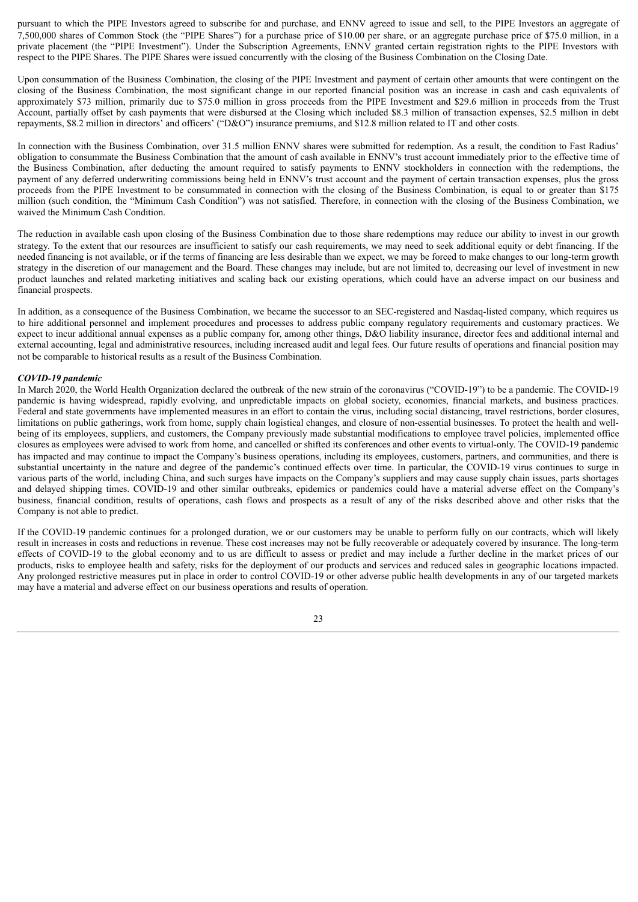pursuant to which the PIPE Investors agreed to subscribe for and purchase, and ENNV agreed to issue and sell, to the PIPE Investors an aggregate of 7,500,000 shares of Common Stock (the "PIPE Shares") for a purchase price of $10.00 per share, or an aggregate purchase price of $75.0 million, in a private placement (the "PIPE Investment"). Under the Subscription Agreements, ENNV granted certain registration rights to the PIPE Investors with respect to the PIPE Shares. The PIPE Shares were issued concurrently with the closing of the Business Combination on the Closing Date.

Upon consummation of the Business Combination, the closing of the PIPE Investment and payment of certain other amounts that were contingent on the closing of the Business Combination, the most significant change in our reported financial position was an increase in cash and cash equivalents of approximately $73 million, primarily due to $75.0 million in gross proceeds from the PIPE Investment and $29.6 million in proceeds from the Trust Account, partially offset by cash payments that were disbursed at the Closing which included $8.3 million of transaction expenses, $2.5 million in debt repayments, $8.2 million in directors' and officers' ("D&O") insurance premiums, and $12.8 million related to IT and other costs.

In connection with the Business Combination, over 31.5 million ENNV shares were submitted for redemption. As a result, the condition to Fast Radius' obligation to consummate the Business Combination that the amount of cash available in ENNV's trust account immediately prior to the effective time of the Business Combination, after deducting the amount required to satisfy payments to ENNV stockholders in connection with the redemptions, the payment of any deferred underwriting commissions being held in ENNV's trust account and the payment of certain transaction expenses, plus the gross proceeds from the PIPE Investment to be consummated in connection with the closing of the Business Combination, is equal to or greater than $175 million (such condition, the "Minimum Cash Condition") was not satisfied. Therefore, in connection with the closing of the Business Combination, we waived the Minimum Cash Condition.

The reduction in available cash upon closing of the Business Combination due to those share redemptions may reduce our ability to invest in our growth strategy. To the extent that our resources are insufficient to satisfy our cash requirements, we may need to seek additional equity or debt financing. If the needed financing is not available, or if the terms of financing are less desirable than we expect, we may be forced to make changes to our long-term growth strategy in the discretion of our management and the Board. These changes may include, but are not limited to, decreasing our level of investment in new product launches and related marketing initiatives and scaling back our existing operations, which could have an adverse impact on our business and financial prospects.

In addition, as a consequence of the Business Combination, we became the successor to an SEC-registered and Nasdaq-listed company, which requires us to hire additional personnel and implement procedures and processes to address public company regulatory requirements and customary practices. We expect to incur additional annual expenses as a public company for, among other things, D&O liability insurance, director fees and additional internal and external accounting, legal and administrative resources, including increased audit and legal fees. Our future results of operations and financial position may not be comparable to historical results as a result of the Business Combination.

***COVID-19 pandemic***

In March 2020, the World Health Organization declared the outbreak of the new strain of the coronavirus ("COVID-19") to be a pandemic. The COVID-19 pandemic is having widespread, rapidly evolving, and unpredictable impacts on global society, economies, financial markets, and business practices. Federal and state governments have implemented measures in an effort to contain the virus, including social distancing, travel restrictions, border closures, limitations on public gatherings, work from home, supply chain logistical changes, and closure of non-essential businesses. To protect the health and well-being of its employees, suppliers, and customers, the Company previously made substantial modifications to employee travel policies, implemented office closures as employees were advised to work from home, and cancelled or shifted its conferences and other events to virtual-only. The COVID-19 pandemic has impacted and may continue to impact the Company's business operations, including its employees, customers, partners, and communities, and there is substantial uncertainty in the nature and degree of the pandemic's continued effects over time. In particular, the COVID-19 virus continues to surge in various parts of the world, including China, and such surges have impacts on the Company's suppliers and may cause supply chain issues, parts shortages and delayed shipping times. COVID-19 and other similar outbreaks, epidemics or pandemics could have a material adverse effect on the Company's business, financial condition, results of operations, cash flows and prospects as a result of any of the risks described above and other risks that the Company is not able to predict.

If the COVID-19 pandemic continues for a prolonged duration, we or our customers may be unable to perform fully on our contracts, which will likely result in increases in costs and reductions in revenue. These cost increases may not be fully recoverable or adequately covered by insurance. The long-term effects of COVID-19 to the global economy and to us are difficult to assess or predict and may include a further decline in the market prices of our products, risks to employee health and safety, risks for the deployment of our products and services and reduced sales in geographic locations impacted. Any prolonged restrictive measures put in place in order to control COVID-19 or other adverse public health developments in any of our targeted markets may have a material and adverse effect on our business operations and results of operation.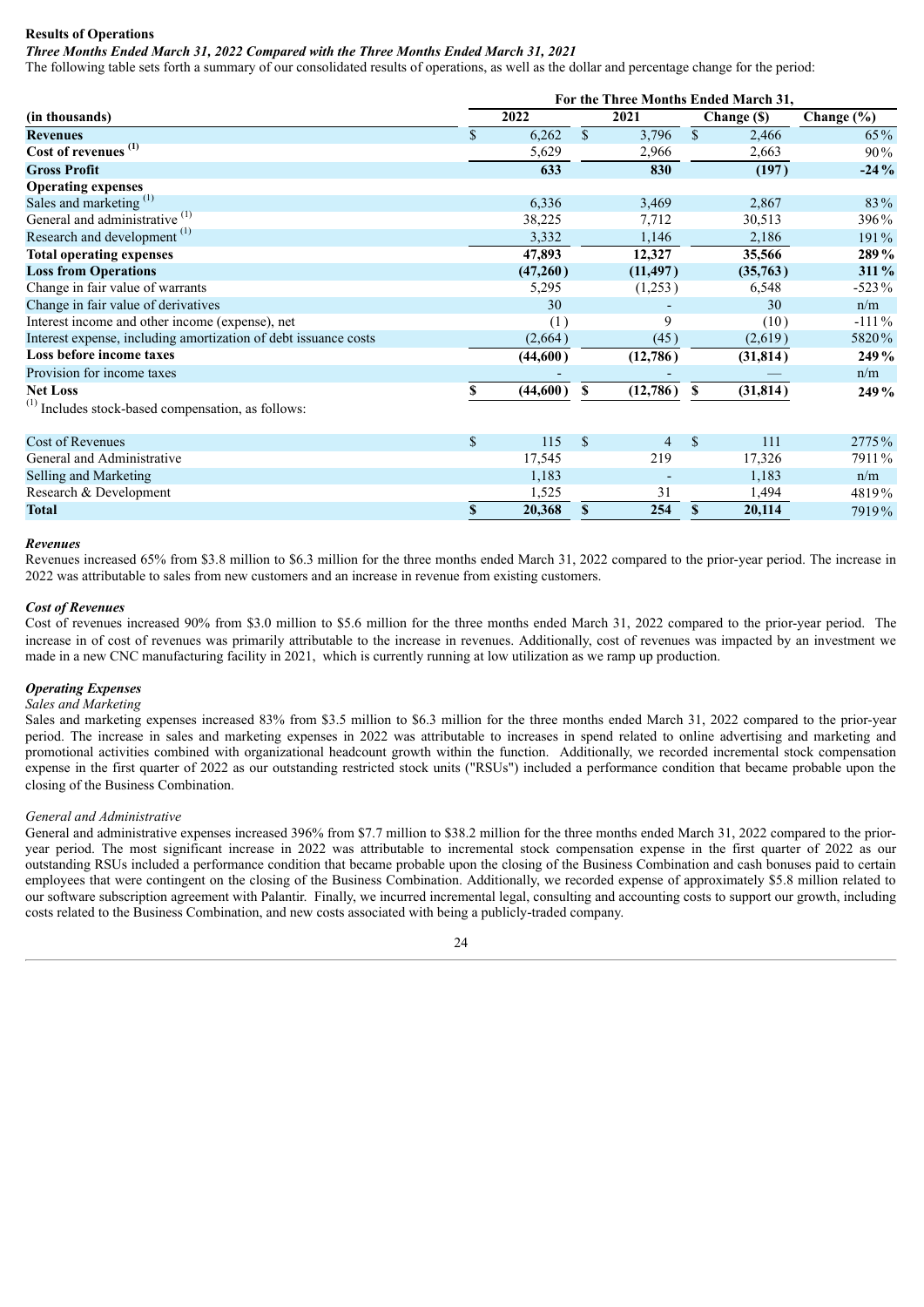**Results of Operations**

***Three Months Ended March 31, 2022 Compared with the Three Months Ended March 31, 2021***

The following table sets forth a summary of our consolidated results of operations, as well as the dollar and percentage change for the period:

| (in thousands) | For the Three Months Ended March 31, 2022 | 2021 | Change ($) | Change (%) |
|---|---|---|---|---|
| **Revenues** | $ 6,262 | $ 3,796 | $ 2,466 | 65% |
| **Cost of revenues** (1) | 5,629 | 2,966 | 2,663 | 90% |
| **Gross Profit** | **633** | **830** | **(197)** | **-24%** |
| **Operating expenses** | | | | |
| Sales and marketing (1) | 6,336 | 3,469 | 2,867 | 83% |
| General and administrative (1) | 38,225 | 7,712 | 30,513 | 396% |
| Research and development (1) | 3,332 | 1,146 | 2,186 | 191% |
| **Total operating expenses** | **47,893** | **12,327** | **35,566** | **289%** |
| **Loss from Operations** | **(47,260)** | **(11,497)** | **(35,763)** | **311%** |
| Change in fair value of warrants | 5,295 | (1,253) | 6,548 | -523% |
| Change in fair value of derivatives | 30 | - | 30 | n/m |
| Interest income and other income (expense), net | (1) | 9 | (10) | -111% |
| Interest expense, including amortization of debt issuance costs | (2,664) | (45) | (2,619) | 5820% |
| **Loss before income taxes** | **(44,600)** | **(12,786)** | **(31,814)** | **249%** |
| Provision for income taxes | - | - | — | n/m |
| **Net Loss** | **$ (44,600)** | **$ (12,786)** | **$ (31,814)** | **249%** |
| (1) Includes stock-based compensation, as follows: | | | | |
| Cost of Revenues | $ 115 | $ 4 | $ 111 | 2775% |
| General and Administrative | 17,545 | 219 | 17,326 | 7911% |
| Selling and Marketing | 1,183 | - | 1,183 | n/m |
| Research & Development | 1,525 | 31 | 1,494 | 4819% |
| **Total** | **$ 20,368** | **$ 254** | **$ 20,114** | 7919% |

***Revenues***

Revenues increased 65% from $3.8 million to $6.3 million for the three months ended March 31, 2022 compared to the prior-year period. The increase in 2022 was attributable to sales from new customers and an increase in revenue from existing customers.

***Cost of Revenues***

Cost of revenues increased 90% from $3.0 million to $5.6 million for the three months ended March 31, 2022 compared to the prior-year period. The increase in of cost of revenues was primarily attributable to the increase in revenues. Additionally, cost of revenues was impacted by an investment we made in a new CNC manufacturing facility in 2021, which is currently running at low utilization as we ramp up production.

***Operating Expenses***

*Sales and Marketing*

Sales and marketing expenses increased 83% from $3.5 million to $6.3 million for the three months ended March 31, 2022 compared to the prior-year period. The increase in sales and marketing expenses in 2022 was attributable to increases in spend related to online advertising and marketing and promotional activities combined with organizational headcount growth within the function. Additionally, we recorded incremental stock compensation expense in the first quarter of 2022 as our outstanding restricted stock units ("RSUs") included a performance condition that became probable upon the closing of the Business Combination.

*General and Administrative*

General and administrative expenses increased 396% from $7.7 million to $38.2 million for the three months ended March 31, 2022 compared to the prior-year period. The most significant increase in 2022 was attributable to incremental stock compensation expense in the first quarter of 2022 as our outstanding RSUs included a performance condition that became probable upon the closing of the Business Combination and cash bonuses paid to certain employees that were contingent on the closing of the Business Combination. Additionally, we recorded expense of approximately $5.8 million related to our software subscription agreement with Palantir. Finally, we incurred incremental legal, consulting and accounting costs to support our growth, including costs related to the Business Combination, and new costs associated with being a publicly-traded company.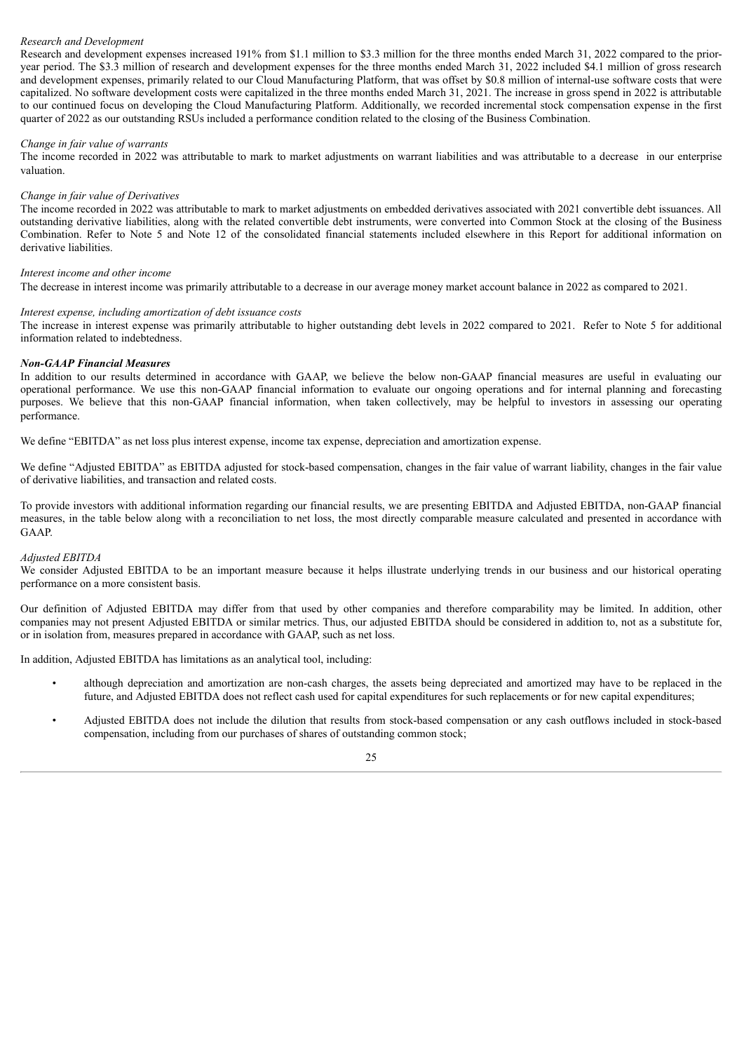*Research and Development*

Research and development expenses increased 191% from $1.1 million to $3.3 million for the three months ended March 31, 2022 compared to the prior-year period. The $3.3 million of research and development expenses for the three months ended March 31, 2022 included $4.1 million of gross research and development expenses, primarily related to our Cloud Manufacturing Platform, that was offset by $0.8 million of internal-use software costs that were capitalized. No software development costs were capitalized in the three months ended March 31, 2021. The increase in gross spend in 2022 is attributable to our continued focus on developing the Cloud Manufacturing Platform. Additionally, we recorded incremental stock compensation expense in the first quarter of 2022 as our outstanding RSUs included a performance condition related to the closing of the Business Combination.

*Change in fair value of warrants*

The income recorded in 2022 was attributable to mark to market adjustments on warrant liabilities and was attributable to a decrease in our enterprise valuation.

*Change in fair value of Derivatives*

The income recorded in 2022 was attributable to mark to market adjustments on embedded derivatives associated with 2021 convertible debt issuances. All outstanding derivative liabilities, along with the related convertible debt instruments, were converted into Common Stock at the closing of the Business Combination. Refer to Note 5 and Note 12 of the consolidated financial statements included elsewhere in this Report for additional information on derivative liabilities.

*Interest income and other income*

The decrease in interest income was primarily attributable to a decrease in our average money market account balance in 2022 as compared to 2021.

*Interest expense, including amortization of debt issuance costs*

The increase in interest expense was primarily attributable to higher outstanding debt levels in 2022 compared to 2021. Refer to Note 5 for additional information related to indebtedness.

***Non-GAAP Financial Measures***

In addition to our results determined in accordance with GAAP, we believe the below non-GAAP financial measures are useful in evaluating our operational performance. We use this non-GAAP financial information to evaluate our ongoing operations and for internal planning and forecasting purposes. We believe that this non-GAAP financial information, when taken collectively, may be helpful to investors in assessing our operating performance.

We define "EBITDA" as net loss plus interest expense, income tax expense, depreciation and amortization expense.

We define "Adjusted EBITDA" as EBITDA adjusted for stock-based compensation, changes in the fair value of warrant liability, changes in the fair value of derivative liabilities, and transaction and related costs.

To provide investors with additional information regarding our financial results, we are presenting EBITDA and Adjusted EBITDA, non-GAAP financial measures, in the table below along with a reconciliation to net loss, the most directly comparable measure calculated and presented in accordance with GAAP.

*Adjusted EBITDA*

We consider Adjusted EBITDA to be an important measure because it helps illustrate underlying trends in our business and our historical operating performance on a more consistent basis.

Our definition of Adjusted EBITDA may differ from that used by other companies and therefore comparability may be limited. In addition, other companies may not present Adjusted EBITDA or similar metrics. Thus, our adjusted EBITDA should be considered in addition to, not as a substitute for, or in isolation from, measures prepared in accordance with GAAP, such as net loss.

In addition, Adjusted EBITDA has limitations as an analytical tool, including:

- although depreciation and amortization are non-cash charges, the assets being depreciated and amortized may have to be replaced in the future, and Adjusted EBITDA does not reflect cash used for capital expenditures for such replacements or for new capital expenditures;
- Adjusted EBITDA does not include the dilution that results from stock-based compensation or any cash outflows included in stock-based compensation, including from our purchases of shares of outstanding common stock;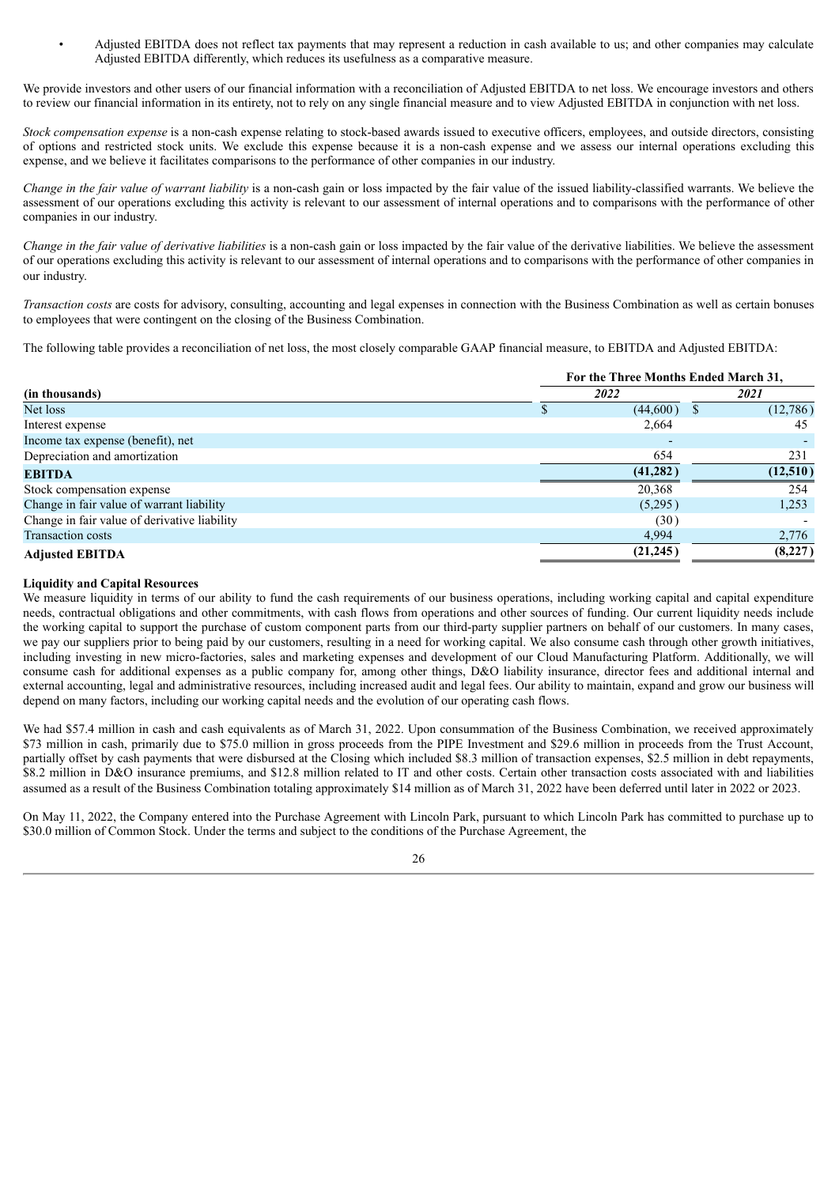- Adjusted EBITDA does not reflect tax payments that may represent a reduction in cash available to us; and other companies may calculate Adjusted EBITDA differently, which reduces its usefulness as a comparative measure.

We provide investors and other users of our financial information with a reconciliation of Adjusted EBITDA to net loss. We encourage investors and others to review our financial information in its entirety, not to rely on any single financial measure and to view Adjusted EBITDA in conjunction with net loss.

*Stock compensation expense* is a non-cash expense relating to stock-based awards issued to executive officers, employees, and outside directors, consisting of options and restricted stock units. We exclude this expense because it is a non-cash expense and we assess our internal operations excluding this expense, and we believe it facilitates comparisons to the performance of other companies in our industry.

*Change in the fair value of warrant liability* is a non-cash gain or loss impacted by the fair value of the issued liability-classified warrants. We believe the assessment of our operations excluding this activity is relevant to our assessment of internal operations and to comparisons with the performance of other companies in our industry.

*Change in the fair value of derivative liabilities* is a non-cash gain or loss impacted by the fair value of the derivative liabilities. We believe the assessment of our operations excluding this activity is relevant to our assessment of internal operations and to comparisons with the performance of other companies in our industry.

*Transaction costs* are costs for advisory, consulting, accounting and legal expenses in connection with the Business Combination as well as certain bonuses to employees that were contingent on the closing of the Business Combination.

The following table provides a reconciliation of net loss, the most closely comparable GAAP financial measure, to EBITDA and Adjusted EBITDA:

| | For the Three Months Ended March 31, | |
|---|---|---|
| **(in thousands)** | *2022* | *2021* |
| Net loss | $ (44,600) | $ (12,786) |
| Interest expense | 2,664 | 45 |
| Income tax expense (benefit), net | - | - |
| Depreciation and amortization | 654 | 231 |
| **EBITDA** | **(41,282)** | **(12,510)** |
| Stock compensation expense | 20,368 | 254 |
| Change in fair value of warrant liability | (5,295) | 1,253 |
| Change in fair value of derivative liability | (30) | - |
| Transaction costs | 4,994 | 2,776 |
| **Adjusted EBITDA** | **(21,245)** | **(8,227)** |

**Liquidity and Capital Resources**

We measure liquidity in terms of our ability to fund the cash requirements of our business operations, including working capital and capital expenditure needs, contractual obligations and other commitments, with cash flows from operations and other sources of funding. Our current liquidity needs include the working capital to support the purchase of custom component parts from our third-party supplier partners on behalf of our customers. In many cases, we pay our suppliers prior to being paid by our customers, resulting in a need for working capital. We also consume cash through other growth initiatives, including investing in new micro-factories, sales and marketing expenses and development of our Cloud Manufacturing Platform. Additionally, we will consume cash for additional expenses as a public company for, among other things, D&O liability insurance, director fees and additional internal and external accounting, legal and administrative resources, including increased audit and legal fees. Our ability to maintain, expand and grow our business will depend on many factors, including our working capital needs and the evolution of our operating cash flows.

We had $57.4 million in cash and cash equivalents as of March 31, 2022. Upon consummation of the Business Combination, we received approximately $73 million in cash, primarily due to $75.0 million in gross proceeds from the PIPE Investment and $29.6 million in proceeds from the Trust Account, partially offset by cash payments that were disbursed at the Closing which included $8.3 million of transaction expenses, $2.5 million in debt repayments, $8.2 million in D&O insurance premiums, and $12.8 million related to IT and other costs. Certain other transaction costs associated with and liabilities assumed as a result of the Business Combination totaling approximately $14 million as of March 31, 2022 have been deferred until later in 2022 or 2023.

On May 11, 2022, the Company entered into the Purchase Agreement with Lincoln Park, pursuant to which Lincoln Park has committed to purchase up to $30.0 million of Common Stock. Under the terms and subject to the conditions of the Purchase Agreement, the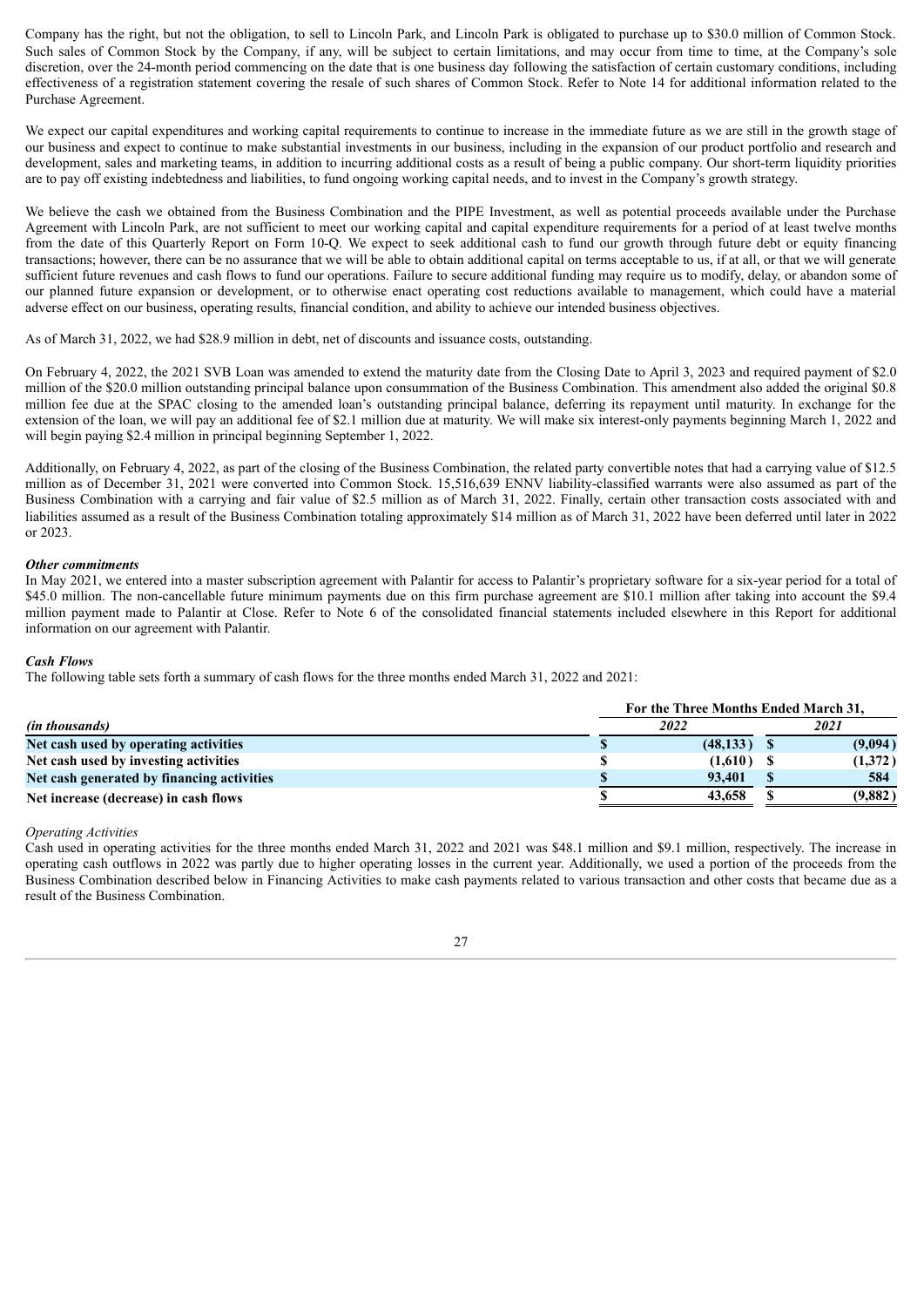Company has the right, but not the obligation, to sell to Lincoln Park, and Lincoln Park is obligated to purchase up to $30.0 million of Common Stock. Such sales of Common Stock by the Company, if any, will be subject to certain limitations, and may occur from time to time, at the Company's sole discretion, over the 24-month period commencing on the date that is one business day following the satisfaction of certain customary conditions, including effectiveness of a registration statement covering the resale of such shares of Common Stock. Refer to Note 14 for additional information related to the Purchase Agreement.

We expect our capital expenditures and working capital requirements to continue to increase in the immediate future as we are still in the growth stage of our business and expect to continue to make substantial investments in our business, including in the expansion of our product portfolio and research and development, sales and marketing teams, in addition to incurring additional costs as a result of being a public company. Our short-term liquidity priorities are to pay off existing indebtedness and liabilities, to fund ongoing working capital needs, and to invest in the Company's growth strategy.

We believe the cash we obtained from the Business Combination and the PIPE Investment, as well as potential proceeds available under the Purchase Agreement with Lincoln Park, are not sufficient to meet our working capital and capital expenditure requirements for a period of at least twelve months from the date of this Quarterly Report on Form 10-Q. We expect to seek additional cash to fund our growth through future debt or equity financing transactions; however, there can be no assurance that we will be able to obtain additional capital on terms acceptable to us, if at all, or that we will generate sufficient future revenues and cash flows to fund our operations. Failure to secure additional funding may require us to modify, delay, or abandon some of our planned future expansion or development, or to otherwise enact operating cost reductions available to management, which could have a material adverse effect on our business, operating results, financial condition, and ability to achieve our intended business objectives.

As of March 31, 2022, we had $28.9 million in debt, net of discounts and issuance costs, outstanding.

On February 4, 2022, the 2021 SVB Loan was amended to extend the maturity date from the Closing Date to April 3, 2023 and required payment of $2.0 million of the $20.0 million outstanding principal balance upon consummation of the Business Combination. This amendment also added the original $0.8 million fee due at the SPAC closing to the amended loan's outstanding principal balance, deferring its repayment until maturity. In exchange for the extension of the loan, we will pay an additional fee of $2.1 million due at maturity. We will make six interest-only payments beginning March 1, 2022 and will begin paying $2.4 million in principal beginning September 1, 2022.

Additionally, on February 4, 2022, as part of the closing of the Business Combination, the related party convertible notes that had a carrying value of $12.5 million as of December 31, 2021 were converted into Common Stock. 15,516,639 ENNV liability-classified warrants were also assumed as part of the Business Combination with a carrying and fair value of $2.5 million as of March 31, 2022. Finally, certain other transaction costs associated with and liabilities assumed as a result of the Business Combination totaling approximately $14 million as of March 31, 2022 have been deferred until later in 2022 or 2023.

***Other commitments***

In May 2021, we entered into a master subscription agreement with Palantir for access to Palantir's proprietary software for a six-year period for a total of $45.0 million. The non-cancellable future minimum payments due on this firm purchase agreement are $10.1 million after taking into account the $9.4 million payment made to Palantir at Close. Refer to Note 6 of the consolidated financial statements included elsewhere in this Report for additional information on our agreement with Palantir.

***Cash Flows***

The following table sets forth a summary of cash flows for the three months ended March 31, 2022 and 2021:

| *(in thousands)* | For the Three Months Ended March 31, 2022 | 2021 |
|---|---|---|
| **Net cash used by operating activities** | $ (48,133) | $ (9,094) |
| **Net cash used by investing activities** | $ (1,610) | $ (1,372) |
| **Net cash generated by financing activities** | $ 93,401 | $ 584 |
| **Net increase (decrease) in cash flows** | $ 43,658 | $ (9,882) |

*Operating Activities*

Cash used in operating activities for the three months ended March 31, 2022 and 2021 was $48.1 million and $9.1 million, respectively. The increase in operating cash outflows in 2022 was partly due to higher operating losses in the current year. Additionally, we used a portion of the proceeds from the Business Combination described below in Financing Activities to make cash payments related to various transaction and other costs that became due as a result of the Business Combination.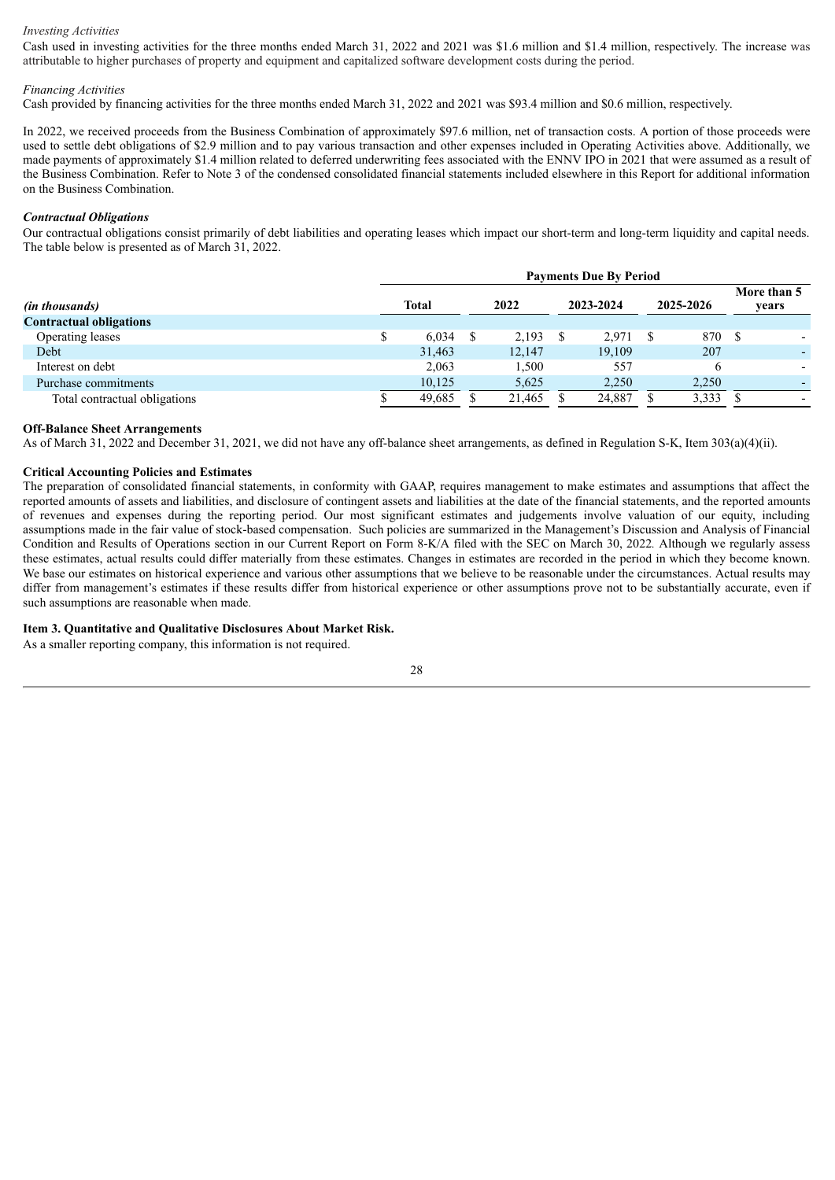*Investing Activities*

Cash used in investing activities for the three months ended March 31, 2022 and 2021 was $1.6 million and $1.4 million, respectively. The increase was attributable to higher purchases of property and equipment and capitalized software development costs during the period.

*Financing Activities*

Cash provided by financing activities for the three months ended March 31, 2022 and 2021 was $93.4 million and $0.6 million, respectively.

In 2022, we received proceeds from the Business Combination of approximately $97.6 million, net of transaction costs. A portion of those proceeds were used to settle debt obligations of $2.9 million and to pay various transaction and other expenses included in Operating Activities above. Additionally, we made payments of approximately $1.4 million related to deferred underwriting fees associated with the ENNV IPO in 2021 that were assumed as a result of the Business Combination. Refer to Note 3 of the condensed consolidated financial statements included elsewhere in this Report for additional information on the Business Combination.

***Contractual Obligations***

Our contractual obligations consist primarily of debt liabilities and operating leases which impact our short-term and long-term liquidity and capital needs. The table below is presented as of March 31, 2022.

| | Payments Due By Period | | | | |
|---|---|---|---|---|---|
| *(in thousands)* | Total | 2022 | 2023-2024 | 2025-2026 | More than 5 years |
| **Contractual obligations** | | | | | |
| Operating leases | $ 6,034 | $ 2,193 | $ 2,971 | $ 870 | $ - |
| Debt | 31,463 | 12,147 | 19,109 | 207 | - |
| Interest on debt | 2,063 | 1,500 | 557 | 6 | - |
| Purchase commitments | 10,125 | 5,625 | 2,250 | 2,250 | - |
| Total contractual obligations | $ 49,685 | $ 21,465 | $ 24,887 | $ 3,333 | $ - |

**Off-Balance Sheet Arrangements**

As of March 31, 2022 and December 31, 2021, we did not have any off-balance sheet arrangements, as defined in Regulation S-K, Item 303(a)(4)(ii).

**Critical Accounting Policies and Estimates**

The preparation of consolidated financial statements, in conformity with GAAP, requires management to make estimates and assumptions that affect the reported amounts of assets and liabilities, and disclosure of contingent assets and liabilities at the date of the financial statements, and the reported amounts of revenues and expenses during the reporting period. Our most significant estimates and judgements involve valuation of our equity, including assumptions made in the fair value of stock-based compensation. Such policies are summarized in the Management's Discussion and Analysis of Financial Condition and Results of Operations section in our Current Report on Form 8-K/A filed with the SEC on March 30, 2022. Although we regularly assess these estimates, actual results could differ materially from these estimates. Changes in estimates are recorded in the period in which they become known. We base our estimates on historical experience and various other assumptions that we believe to be reasonable under the circumstances. Actual results may differ from management's estimates if these results differ from historical experience or other assumptions prove not to be substantially accurate, even if such assumptions are reasonable when made.

**Item 3. Quantitative and Qualitative Disclosures About Market Risk.**

As a smaller reporting company, this information is not required.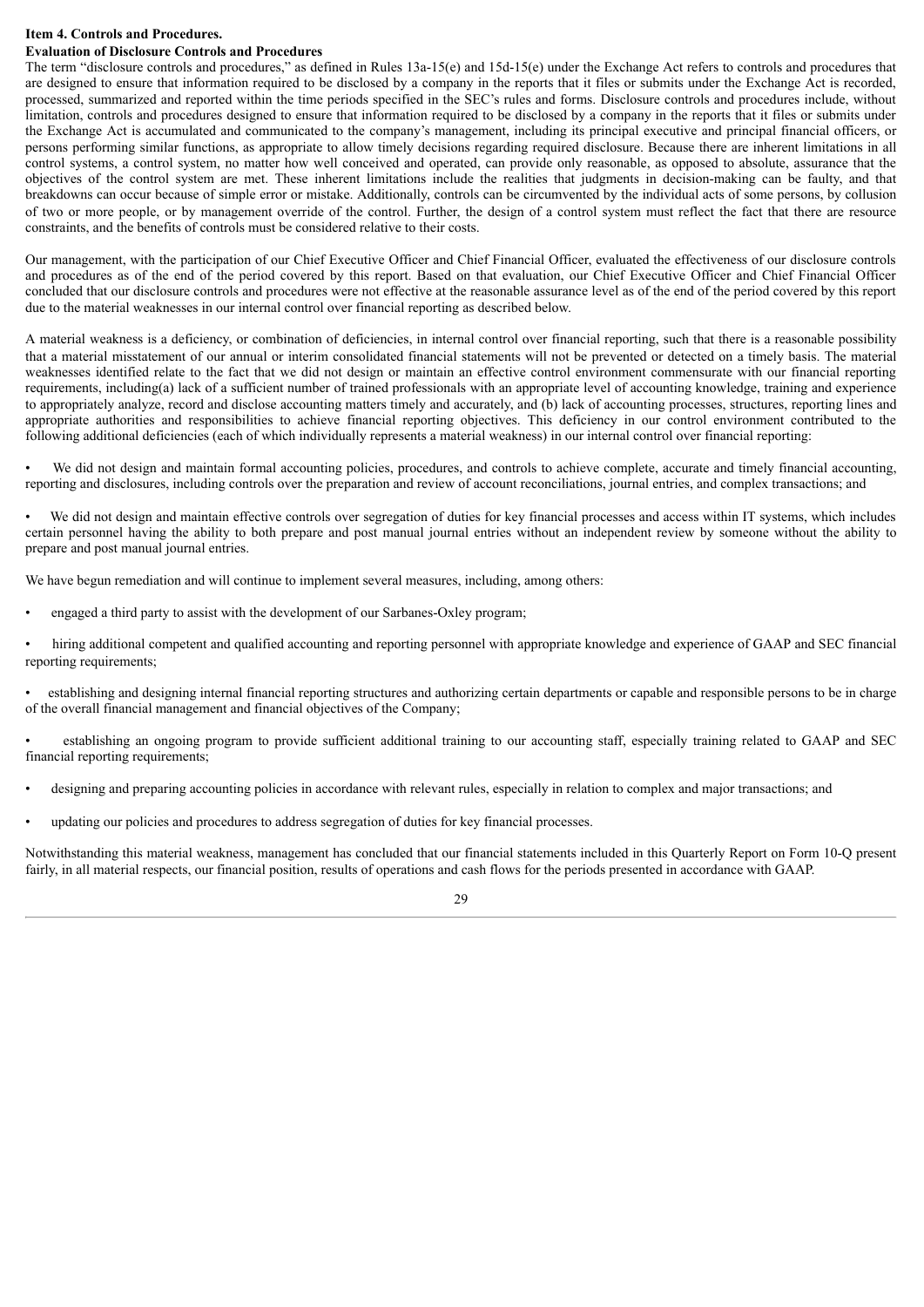**Item 4. Controls and Procedures.**

**Evaluation of Disclosure Controls and Procedures**

The term "disclosure controls and procedures," as defined in Rules 13a-15(e) and 15d-15(e) under the Exchange Act refers to controls and procedures that are designed to ensure that information required to be disclosed by a company in the reports that it files or submits under the Exchange Act is recorded, processed, summarized and reported within the time periods specified in the SEC's rules and forms. Disclosure controls and procedures include, without limitation, controls and procedures designed to ensure that information required to be disclosed by a company in the reports that it files or submits under the Exchange Act is accumulated and communicated to the company's management, including its principal executive and principal financial officers, or persons performing similar functions, as appropriate to allow timely decisions regarding required disclosure. Because there are inherent limitations in all control systems, a control system, no matter how well conceived and operated, can provide only reasonable, as opposed to absolute, assurance that the objectives of the control system are met. These inherent limitations include the realities that judgments in decision-making can be faulty, and that breakdowns can occur because of simple error or mistake. Additionally, controls can be circumvented by the individual acts of some persons, by collusion of two or more people, or by management override of the control. Further, the design of a control system must reflect the fact that there are resource constraints, and the benefits of controls must be considered relative to their costs.

Our management, with the participation of our Chief Executive Officer and Chief Financial Officer, evaluated the effectiveness of our disclosure controls and procedures as of the end of the period covered by this report. Based on that evaluation, our Chief Executive Officer and Chief Financial Officer concluded that our disclosure controls and procedures were not effective at the reasonable assurance level as of the end of the period covered by this report due to the material weaknesses in our internal control over financial reporting as described below.

A material weakness is a deficiency, or combination of deficiencies, in internal control over financial reporting, such that there is a reasonable possibility that a material misstatement of our annual or interim consolidated financial statements will not be prevented or detected on a timely basis. The material weaknesses identified relate to the fact that we did not design or maintain an effective control environment commensurate with our financial reporting requirements, including(a) lack of a sufficient number of trained professionals with an appropriate level of accounting knowledge, training and experience to appropriately analyze, record and disclose accounting matters timely and accurately, and (b) lack of accounting processes, structures, reporting lines and appropriate authorities and responsibilities to achieve financial reporting objectives. This deficiency in our control environment contributed to the following additional deficiencies (each of which individually represents a material weakness) in our internal control over financial reporting:

- We did not design and maintain formal accounting policies, procedures, and controls to achieve complete, accurate and timely financial accounting, reporting and disclosures, including controls over the preparation and review of account reconciliations, journal entries, and complex transactions; and
- We did not design and maintain effective controls over segregation of duties for key financial processes and access within IT systems, which includes certain personnel having the ability to both prepare and post manual journal entries without an independent review by someone without the ability to prepare and post manual journal entries.

We have begun remediation and will continue to implement several measures, including, among others:

- engaged a third party to assist with the development of our Sarbanes-Oxley program;
- hiring additional competent and qualified accounting and reporting personnel with appropriate knowledge and experience of GAAP and SEC financial reporting requirements;
- establishing and designing internal financial reporting structures and authorizing certain departments or capable and responsible persons to be in charge of the overall financial management and financial objectives of the Company;
- establishing an ongoing program to provide sufficient additional training to our accounting staff, especially training related to GAAP and SEC financial reporting requirements;
- designing and preparing accounting policies in accordance with relevant rules, especially in relation to complex and major transactions; and
- updating our policies and procedures to address segregation of duties for key financial processes.

Notwithstanding this material weakness, management has concluded that our financial statements included in this Quarterly Report on Form 10-Q present fairly, in all material respects, our financial position, results of operations and cash flows for the periods presented in accordance with GAAP.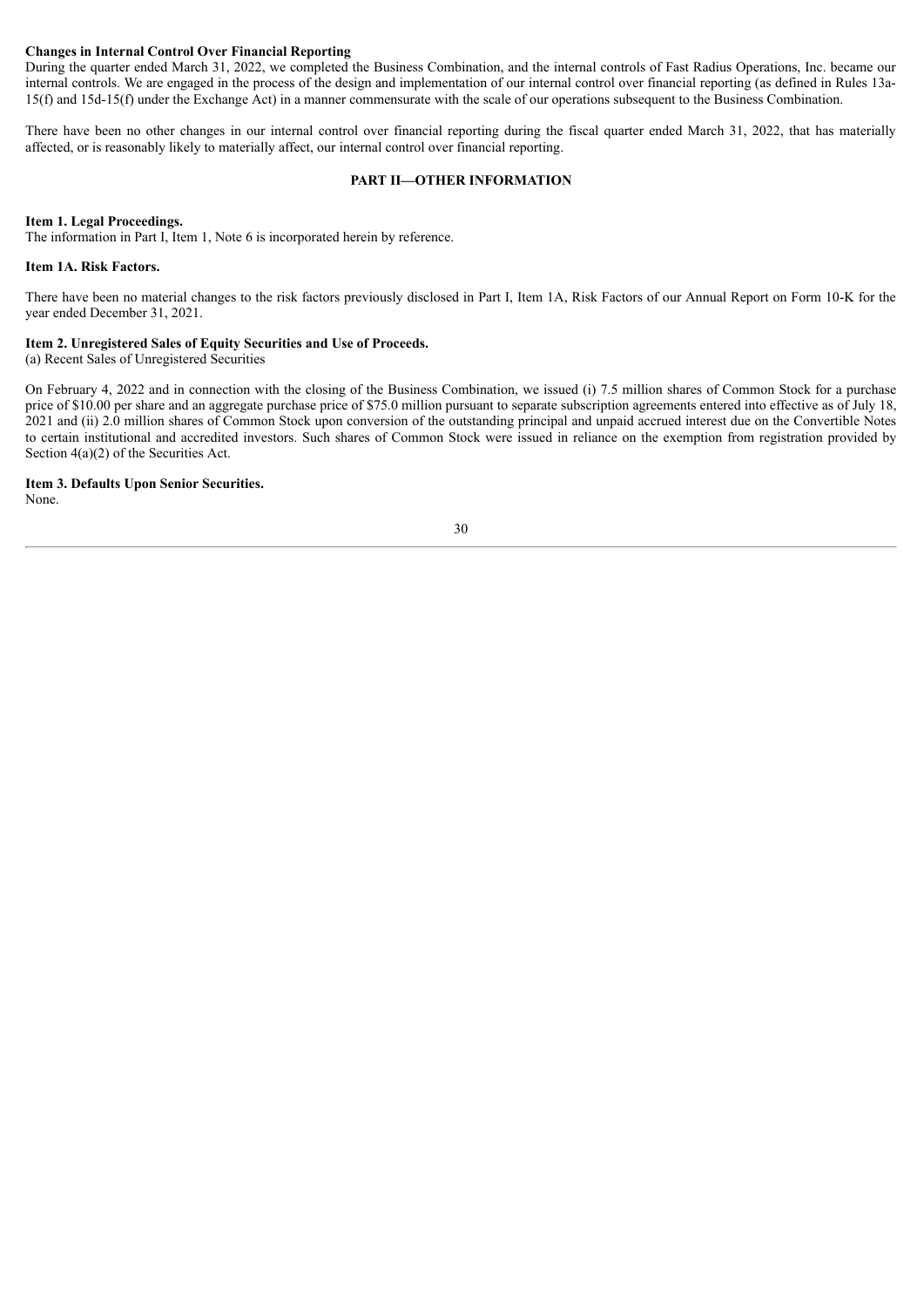**Changes in Internal Control Over Financial Reporting**

During the quarter ended March 31, 2022, we completed the Business Combination, and the internal controls of Fast Radius Operations, Inc. became our internal controls. We are engaged in the process of the design and implementation of our internal control over financial reporting (as defined in Rules 13a-15(f) and 15d-15(f) under the Exchange Act) in a manner commensurate with the scale of our operations subsequent to the Business Combination.

There have been no other changes in our internal control over financial reporting during the fiscal quarter ended March 31, 2022, that has materially affected, or is reasonably likely to materially affect, our internal control over financial reporting.

## PART II—OTHER INFORMATION

**Item 1. Legal Proceedings.**

The information in Part I, Item 1, Note 6 is incorporated herein by reference.

**Item 1A. Risk Factors.**

There have been no material changes to the risk factors previously disclosed in Part I, Item 1A, Risk Factors of our Annual Report on Form 10-K for the year ended December 31, 2021.

**Item 2. Unregistered Sales of Equity Securities and Use of Proceeds.**

(a) Recent Sales of Unregistered Securities

On February 4, 2022 and in connection with the closing of the Business Combination, we issued (i) 7.5 million shares of Common Stock for a purchase price of $10.00 per share and an aggregate purchase price of $75.0 million pursuant to separate subscription agreements entered into effective as of July 18, 2021 and (ii) 2.0 million shares of Common Stock upon conversion of the outstanding principal and unpaid accrued interest due on the Convertible Notes to certain institutional and accredited investors. Such shares of Common Stock were issued in reliance on the exemption from registration provided by Section 4(a)(2) of the Securities Act.

**Item 3. Defaults Upon Senior Securities.**

None.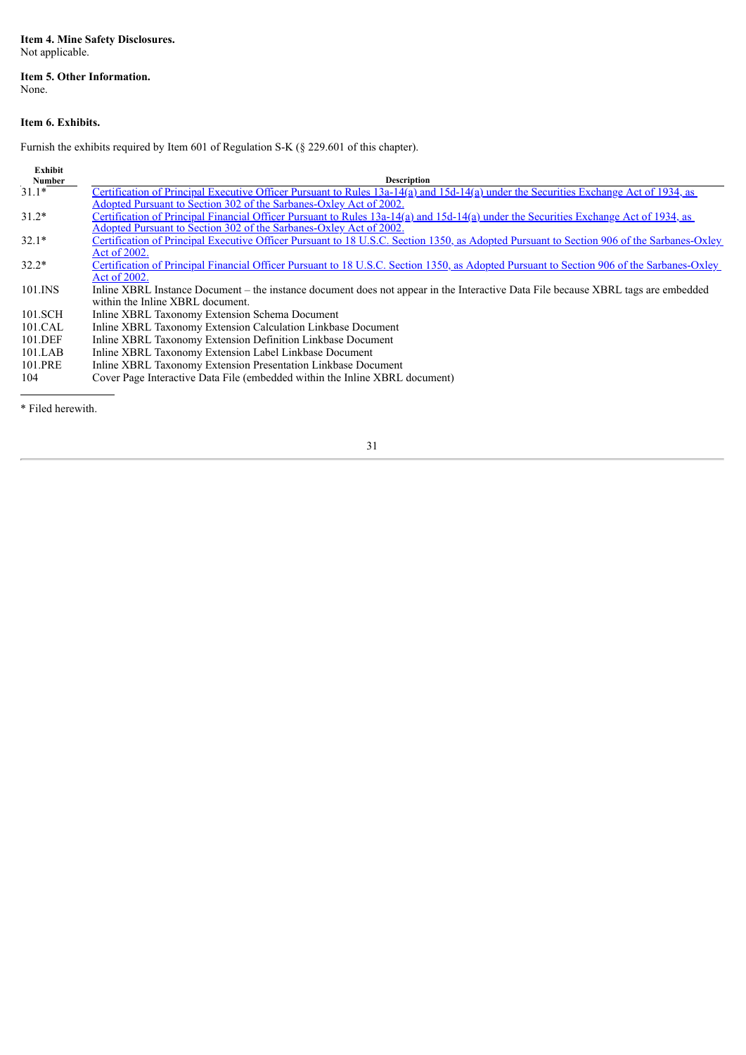**Item 4. Mine Safety Disclosures.**
Not applicable.

**Item 5. Other Information.**
None.

**Item 6. Exhibits.**

Furnish the exhibits required by Item 601 of Regulation S-K (§ 229.601 of this chapter).

| Exhibit Number | Description |
|---|---|
| 31.1* | Certification of Principal Executive Officer Pursuant to Rules 13a-14(a) and 15d-14(a) under the Securities Exchange Act of 1934, as Adopted Pursuant to Section 302 of the Sarbanes-Oxley Act of 2002. |
| 31.2* | Certification of Principal Financial Officer Pursuant to Rules 13a-14(a) and 15d-14(a) under the Securities Exchange Act of 1934, as Adopted Pursuant to Section 302 of the Sarbanes-Oxley Act of 2002. |
| 32.1* | Certification of Principal Executive Officer Pursuant to 18 U.S.C. Section 1350, as Adopted Pursuant to Section 906 of the Sarbanes-Oxley Act of 2002. |
| 32.2* | Certification of Principal Financial Officer Pursuant to 18 U.S.C. Section 1350, as Adopted Pursuant to Section 906 of the Sarbanes-Oxley Act of 2002. |
| 101.INS | Inline XBRL Instance Document – the instance document does not appear in the Interactive Data File because XBRL tags are embedded within the Inline XBRL document. |
| 101.SCH | Inline XBRL Taxonomy Extension Schema Document |
| 101.CAL | Inline XBRL Taxonomy Extension Calculation Linkbase Document |
| 101.DEF | Inline XBRL Taxonomy Extension Definition Linkbase Document |
| 101.LAB | Inline XBRL Taxonomy Extension Label Linkbase Document |
| 101.PRE | Inline XBRL Taxonomy Extension Presentation Linkbase Document |
| 104 | Cover Page Interactive Data File (embedded within the Inline XBRL document) |

* Filed herewith.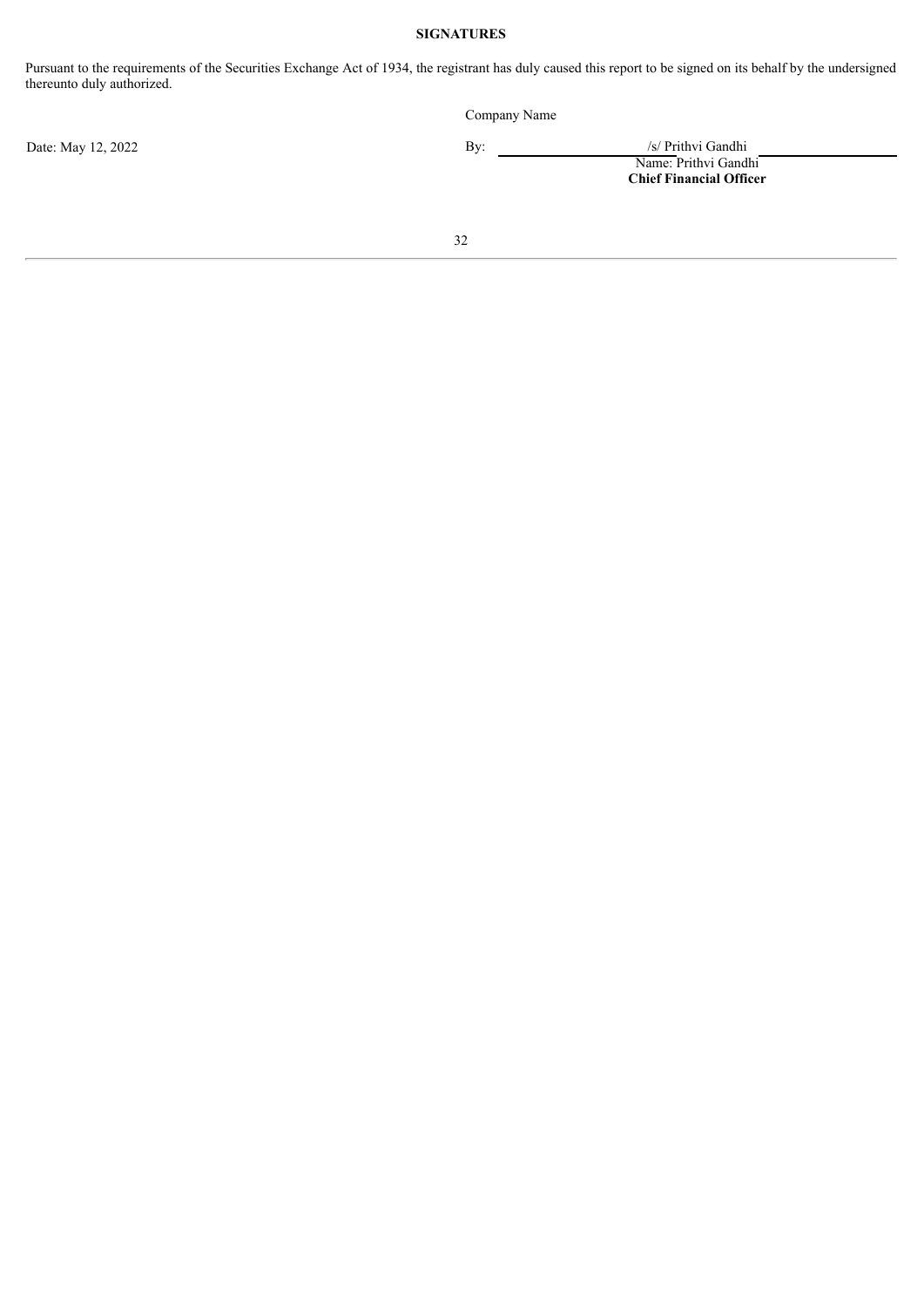**SIGNATURES**

Pursuant to the requirements of the Securities Exchange Act of 1934, the registrant has duly caused this report to be signed on its behalf by the undersigned thereunto duly authorized.

Company Name

Date: May 12, 2022

By: /s/ Prithvi Gandhi
Name: Prithvi Gandhi
**Chief Financial Officer**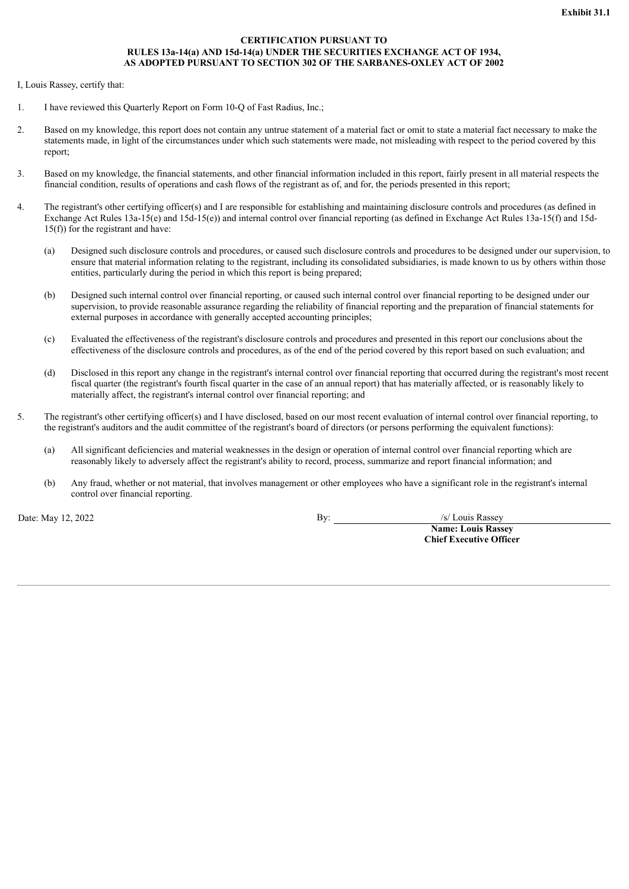**Exhibit 31.1**

**CERTIFICATION PURSUANT TO RULES 13a-14(a) AND 15d-14(a) UNDER THE SECURITIES EXCHANGE ACT OF 1934, AS ADOPTED PURSUANT TO SECTION 302 OF THE SARBANES-OXLEY ACT OF 2002**

I, Louis Rassey, certify that:

1. I have reviewed this Quarterly Report on Form 10-Q of Fast Radius, Inc.;

2. Based on my knowledge, this report does not contain any untrue statement of a material fact or omit to state a material fact necessary to make the statements made, in light of the circumstances under which such statements were made, not misleading with respect to the period covered by this report;

3. Based on my knowledge, the financial statements, and other financial information included in this report, fairly present in all material respects the financial condition, results of operations and cash flows of the registrant as of, and for, the periods presented in this report;

4. The registrant's other certifying officer(s) and I are responsible for establishing and maintaining disclosure controls and procedures (as defined in Exchange Act Rules 13a-15(e) and 15d-15(e)) and internal control over financial reporting (as defined in Exchange Act Rules 13a-15(f) and 15d-15(f)) for the registrant and have:

   (a) Designed such disclosure controls and procedures, or caused such disclosure controls and procedures to be designed under our supervision, to ensure that material information relating to the registrant, including its consolidated subsidiaries, is made known to us by others within those entities, particularly during the period in which this report is being prepared;

   (b) Designed such internal control over financial reporting, or caused such internal control over financial reporting to be designed under our supervision, to provide reasonable assurance regarding the reliability of financial reporting and the preparation of financial statements for external purposes in accordance with generally accepted accounting principles;

   (c) Evaluated the effectiveness of the registrant's disclosure controls and procedures and presented in this report our conclusions about the effectiveness of the disclosure controls and procedures, as of the end of the period covered by this report based on such evaluation; and

   (d) Disclosed in this report any change in the registrant's internal control over financial reporting that occurred during the registrant's most recent fiscal quarter (the registrant's fourth fiscal quarter in the case of an annual report) that has materially affected, or is reasonably likely to materially affect, the registrant's internal control over financial reporting; and

5. The registrant's other certifying officer(s) and I have disclosed, based on our most recent evaluation of internal control over financial reporting, to the registrant's auditors and the audit committee of the registrant's board of directors (or persons performing the equivalent functions):

   (a) All significant deficiencies and material weaknesses in the design or operation of internal control over financial reporting which are reasonably likely to adversely affect the registrant's ability to record, process, summarize and report financial information; and

   (b) Any fraud, whether or not material, that involves management or other employees who have a significant role in the registrant's internal control over financial reporting.

Date: May 12, 2022

By: /s/ Louis Rassey
**Name: Louis Rassey**
**Chief Executive Officer**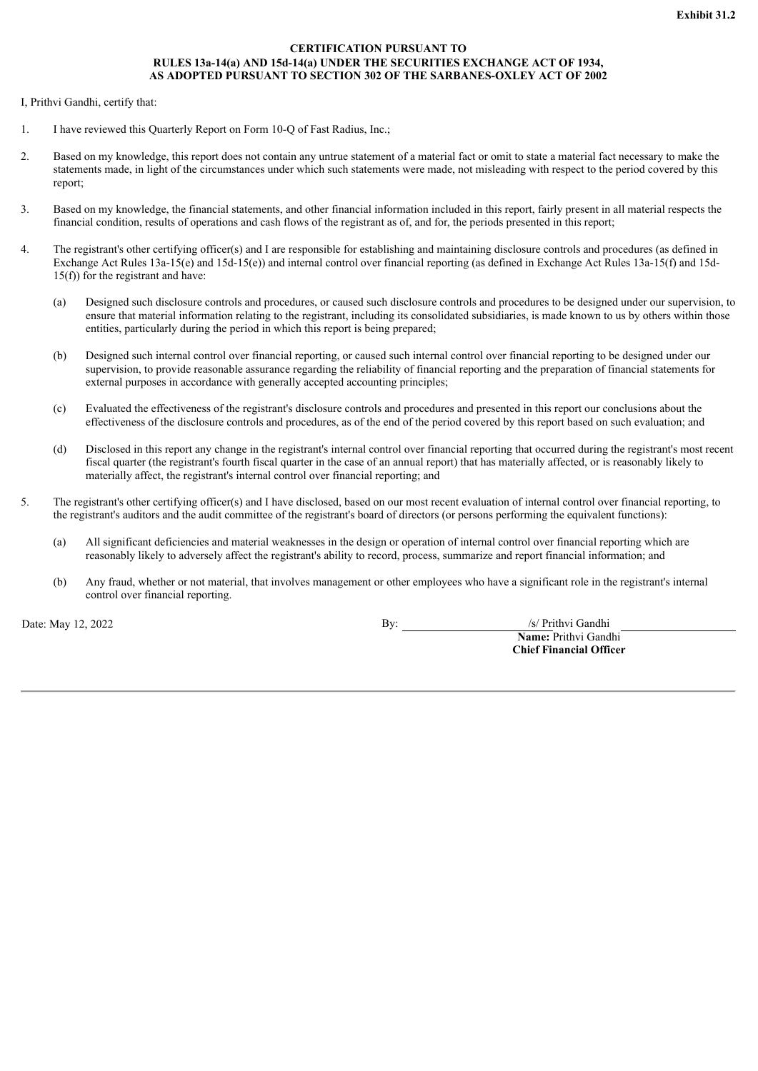**Exhibit 31.2**

**CERTIFICATION PURSUANT TO**
**RULES 13a-14(a) AND 15d-14(a) UNDER THE SECURITIES EXCHANGE ACT OF 1934,**
**AS ADOPTED PURSUANT TO SECTION 302 OF THE SARBANES-OXLEY ACT OF 2002**

I, Prithvi Gandhi, certify that:

1. I have reviewed this Quarterly Report on Form 10-Q of Fast Radius, Inc.;

2. Based on my knowledge, this report does not contain any untrue statement of a material fact or omit to state a material fact necessary to make the statements made, in light of the circumstances under which such statements were made, not misleading with respect to the period covered by this report;

3. Based on my knowledge, the financial statements, and other financial information included in this report, fairly present in all material respects the financial condition, results of operations and cash flows of the registrant as of, and for, the periods presented in this report;

4. The registrant's other certifying officer(s) and I are responsible for establishing and maintaining disclosure controls and procedures (as defined in Exchange Act Rules 13a-15(e) and 15d-15(e)) and internal control over financial reporting (as defined in Exchange Act Rules 13a-15(f) and 15d-15(f)) for the registrant and have:

   (a) Designed such disclosure controls and procedures, or caused such disclosure controls and procedures to be designed under our supervision, to ensure that material information relating to the registrant, including its consolidated subsidiaries, is made known to us by others within those entities, particularly during the period in which this report is being prepared;

   (b) Designed such internal control over financial reporting, or caused such internal control over financial reporting to be designed under our supervision, to provide reasonable assurance regarding the reliability of financial reporting and the preparation of financial statements for external purposes in accordance with generally accepted accounting principles;

   (c) Evaluated the effectiveness of the registrant's disclosure controls and procedures and presented in this report our conclusions about the effectiveness of the disclosure controls and procedures, as of the end of the period covered by this report based on such evaluation; and

   (d) Disclosed in this report any change in the registrant's internal control over financial reporting that occurred during the registrant's most recent fiscal quarter (the registrant's fourth fiscal quarter in the case of an annual report) that has materially affected, or is reasonably likely to materially affect, the registrant's internal control over financial reporting; and

5. The registrant's other certifying officer(s) and I have disclosed, based on our most recent evaluation of internal control over financial reporting, to the registrant's auditors and the audit committee of the registrant's board of directors (or persons performing the equivalent functions):

   (a) All significant deficiencies and material weaknesses in the design or operation of internal control over financial reporting which are reasonably likely to adversely affect the registrant's ability to record, process, summarize and report financial information; and

   (b) Any fraud, whether or not material, that involves management or other employees who have a significant role in the registrant's internal control over financial reporting.

Date: May 12, 2022

By: /s/ Prithvi Gandhi
**Name:** Prithvi Gandhi
**Chief Financial Officer**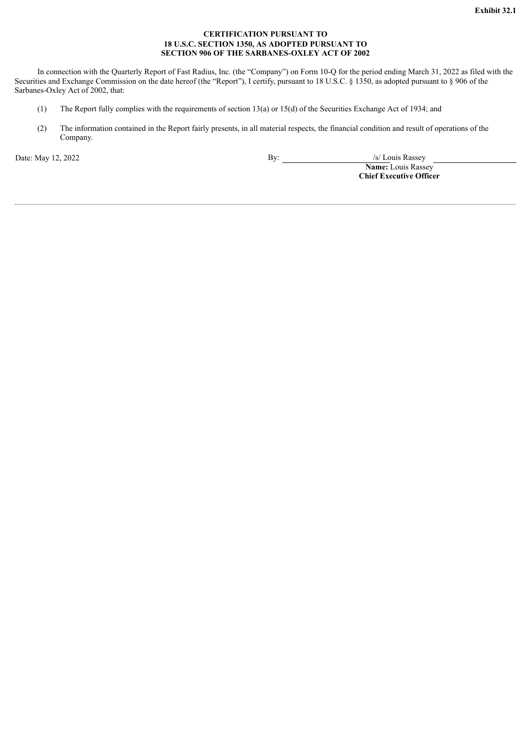**Exhibit 32.1**

**CERTIFICATION PURSUANT TO**
**18 U.S.C. SECTION 1350, AS ADOPTED PURSUANT TO**
**SECTION 906 OF THE SARBANES-OXLEY ACT OF 2002**

In connection with the Quarterly Report of Fast Radius, Inc. (the "Company") on Form 10-Q for the period ending March 31, 2022 as filed with the Securities and Exchange Commission on the date hereof (the "Report"), I certify, pursuant to 18 U.S.C. § 1350, as adopted pursuant to § 906 of the Sarbanes-Oxley Act of 2002, that:

(1) The Report fully complies with the requirements of section 13(a) or 15(d) of the Securities Exchange Act of 1934; and

(2) The information contained in the Report fairly presents, in all material respects, the financial condition and result of operations of the Company.

Date: May 12, 2022

By: /s/ Louis Rassey
**Name:** Louis Rassey
**Chief Executive Officer**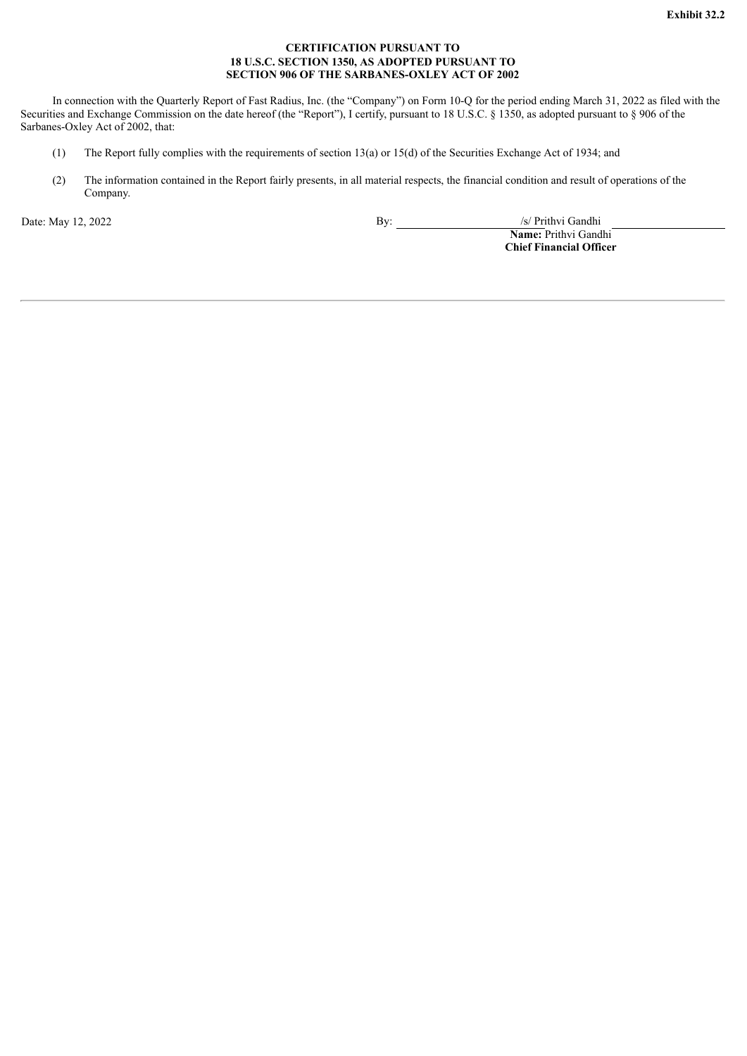**Exhibit 32.2**

**CERTIFICATION PURSUANT TO**
**18 U.S.C. SECTION 1350, AS ADOPTED PURSUANT TO**
**SECTION 906 OF THE SARBANES-OXLEY ACT OF 2002**

In connection with the Quarterly Report of Fast Radius, Inc. (the "Company") on Form 10-Q for the period ending March 31, 2022 as filed with the Securities and Exchange Commission on the date hereof (the "Report"), I certify, pursuant to 18 U.S.C. § 1350, as adopted pursuant to § 906 of the Sarbanes-Oxley Act of 2002, that:

(1) The Report fully complies with the requirements of section 13(a) or 15(d) of the Securities Exchange Act of 1934; and

(2) The information contained in the Report fairly presents, in all material respects, the financial condition and result of operations of the Company.

Date: May 12, 2022

By: /s/ Prithvi Gandhi
**Name:** Prithvi Gandhi
**Chief Financial Officer**